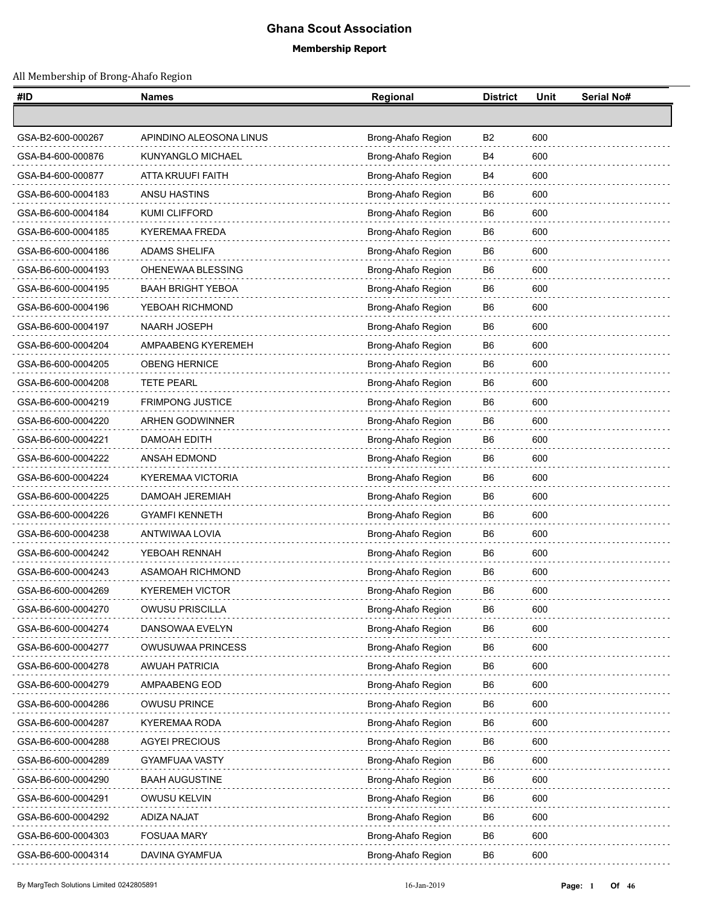# Ghana Scout Association

## Membership Report

All Membership of Brong-Ahafo Region

| #ID | Names | Regional | District | Unit | Serial No# |
|---|---|---|---|---|---|
| | | | | | |
| GSA-B2-600-000267 | APINDINO ALEOSONA LINUS | Brong-Ahafo Region | B2 | 600 | |
| GSA-B4-600-000876 | KUNYANGLO MICHAEL | Brong-Ahafo Region | B4 | 600 | |
| GSA-B4-600-000877 | ATTA KRUUFI FAITH | Brong-Ahafo Region | B4 | 600 | |
| GSA-B6-600-0004183 | ANSU HASTINS | Brong-Ahafo Region | B6 | 600 | |
| GSA-B6-600-0004184 | KUMI CLIFFORD | Brong-Ahafo Region | B6 | 600 | |
| GSA-B6-600-0004185 | KYEREMAA FREDA | Brong-Ahafo Region | B6 | 600 | |
| GSA-B6-600-0004186 | ADAMS SHELIFA | Brong-Ahafo Region | B6 | 600 | |
| GSA-B6-600-0004193 | OHENEWAA BLESSING | Brong-Ahafo Region | B6 | 600 | |
| GSA-B6-600-0004195 | BAAH BRIGHT YEBOA | Brong-Ahafo Region | B6 | 600 | |
| GSA-B6-600-0004196 | YEBOAH RICHMOND | Brong-Ahafo Region | B6 | 600 | |
| GSA-B6-600-0004197 | NAARH JOSEPH | Brong-Ahafo Region | B6 | 600 | |
| GSA-B6-600-0004204 | AMPAABENG KYEREMEH | Brong-Ahafo Region | B6 | 600 | |
| GSA-B6-600-0004205 | OBENG HERNICE | Brong-Ahafo Region | B6 | 600 | |
| GSA-B6-600-0004208 | TETE PEARL | Brong-Ahafo Region | B6 | 600 | |
| GSA-B6-600-0004219 | FRIMPONG JUSTICE | Brong-Ahafo Region | B6 | 600 | |
| GSA-B6-600-0004220 | ARHEN GODWINNER | Brong-Ahafo Region | B6 | 600 | |
| GSA-B6-600-0004221 | DAMOAH EDITH | Brong-Ahafo Region | B6 | 600 | |
| GSA-B6-600-0004222 | ANSAH EDMOND | Brong-Ahafo Region | B6 | 600 | |
| GSA-B6-600-0004224 | KYEREMAA VICTORIA | Brong-Ahafo Region | B6 | 600 | |
| GSA-B6-600-0004225 | DAMOAH JEREMIAH | Brong-Ahafo Region | B6 | 600 | |
| GSA-B6-600-0004226 | GYAMFI KENNETH | Brong-Ahafo Region | B6 | 600 | |
| GSA-B6-600-0004238 | ANTWIWAA LOVIA | Brong-Ahafo Region | B6 | 600 | |
| GSA-B6-600-0004242 | YEBOAH RENNAH | Brong-Ahafo Region | B6 | 600 | |
| GSA-B6-600-0004243 | ASAMOAH RICHMOND | Brong-Ahafo Region | B6 | 600 | |
| GSA-B6-600-0004269 | KYEREMEH VICTOR | Brong-Ahafo Region | B6 | 600 | |
| GSA-B6-600-0004270 | OWUSU PRISCILLA | Brong-Ahafo Region | B6 | 600 | |
| GSA-B6-600-0004274 | DANSOWAA EVELYN | Brong-Ahafo Region | B6 | 600 | |
| GSA-B6-600-0004277 | OWUSUWAA PRINCESS | Brong-Ahafo Region | B6 | 600 | |
| GSA-B6-600-0004278 | AWUAH PATRICIA | Brong-Ahafo Region | B6 | 600 | |
| GSA-B6-600-0004279 | AMPAABENG EOD | Brong-Ahafo Region | B6 | 600 | |
| GSA-B6-600-0004286 | OWUSU PRINCE | Brong-Ahafo Region | B6 | 600 | |
| GSA-B6-600-0004287 | KYEREMAA RODA | Brong-Ahafo Region | B6 | 600 | |
| GSA-B6-600-0004288 | AGYEI PRECIOUS | Brong-Ahafo Region | B6 | 600 | |
| GSA-B6-600-0004289 | GYAMFUAA VASTY | Brong-Ahafo Region | B6 | 600 | |
| GSA-B6-600-0004290 | BAAH AUGUSTINE | Brong-Ahafo Region | B6 | 600 | |
| GSA-B6-600-0004291 | OWUSU KELVIN | Brong-Ahafo Region | B6 | 600 | |
| GSA-B6-600-0004292 | ADIZA NAJAT | Brong-Ahafo Region | B6 | 600 | |
| GSA-B6-600-0004303 | FOSUAA MARY | Brong-Ahafo Region | B6 | 600 | |
| GSA-B6-600-0004314 | DAVINA GYAMFUA | Brong-Ahafo Region | B6 | 600 | |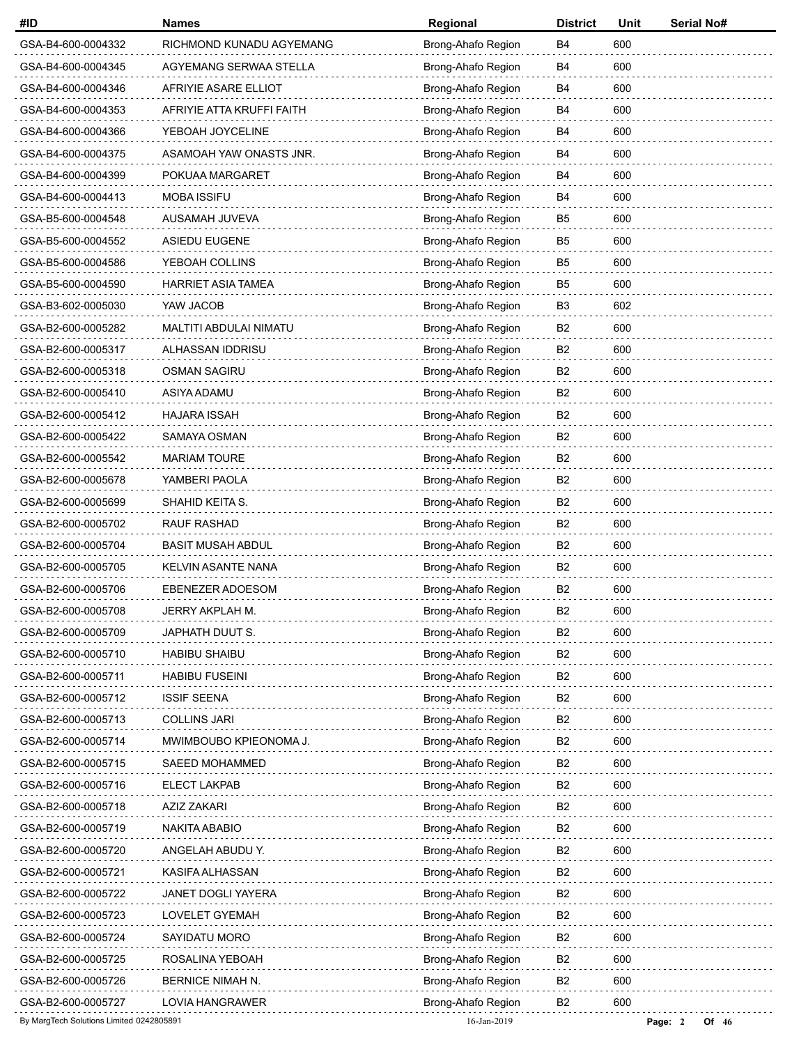| #ID | Names | Regional | District | Unit | Serial No# |
|---|---|---|---|---|---|
| GSA-B4-600-0004332 | RICHMOND KUNADU AGYEMANG | Brong-Ahafo Region | B4 | 600 | |
| GSA-B4-600-0004345 | AGYEMANG SERWAA STELLA | Brong-Ahafo Region | B4 | 600 | |
| GSA-B4-600-0004346 | AFRIYIE ASARE ELLIOT | Brong-Ahafo Region | B4 | 600 | |
| GSA-B4-600-0004353 | AFRIYIE ATTA KRUFFI FAITH | Brong-Ahafo Region | B4 | 600 | |
| GSA-B4-600-0004366 | YEBOAH JOYCELINE | Brong-Ahafo Region | B4 | 600 | |
| GSA-B4-600-0004375 | ASAMOAH YAW ONASTS JNR. | Brong-Ahafo Region | B4 | 600 | |
| GSA-B4-600-0004399 | POKUAA MARGARET | Brong-Ahafo Region | B4 | 600 | |
| GSA-B4-600-0004413 | MOBA ISSIFU | Brong-Ahafo Region | B4 | 600 | |
| GSA-B5-600-0004548 | AUSAMAH JUVEVA | Brong-Ahafo Region | B5 | 600 | |
| GSA-B5-600-0004552 | ASIEDU EUGENE | Brong-Ahafo Region | B5 | 600 | |
| GSA-B5-600-0004586 | YEBOAH COLLINS | Brong-Ahafo Region | B5 | 600 | |
| GSA-B5-600-0004590 | HARRIET ASIA TAMEA | Brong-Ahafo Region | B5 | 600 | |
| GSA-B3-602-0005030 | YAW JACOB | Brong-Ahafo Region | B3 | 602 | |
| GSA-B2-600-0005282 | MALTITI ABDULAI NIMATU | Brong-Ahafo Region | B2 | 600 | |
| GSA-B2-600-0005317 | ALHASSAN IDDRISU | Brong-Ahafo Region | B2 | 600 | |
| GSA-B2-600-0005318 | OSMAN SAGIRU | Brong-Ahafo Region | B2 | 600 | |
| GSA-B2-600-0005410 | ASIYA ADAMU | Brong-Ahafo Region | B2 | 600 | |
| GSA-B2-600-0005412 | HAJARA ISSAH | Brong-Ahafo Region | B2 | 600 | |
| GSA-B2-600-0005422 | SAMAYA OSMAN | Brong-Ahafo Region | B2 | 600 | |
| GSA-B2-600-0005542 | MARIAM TOURE | Brong-Ahafo Region | B2 | 600 | |
| GSA-B2-600-0005678 | YAMBERI PAOLA | Brong-Ahafo Region | B2 | 600 | |
| GSA-B2-600-0005699 | SHAHID KEITA S. | Brong-Ahafo Region | B2 | 600 | |
| GSA-B2-600-0005702 | RAUF RASHAD | Brong-Ahafo Region | B2 | 600 | |
| GSA-B2-600-0005704 | BASIT MUSAH ABDUL | Brong-Ahafo Region | B2 | 600 | |
| GSA-B2-600-0005705 | KELVIN ASANTE NANA | Brong-Ahafo Region | B2 | 600 | |
| GSA-B2-600-0005706 | EBENEZER ADOESOM | Brong-Ahafo Region | B2 | 600 | |
| GSA-B2-600-0005708 | JERRY AKPLAH M. | Brong-Ahafo Region | B2 | 600 | |
| GSA-B2-600-0005709 | JAPHATH DUUT S. | Brong-Ahafo Region | B2 | 600 | |
| GSA-B2-600-0005710 | HABIBU SHAIBU | Brong-Ahafo Region | B2 | 600 | |
| GSA-B2-600-0005711 | HABIBU FUSEINI | Brong-Ahafo Region | B2 | 600 | |
| GSA-B2-600-0005712 | ISSIF SEENA | Brong-Ahafo Region | B2 | 600 | |
| GSA-B2-600-0005713 | COLLINS JARI | Brong-Ahafo Region | B2 | 600 | |
| GSA-B2-600-0005714 | MWIMBOUBO KPIEONOMA J. | Brong-Ahafo Region | B2 | 600 | |
| GSA-B2-600-0005715 | SAEED MOHAMMED | Brong-Ahafo Region | B2 | 600 | |
| GSA-B2-600-0005716 | ELECT LAKPAB | Brong-Ahafo Region | B2 | 600 | |
| GSA-B2-600-0005718 | AZIZ ZAKARI | Brong-Ahafo Region | B2 | 600 | |
| GSA-B2-600-0005719 | NAKITA ABABIO | Brong-Ahafo Region | B2 | 600 | |
| GSA-B2-600-0005720 | ANGELAH ABUDU Y. | Brong-Ahafo Region | B2 | 600 | |
| GSA-B2-600-0005721 | KASIFA ALHASSAN | Brong-Ahafo Region | B2 | 600 | |
| GSA-B2-600-0005722 | JANET DOGLI YAYERA | Brong-Ahafo Region | B2 | 600 | |
| GSA-B2-600-0005723 | LOVELET GYEMAH | Brong-Ahafo Region | B2 | 600 | |
| GSA-B2-600-0005724 | SAYIDATU MORO | Brong-Ahafo Region | B2 | 600 | |
| GSA-B2-600-0005725 | ROSALINA YEBOAH | Brong-Ahafo Region | B2 | 600 | |
| GSA-B2-600-0005726 | BERNICE NIMAH N. | Brong-Ahafo Region | B2 | 600 | |
| GSA-B2-600-0005727 | LOVIA HANGRAWER | Brong-Ahafo Region | B2 | 600 | |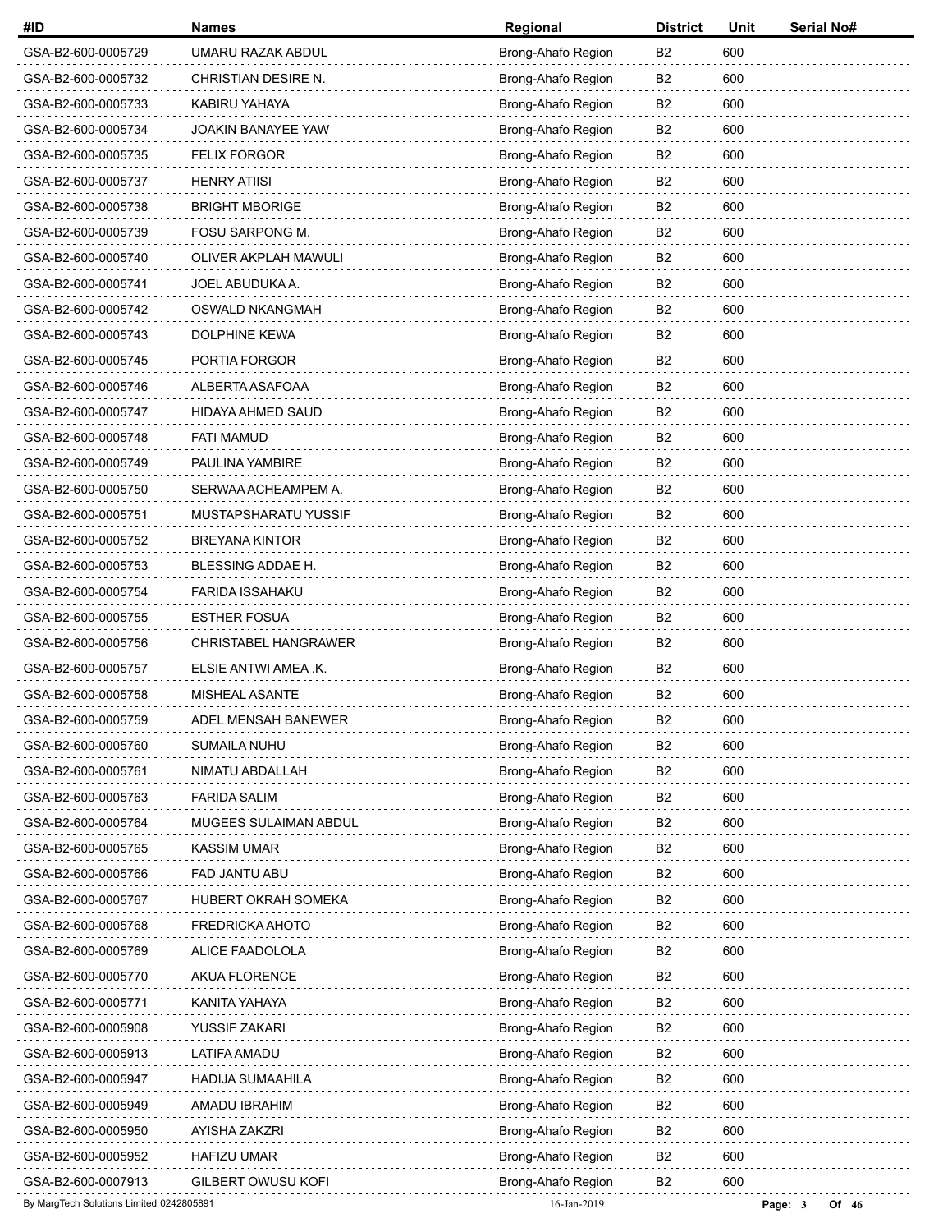| #ID | Names | Regional | District | Unit | Serial No# |
| --- | --- | --- | --- | --- | --- |
| GSA-B2-600-0005729 | UMARU RAZAK ABDUL | Brong-Ahafo Region | B2 | 600 | |
| GSA-B2-600-0005732 | CHRISTIAN DESIRE N. | Brong-Ahafo Region | B2 | 600 | |
| GSA-B2-600-0005733 | KABIRU YAHAYA | Brong-Ahafo Region | B2 | 600 | |
| GSA-B2-600-0005734 | JOAKIN BANAYEE YAW | Brong-Ahafo Region | B2 | 600 | |
| GSA-B2-600-0005735 | FELIX FORGOR | Brong-Ahafo Region | B2 | 600 | |
| GSA-B2-600-0005737 | HENRY ATIISI | Brong-Ahafo Region | B2 | 600 | |
| GSA-B2-600-0005738 | BRIGHT MBORIGE | Brong-Ahafo Region | B2 | 600 | |
| GSA-B2-600-0005739 | FOSU SARPONG M. | Brong-Ahafo Region | B2 | 600 | |
| GSA-B2-600-0005740 | OLIVER AKPLAH MAWULI | Brong-Ahafo Region | B2 | 600 | |
| GSA-B2-600-0005741 | JOEL ABUDUKA A. | Brong-Ahafo Region | B2 | 600 | |
| GSA-B2-600-0005742 | OSWALD NKANGMAH | Brong-Ahafo Region | B2 | 600 | |
| GSA-B2-600-0005743 | DOLPHINE KEWA | Brong-Ahafo Region | B2 | 600 | |
| GSA-B2-600-0005745 | PORTIA FORGOR | Brong-Ahafo Region | B2 | 600 | |
| GSA-B2-600-0005746 | ALBERTA ASAFOAA | Brong-Ahafo Region | B2 | 600 | |
| GSA-B2-600-0005747 | HIDAYA AHMED SAUD | Brong-Ahafo Region | B2 | 600 | |
| GSA-B2-600-0005748 | FATI MAMUD | Brong-Ahafo Region | B2 | 600 | |
| GSA-B2-600-0005749 | PAULINA YAMBIRE | Brong-Ahafo Region | B2 | 600 | |
| GSA-B2-600-0005750 | SERWAA ACHEAMPEM A. | Brong-Ahafo Region | B2 | 600 | |
| GSA-B2-600-0005751 | MUSTAPSHARATU YUSSIF | Brong-Ahafo Region | B2 | 600 | |
| GSA-B2-600-0005752 | BREYANA KINTOR | Brong-Ahafo Region | B2 | 600 | |
| GSA-B2-600-0005753 | BLESSING ADDAE H. | Brong-Ahafo Region | B2 | 600 | |
| GSA-B2-600-0005754 | FARIDA ISSAHAKU | Brong-Ahafo Region | B2 | 600 | |
| GSA-B2-600-0005755 | ESTHER FOSUA | Brong-Ahafo Region | B2 | 600 | |
| GSA-B2-600-0005756 | CHRISTABEL HANGRAWER | Brong-Ahafo Region | B2 | 600 | |
| GSA-B2-600-0005757 | ELSIE ANTWI AMEA .K. | Brong-Ahafo Region | B2 | 600 | |
| GSA-B2-600-0005758 | MISHEAL ASANTE | Brong-Ahafo Region | B2 | 600 | |
| GSA-B2-600-0005759 | ADEL MENSAH BANEWER | Brong-Ahafo Region | B2 | 600 | |
| GSA-B2-600-0005760 | SUMAILA NUHU | Brong-Ahafo Region | B2 | 600 | |
| GSA-B2-600-0005761 | NIMATU ABDALLAH | Brong-Ahafo Region | B2 | 600 | |
| GSA-B2-600-0005763 | FARIDA SALIM | Brong-Ahafo Region | B2 | 600 | |
| GSA-B2-600-0005764 | MUGEES SULAIMAN ABDUL | Brong-Ahafo Region | B2 | 600 | |
| GSA-B2-600-0005765 | KASSIM UMAR | Brong-Ahafo Region | B2 | 600 | |
| GSA-B2-600-0005766 | FAD JANTU ABU | Brong-Ahafo Region | B2 | 600 | |
| GSA-B2-600-0005767 | HUBERT OKRAH SOMEKA | Brong-Ahafo Region | B2 | 600 | |
| GSA-B2-600-0005768 | FREDRICKA AHOTO | Brong-Ahafo Region | B2 | 600 | |
| GSA-B2-600-0005769 | ALICE FAADOLOLA | Brong-Ahafo Region | B2 | 600 | |
| GSA-B2-600-0005770 | AKUA FLORENCE | Brong-Ahafo Region | B2 | 600 | |
| GSA-B2-600-0005771 | KANITA YAHAYA | Brong-Ahafo Region | B2 | 600 | |
| GSA-B2-600-0005908 | YUSSIF ZAKARI | Brong-Ahafo Region | B2 | 600 | |
| GSA-B2-600-0005913 | LATIFA AMADU | Brong-Ahafo Region | B2 | 600 | |
| GSA-B2-600-0005947 | HADIJA SUMAAHILA | Brong-Ahafo Region | B2 | 600 | |
| GSA-B2-600-0005949 | AMADU IBRAHIM | Brong-Ahafo Region | B2 | 600 | |
| GSA-B2-600-0005950 | AYISHA ZAKZRI | Brong-Ahafo Region | B2 | 600 | |
| GSA-B2-600-0005952 | HAFIZU UMAR | Brong-Ahafo Region | B2 | 600 | |
| GSA-B2-600-0007913 | GILBERT OWUSU KOFI | Brong-Ahafo Region | B2 | 600 | |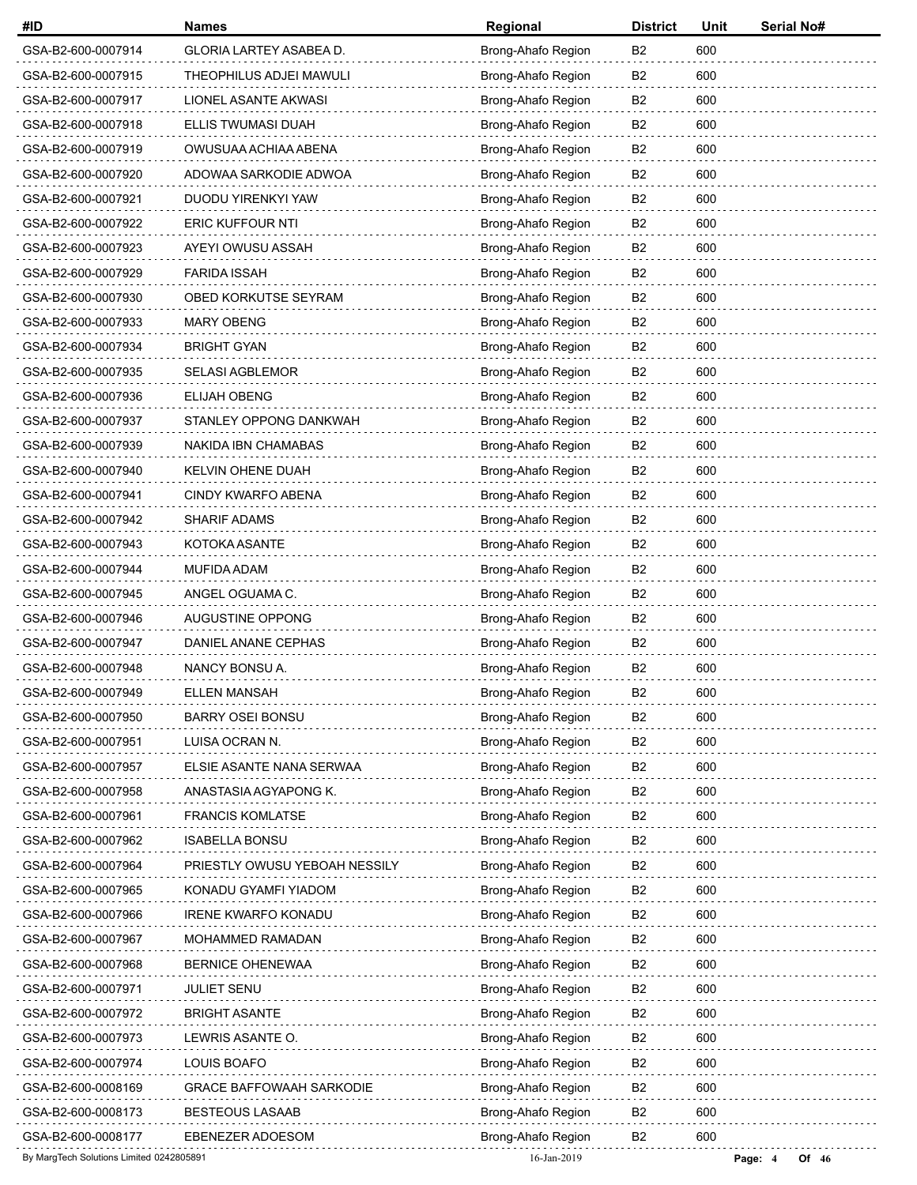| #ID | Names | Regional | District | Unit | Serial No# |
|---|---|---|---|---|---|
| GSA-B2-600-0007914 | GLORIA LARTEY ASABEA D. | Brong-Ahafo Region | B2 | 600 | |
| GSA-B2-600-0007915 | THEOPHILUS ADJEI MAWULI | Brong-Ahafo Region | B2 | 600 | |
| GSA-B2-600-0007917 | LIONEL ASANTE AKWASI | Brong-Ahafo Region | B2 | 600 | |
| GSA-B2-600-0007918 | ELLIS TWUMASI DUAH | Brong-Ahafo Region | B2 | 600 | |
| GSA-B2-600-0007919 | OWUSUAA ACHIAA ABENA | Brong-Ahafo Region | B2 | 600 | |
| GSA-B2-600-0007920 | ADOWAA SARKODIE ADWOA | Brong-Ahafo Region | B2 | 600 | |
| GSA-B2-600-0007921 | DUODU YIRENKYI YAW | Brong-Ahafo Region | B2 | 600 | |
| GSA-B2-600-0007922 | ERIC KUFFOUR NTI | Brong-Ahafo Region | B2 | 600 | |
| GSA-B2-600-0007923 | AYEYI OWUSU ASSAH | Brong-Ahafo Region | B2 | 600 | |
| GSA-B2-600-0007929 | FARIDA ISSAH | Brong-Ahafo Region | B2 | 600 | |
| GSA-B2-600-0007930 | OBED KORKUTSE SEYRAM | Brong-Ahafo Region | B2 | 600 | |
| GSA-B2-600-0007933 | MARY OBENG | Brong-Ahafo Region | B2 | 600 | |
| GSA-B2-600-0007934 | BRIGHT GYAN | Brong-Ahafo Region | B2 | 600 | |
| GSA-B2-600-0007935 | SELASI AGBLEMOR | Brong-Ahafo Region | B2 | 600 | |
| GSA-B2-600-0007936 | ELIJAH OBENG | Brong-Ahafo Region | B2 | 600 | |
| GSA-B2-600-0007937 | STANLEY OPPONG DANKWAH | Brong-Ahafo Region | B2 | 600 | |
| GSA-B2-600-0007939 | NAKIDA IBN CHAMABAS | Brong-Ahafo Region | B2 | 600 | |
| GSA-B2-600-0007940 | KELVIN OHENE DUAH | Brong-Ahafo Region | B2 | 600 | |
| GSA-B2-600-0007941 | CINDY KWARFO ABENA | Brong-Ahafo Region | B2 | 600 | |
| GSA-B2-600-0007942 | SHARIF ADAMS | Brong-Ahafo Region | B2 | 600 | |
| GSA-B2-600-0007943 | KOTOKA ASANTE | Brong-Ahafo Region | B2 | 600 | |
| GSA-B2-600-0007944 | MUFIDA ADAM | Brong-Ahafo Region | B2 | 600 | |
| GSA-B2-600-0007945 | ANGEL OGUAMA C. | Brong-Ahafo Region | B2 | 600 | |
| GSA-B2-600-0007946 | AUGUSTINE OPPONG | Brong-Ahafo Region | B2 | 600 | |
| GSA-B2-600-0007947 | DANIEL ANANE CEPHAS | Brong-Ahafo Region | B2 | 600 | |
| GSA-B2-600-0007948 | NANCY BONSU A. | Brong-Ahafo Region | B2 | 600 | |
| GSA-B2-600-0007949 | ELLEN MANSAH | Brong-Ahafo Region | B2 | 600 | |
| GSA-B2-600-0007950 | BARRY OSEI BONSU | Brong-Ahafo Region | B2 | 600 | |
| GSA-B2-600-0007951 | LUISA OCRAN N. | Brong-Ahafo Region | B2 | 600 | |
| GSA-B2-600-0007957 | ELSIE ASANTE NANA SERWAA | Brong-Ahafo Region | B2 | 600 | |
| GSA-B2-600-0007958 | ANASTASIA AGYAPONG K. | Brong-Ahafo Region | B2 | 600 | |
| GSA-B2-600-0007961 | FRANCIS KOMLATSE | Brong-Ahafo Region | B2 | 600 | |
| GSA-B2-600-0007962 | ISABELLA BONSU | Brong-Ahafo Region | B2 | 600 | |
| GSA-B2-600-0007964 | PRIESTLY OWUSU YEBOAH NESSILY | Brong-Ahafo Region | B2 | 600 | |
| GSA-B2-600-0007965 | KONADU GYAMFI YIADOM | Brong-Ahafo Region | B2 | 600 | |
| GSA-B2-600-0007966 | IRENE KWARFO KONADU | Brong-Ahafo Region | B2 | 600 | |
| GSA-B2-600-0007967 | MOHAMMED RAMADAN | Brong-Ahafo Region | B2 | 600 | |
| GSA-B2-600-0007968 | BERNICE OHENEWAA | Brong-Ahafo Region | B2 | 600 | |
| GSA-B2-600-0007971 | JULIET SENU | Brong-Ahafo Region | B2 | 600 | |
| GSA-B2-600-0007972 | BRIGHT ASANTE | Brong-Ahafo Region | B2 | 600 | |
| GSA-B2-600-0007973 | LEWRIS ASANTE O. | Brong-Ahafo Region | B2 | 600 | |
| GSA-B2-600-0007974 | LOUIS BOAFO | Brong-Ahafo Region | B2 | 600 | |
| GSA-B2-600-0008169 | GRACE BAFFOWAAH SARKODIE | Brong-Ahafo Region | B2 | 600 | |
| GSA-B2-600-0008173 | BESTEOUS LASAAB | Brong-Ahafo Region | B2 | 600 | |
| GSA-B2-600-0008177 | EBENEZER ADOESOM | Brong-Ahafo Region | B2 | 600 | |

By MargTech Solutions Limited 0242805891 16-Jan-2019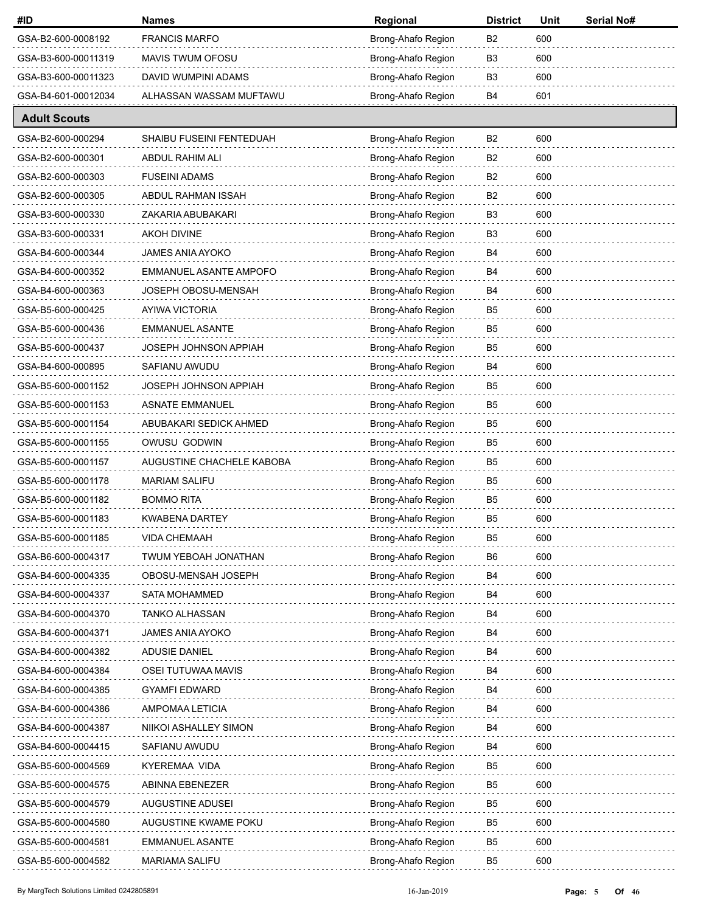| #ID | Names | Regional | District | Unit | Serial No# |
|---|---|---|---|---|---|
| GSA-B2-600-0008192 | FRANCIS MARFO | Brong-Ahafo Region | B2 | 600 | |
| GSA-B3-600-00011319 | MAVIS TWUM OFOSU | Brong-Ahafo Region | B3 | 600 | |
| GSA-B3-600-00011323 | DAVID WUMPINI ADAMS | Brong-Ahafo Region | B3 | 600 | |
| GSA-B4-601-00012034 | ALHASSAN WASSAM MUFTAWU | Brong-Ahafo Region | B4 | 601 | |
| **Adult Scouts** | | | | | |
| GSA-B2-600-000294 | SHAIBU FUSEINI FENTEDUAH | Brong-Ahafo Region | B2 | 600 | |
| GSA-B2-600-000301 | ABDUL RAHIM ALI | Brong-Ahafo Region | B2 | 600 | |
| GSA-B2-600-000303 | FUSEINI ADAMS | Brong-Ahafo Region | B2 | 600 | |
| GSA-B2-600-000305 | ABDUL RAHMAN ISSAH | Brong-Ahafo Region | B2 | 600 | |
| GSA-B3-600-000330 | ZAKARIA ABUBAKARI | Brong-Ahafo Region | B3 | 600 | |
| GSA-B3-600-000331 | AKOH DIVINE | Brong-Ahafo Region | B3 | 600 | |
| GSA-B4-600-000344 | JAMES ANIA AYOKO | Brong-Ahafo Region | B4 | 600 | |
| GSA-B4-600-000352 | EMMANUEL ASANTE AMPOFO | Brong-Ahafo Region | B4 | 600 | |
| GSA-B4-600-000363 | JOSEPH OBOSU-MENSAH | Brong-Ahafo Region | B4 | 600 | |
| GSA-B5-600-000425 | AYIWA VICTORIA | Brong-Ahafo Region | B5 | 600 | |
| GSA-B5-600-000436 | EMMANUEL ASANTE | Brong-Ahafo Region | B5 | 600 | |
| GSA-B5-600-000437 | JOSEPH JOHNSON APPIAH | Brong-Ahafo Region | B5 | 600 | |
| GSA-B4-600-000895 | SAFIANU AWUDU | Brong-Ahafo Region | B4 | 600 | |
| GSA-B5-600-0001152 | JOSEPH JOHNSON APPIAH | Brong-Ahafo Region | B5 | 600 | |
| GSA-B5-600-0001153 | ASNATE EMMANUEL | Brong-Ahafo Region | B5 | 600 | |
| GSA-B5-600-0001154 | ABUBAKARI SEDICK AHMED | Brong-Ahafo Region | B5 | 600 | |
| GSA-B5-600-0001155 | OWUSU GODWIN | Brong-Ahafo Region | B5 | 600 | |
| GSA-B5-600-0001157 | AUGUSTINE CHACHELE KABOBA | Brong-Ahafo Region | B5 | 600 | |
| GSA-B5-600-0001178 | MARIAM SALIFU | Brong-Ahafo Region | B5 | 600 | |
| GSA-B5-600-0001182 | BOMMO RITA | Brong-Ahafo Region | B5 | 600 | |
| GSA-B5-600-0001183 | KWABENA DARTEY | Brong-Ahafo Region | B5 | 600 | |
| GSA-B5-600-0001185 | VIDA CHEMAAH | Brong-Ahafo Region | B5 | 600 | |
| GSA-B6-600-0004317 | TWUM YEBOAH JONATHAN | Brong-Ahafo Region | B6 | 600 | |
| GSA-B4-600-0004335 | OBOSU-MENSAH JOSEPH | Brong-Ahafo Region | B4 | 600 | |
| GSA-B4-600-0004337 | SATA MOHAMMED | Brong-Ahafo Region | B4 | 600 | |
| GSA-B4-600-0004370 | TANKO ALHASSAN | Brong-Ahafo Region | B4 | 600 | |
| GSA-B4-600-0004371 | JAMES ANIA AYOKO | Brong-Ahafo Region | B4 | 600 | |
| GSA-B4-600-0004382 | ADUSIE DANIEL | Brong-Ahafo Region | B4 | 600 | |
| GSA-B4-600-0004384 | OSEI TUTUWAA MAVIS | Brong-Ahafo Region | B4 | 600 | |
| GSA-B4-600-0004385 | GYAMFI EDWARD | Brong-Ahafo Region | B4 | 600 | |
| GSA-B4-600-0004386 | AMPOMAA LETICIA | Brong-Ahafo Region | B4 | 600 | |
| GSA-B4-600-0004387 | NIIKOI ASHALLEY SIMON | Brong-Ahafo Region | B4 | 600 | |
| GSA-B4-600-0004415 | SAFIANU AWUDU | Brong-Ahafo Region | B4 | 600 | |
| GSA-B5-600-0004569 | KYEREMAA VIDA | Brong-Ahafo Region | B5 | 600 | |
| GSA-B5-600-0004575 | ABINNA EBENEZER | Brong-Ahafo Region | B5 | 600 | |
| GSA-B5-600-0004579 | AUGUSTINE ADUSEI | Brong-Ahafo Region | B5 | 600 | |
| GSA-B5-600-0004580 | AUGUSTINE KWAME POKU | Brong-Ahafo Region | B5 | 600 | |
| GSA-B5-600-0004581 | EMMANUEL ASANTE | Brong-Ahafo Region | B5 | 600 | |
| GSA-B5-600-0004582 | MARIAMA SALIFU | Brong-Ahafo Region | B5 | 600 | |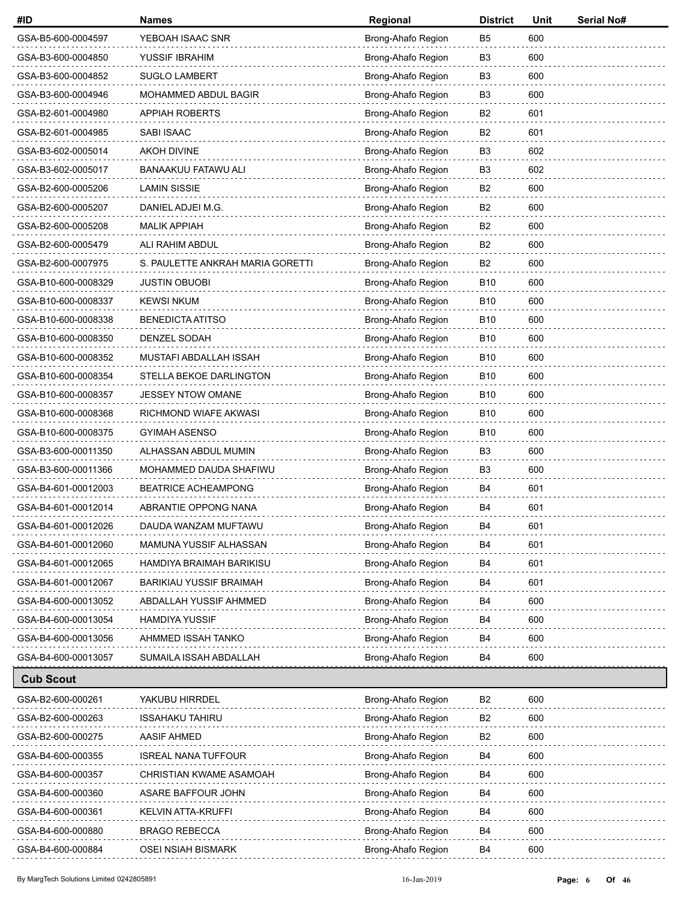| #ID | Names | Regional | District | Unit | Serial No# |
|---|---|---|---|---|---|
| GSA-B5-600-0004597 | YEBOAH ISAAC SNR | Brong-Ahafo Region | B5 | 600 | |
| GSA-B3-600-0004850 | YUSSIF IBRAHIM | Brong-Ahafo Region | B3 | 600 | |
| GSA-B3-600-0004852 | SUGLO LAMBERT | Brong-Ahafo Region | B3 | 600 | |
| GSA-B3-600-0004946 | MOHAMMED ABDUL BAGIR | Brong-Ahafo Region | B3 | 600 | |
| GSA-B2-601-0004980 | APPIAH ROBERTS | Brong-Ahafo Region | B2 | 601 | |
| GSA-B2-601-0004985 | SABI ISAAC | Brong-Ahafo Region | B2 | 601 | |
| GSA-B3-602-0005014 | AKOH DIVINE | Brong-Ahafo Region | B3 | 602 | |
| GSA-B3-602-0005017 | BANAAKUU FATAWU ALI | Brong-Ahafo Region | B3 | 602 | |
| GSA-B2-600-0005206 | LAMIN SISSIE | Brong-Ahafo Region | B2 | 600 | |
| GSA-B2-600-0005207 | DANIEL ADJEI M.G. | Brong-Ahafo Region | B2 | 600 | |
| GSA-B2-600-0005208 | MALIK APPIAH | Brong-Ahafo Region | B2 | 600 | |
| GSA-B2-600-0005479 | ALI RAHIM ABDUL | Brong-Ahafo Region | B2 | 600 | |
| GSA-B2-600-0007975 | S. PAULETTE ANKRAH MARIA GORETTI | Brong-Ahafo Region | B2 | 600 | |
| GSA-B10-600-0008329 | JUSTIN OBUOBI | Brong-Ahafo Region | B10 | 600 | |
| GSA-B10-600-0008337 | KEWSI NKUM | Brong-Ahafo Region | B10 | 600 | |
| GSA-B10-600-0008338 | BENEDICTA ATITSO | Brong-Ahafo Region | B10 | 600 | |
| GSA-B10-600-0008350 | DENZEL SODAH | Brong-Ahafo Region | B10 | 600 | |
| GSA-B10-600-0008352 | MUSTAFI ABDALLAH ISSAH | Brong-Ahafo Region | B10 | 600 | |
| GSA-B10-600-0008354 | STELLA BEKOE DARLINGTON | Brong-Ahafo Region | B10 | 600 | |
| GSA-B10-600-0008357 | JESSEY NTOW OMANE | Brong-Ahafo Region | B10 | 600 | |
| GSA-B10-600-0008368 | RICHMOND WIAFE AKWASI | Brong-Ahafo Region | B10 | 600 | |
| GSA-B10-600-0008375 | GYIMAH ASENSO | Brong-Ahafo Region | B10 | 600 | |
| GSA-B3-600-00011350 | ALHASSAN ABDUL MUMIN | Brong-Ahafo Region | B3 | 600 | |
| GSA-B3-600-00011366 | MOHAMMED DAUDA SHAFIWU | Brong-Ahafo Region | B3 | 600 | |
| GSA-B4-601-00012003 | BEATRICE ACHEAMPONG | Brong-Ahafo Region | B4 | 601 | |
| GSA-B4-601-00012014 | ABRANTIE OPPONG NANA | Brong-Ahafo Region | B4 | 601 | |
| GSA-B4-601-00012026 | DAUDA WANZAM MUFTAWU | Brong-Ahafo Region | B4 | 601 | |
| GSA-B4-601-00012060 | MAMUNA YUSSIF ALHASSAN | Brong-Ahafo Region | B4 | 601 | |
| GSA-B4-601-00012065 | HAMDIYA BRAIMAH BARIKISU | Brong-Ahafo Region | B4 | 601 | |
| GSA-B4-601-00012067 | BARIKIAU YUSSIF BRAIMAH | Brong-Ahafo Region | B4 | 601 | |
| GSA-B4-600-00013052 | ABDALLAH YUSSIF AHMMED | Brong-Ahafo Region | B4 | 600 | |
| GSA-B4-600-00013054 | HAMDIYA YUSSIF | Brong-Ahafo Region | B4 | 600 | |
| GSA-B4-600-00013056 | AHMMED ISSAH TANKO | Brong-Ahafo Region | B4 | 600 | |
| GSA-B4-600-00013057 | SUMAILA ISSAH ABDALLAH | Brong-Ahafo Region | B4 | 600 | |
| **Cub Scout** | | | | | |
| GSA-B2-600-000261 | YAKUBU HIRRDEL | Brong-Ahafo Region | B2 | 600 | |
| GSA-B2-600-000263 | ISSAHAKU TAHIRU | Brong-Ahafo Region | B2 | 600 | |
| GSA-B2-600-000275 | AASIF AHMED | Brong-Ahafo Region | B2 | 600 | |
| GSA-B4-600-000355 | ISREAL NANA TUFFOUR | Brong-Ahafo Region | B4 | 600 | |
| GSA-B4-600-000357 | CHRISTIAN KWAME ASAMOAH | Brong-Ahafo Region | B4 | 600 | |
| GSA-B4-600-000360 | ASARE BAFFOUR JOHN | Brong-Ahafo Region | B4 | 600 | |
| GSA-B4-600-000361 | KELVIN ATTA-KRUFFI | Brong-Ahafo Region | B4 | 600 | |
| GSA-B4-600-000880 | BRAGO REBECCA | Brong-Ahafo Region | B4 | 600 | |
| GSA-B4-600-000884 | OSEI NSIAH BISMARK | Brong-Ahafo Region | B4 | 600 | |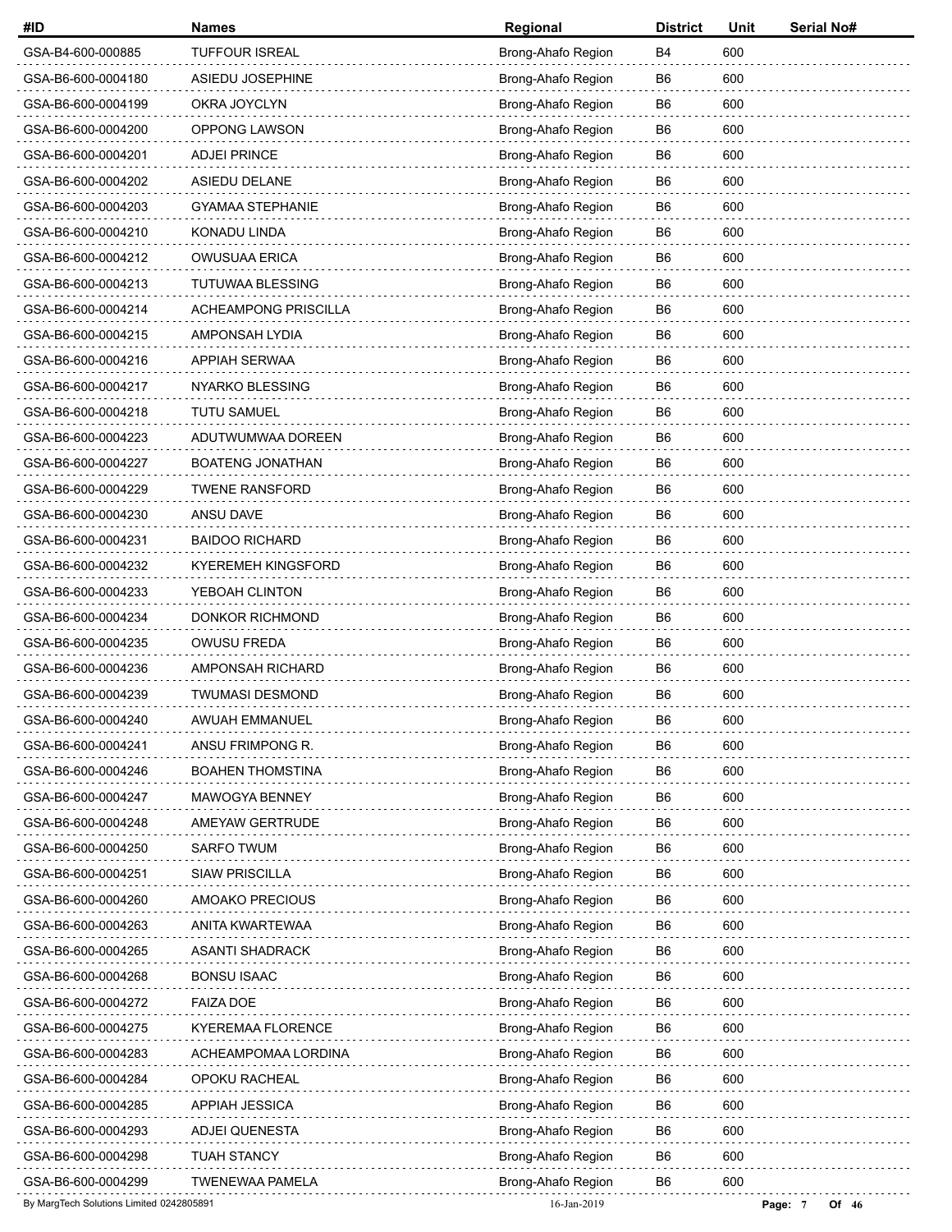| #ID | Names | Regional | District | Unit | Serial No# |
|---|---|---|---|---|---|
| GSA-B4-600-000885 | TUFFOUR ISREAL | Brong-Ahafo Region | B4 | 600 | |
| GSA-B6-600-0004180 | ASIEDU JOSEPHINE | Brong-Ahafo Region | B6 | 600 | |
| GSA-B6-600-0004199 | OKRA JOYCLYN | Brong-Ahafo Region | B6 | 600 | |
| GSA-B6-600-0004200 | OPPONG LAWSON | Brong-Ahafo Region | B6 | 600 | |
| GSA-B6-600-0004201 | ADJEI PRINCE | Brong-Ahafo Region | B6 | 600 | |
| GSA-B6-600-0004202 | ASIEDU DELANE | Brong-Ahafo Region | B6 | 600 | |
| GSA-B6-600-0004203 | GYAMAA STEPHANIE | Brong-Ahafo Region | B6 | 600 | |
| GSA-B6-600-0004210 | KONADU LINDA | Brong-Ahafo Region | B6 | 600 | |
| GSA-B6-600-0004212 | OWUSUAA ERICA | Brong-Ahafo Region | B6 | 600 | |
| GSA-B6-600-0004213 | TUTUWAA BLESSING | Brong-Ahafo Region | B6 | 600 | |
| GSA-B6-600-0004214 | ACHEAMPONG PRISCILLA | Brong-Ahafo Region | B6 | 600 | |
| GSA-B6-600-0004215 | AMPONSAH LYDIA | Brong-Ahafo Region | B6 | 600 | |
| GSA-B6-600-0004216 | APPIAH SERWAA | Brong-Ahafo Region | B6 | 600 | |
| GSA-B6-600-0004217 | NYARKO BLESSING | Brong-Ahafo Region | B6 | 600 | |
| GSA-B6-600-0004218 | TUTU SAMUEL | Brong-Ahafo Region | B6 | 600 | |
| GSA-B6-600-0004223 | ADUTWUMWAA DOREEN | Brong-Ahafo Region | B6 | 600 | |
| GSA-B6-600-0004227 | BOATENG JONATHAN | Brong-Ahafo Region | B6 | 600 | |
| GSA-B6-600-0004229 | TWENE RANSFORD | Brong-Ahafo Region | B6 | 600 | |
| GSA-B6-600-0004230 | ANSU DAVE | Brong-Ahafo Region | B6 | 600 | |
| GSA-B6-600-0004231 | BAIDOO RICHARD | Brong-Ahafo Region | B6 | 600 | |
| GSA-B6-600-0004232 | KYEREMEH KINGSFORD | Brong-Ahafo Region | B6 | 600 | |
| GSA-B6-600-0004233 | YEBOAH CLINTON | Brong-Ahafo Region | B6 | 600 | |
| GSA-B6-600-0004234 | DONKOR RICHMOND | Brong-Ahafo Region | B6 | 600 | |
| GSA-B6-600-0004235 | OWUSU FREDA | Brong-Ahafo Region | B6 | 600 | |
| GSA-B6-600-0004236 | AMPONSAH RICHARD | Brong-Ahafo Region | B6 | 600 | |
| GSA-B6-600-0004239 | TWUMASI DESMOND | Brong-Ahafo Region | B6 | 600 | |
| GSA-B6-600-0004240 | AWUAH EMMANUEL | Brong-Ahafo Region | B6 | 600 | |
| GSA-B6-600-0004241 | ANSU FRIMPONG R. | Brong-Ahafo Region | B6 | 600 | |
| GSA-B6-600-0004246 | BOAHEN THOMSTINA | Brong-Ahafo Region | B6 | 600 | |
| GSA-B6-600-0004247 | MAWOGYA BENNEY | Brong-Ahafo Region | B6 | 600 | |
| GSA-B6-600-0004248 | AMEYAW GERTRUDE | Brong-Ahafo Region | B6 | 600 | |
| GSA-B6-600-0004250 | SARFO TWUM | Brong-Ahafo Region | B6 | 600 | |
| GSA-B6-600-0004251 | SIAW PRISCILLA | Brong-Ahafo Region | B6 | 600 | |
| GSA-B6-600-0004260 | AMOAKO PRECIOUS | Brong-Ahafo Region | B6 | 600 | |
| GSA-B6-600-0004263 | ANITA KWARTEWAA | Brong-Ahafo Region | B6 | 600 | |
| GSA-B6-600-0004265 | ASANTI SHADRACK | Brong-Ahafo Region | B6 | 600 | |
| GSA-B6-600-0004268 | BONSU ISAAC | Brong-Ahafo Region | B6 | 600 | |
| GSA-B6-600-0004272 | FAIZA DOE | Brong-Ahafo Region | B6 | 600 | |
| GSA-B6-600-0004275 | KYEREMAA FLORENCE | Brong-Ahafo Region | B6 | 600 | |
| GSA-B6-600-0004283 | ACHEAMPOMAA LORDINA | Brong-Ahafo Region | B6 | 600 | |
| GSA-B6-600-0004284 | OPOKU RACHEAL | Brong-Ahafo Region | B6 | 600 | |
| GSA-B6-600-0004285 | APPIAH JESSICA | Brong-Ahafo Region | B6 | 600 | |
| GSA-B6-600-0004293 | ADJEI QUENESTA | Brong-Ahafo Region | B6 | 600 | |
| GSA-B6-600-0004298 | TUAH STANCY | Brong-Ahafo Region | B6 | 600 | |
| GSA-B6-600-0004299 | TWENEWAA PAMELA | Brong-Ahafo Region | B6 | 600 | |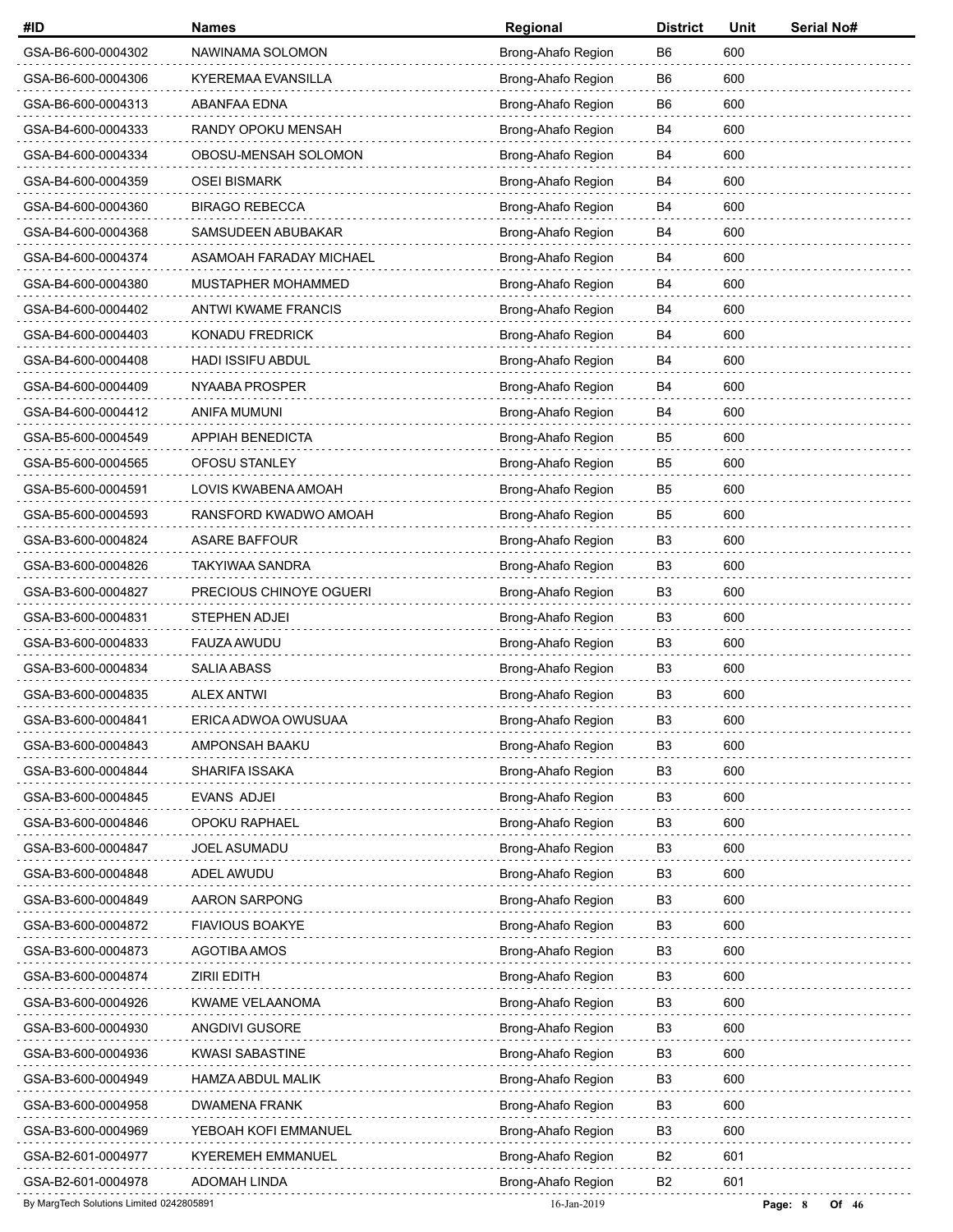| #ID | Names | Regional | District | Unit | Serial No# |
|---|---|---|---|---|---|
| GSA-B6-600-0004302 | NAWINAMA SOLOMON | Brong-Ahafo Region | B6 | 600 | |
| GSA-B6-600-0004306 | KYEREMAA EVANSILLA | Brong-Ahafo Region | B6 | 600 | |
| GSA-B6-600-0004313 | ABANFAA EDNA | Brong-Ahafo Region | B6 | 600 | |
| GSA-B4-600-0004333 | RANDY OPOKU MENSAH | Brong-Ahafo Region | B4 | 600 | |
| GSA-B4-600-0004334 | OBOSU-MENSAH SOLOMON | Brong-Ahafo Region | B4 | 600 | |
| GSA-B4-600-0004359 | OSEI BISMARK | Brong-Ahafo Region | B4 | 600 | |
| GSA-B4-600-0004360 | BIRAGO REBECCA | Brong-Ahafo Region | B4 | 600 | |
| GSA-B4-600-0004368 | SAMSUDEEN ABUBAKAR | Brong-Ahafo Region | B4 | 600 | |
| GSA-B4-600-0004374 | ASAMOAH FARADAY MICHAEL | Brong-Ahafo Region | B4 | 600 | |
| GSA-B4-600-0004380 | MUSTAPHER MOHAMMED | Brong-Ahafo Region | B4 | 600 | |
| GSA-B4-600-0004402 | ANTWI KWAME FRANCIS | Brong-Ahafo Region | B4 | 600 | |
| GSA-B4-600-0004403 | KONADU FREDRICK | Brong-Ahafo Region | B4 | 600 | |
| GSA-B4-600-0004408 | HADI ISSIFU ABDUL | Brong-Ahafo Region | B4 | 600 | |
| GSA-B4-600-0004409 | NYAABA PROSPER | Brong-Ahafo Region | B4 | 600 | |
| GSA-B4-600-0004412 | ANIFA MUMUNI | Brong-Ahafo Region | B4 | 600 | |
| GSA-B5-600-0004549 | APPIAH BENEDICTA | Brong-Ahafo Region | B5 | 600 | |
| GSA-B5-600-0004565 | OFOSU STANLEY | Brong-Ahafo Region | B5 | 600 | |
| GSA-B5-600-0004591 | LOVIS KWABENA AMOAH | Brong-Ahafo Region | B5 | 600 | |
| GSA-B5-600-0004593 | RANSFORD KWADWO AMOAH | Brong-Ahafo Region | B5 | 600 | |
| GSA-B3-600-0004824 | ASARE BAFFOUR | Brong-Ahafo Region | B3 | 600 | |
| GSA-B3-600-0004826 | TAKYIWAA SANDRA | Brong-Ahafo Region | B3 | 600 | |
| GSA-B3-600-0004827 | PRECIOUS CHINOYE OGUERI | Brong-Ahafo Region | B3 | 600 | |
| GSA-B3-600-0004831 | STEPHEN ADJEI | Brong-Ahafo Region | B3 | 600 | |
| GSA-B3-600-0004833 | FAUZA AWUDU | Brong-Ahafo Region | B3 | 600 | |
| GSA-B3-600-0004834 | SALIA ABASS | Brong-Ahafo Region | B3 | 600 | |
| GSA-B3-600-0004835 | ALEX ANTWI | Brong-Ahafo Region | B3 | 600 | |
| GSA-B3-600-0004841 | ERICA ADWOA OWUSUAA | Brong-Ahafo Region | B3 | 600 | |
| GSA-B3-600-0004843 | AMPONSAH BAAKU | Brong-Ahafo Region | B3 | 600 | |
| GSA-B3-600-0004844 | SHARIFA ISSAKA | Brong-Ahafo Region | B3 | 600 | |
| GSA-B3-600-0004845 | EVANS ADJEI | Brong-Ahafo Region | B3 | 600 | |
| GSA-B3-600-0004846 | OPOKU RAPHAEL | Brong-Ahafo Region | B3 | 600 | |
| GSA-B3-600-0004847 | JOEL ASUMADU | Brong-Ahafo Region | B3 | 600 | |
| GSA-B3-600-0004848 | ADEL AWUDU | Brong-Ahafo Region | B3 | 600 | |
| GSA-B3-600-0004849 | AARON SARPONG | Brong-Ahafo Region | B3 | 600 | |
| GSA-B3-600-0004872 | FIAVIOUS BOAKYE | Brong-Ahafo Region | B3 | 600 | |
| GSA-B3-600-0004873 | AGOTIBA AMOS | Brong-Ahafo Region | B3 | 600 | |
| GSA-B3-600-0004874 | ZIRII EDITH | Brong-Ahafo Region | B3 | 600 | |
| GSA-B3-600-0004926 | KWAME VELAANOMA | Brong-Ahafo Region | B3 | 600 | |
| GSA-B3-600-0004930 | ANGDIVI GUSORE | Brong-Ahafo Region | B3 | 600 | |
| GSA-B3-600-0004936 | KWASI SABASTINE | Brong-Ahafo Region | B3 | 600 | |
| GSA-B3-600-0004949 | HAMZA ABDUL MALIK | Brong-Ahafo Region | B3 | 600 | |
| GSA-B3-600-0004958 | DWAMENA FRANK | Brong-Ahafo Region | B3 | 600 | |
| GSA-B3-600-0004969 | YEBOAH KOFI EMMANUEL | Brong-Ahafo Region | B3 | 600 | |
| GSA-B2-601-0004977 | KYEREMEH EMMANUEL | Brong-Ahafo Region | B2 | 601 | |
| GSA-B2-601-0004978 | ADOMAH LINDA | Brong-Ahafo Region | B2 | 601 | |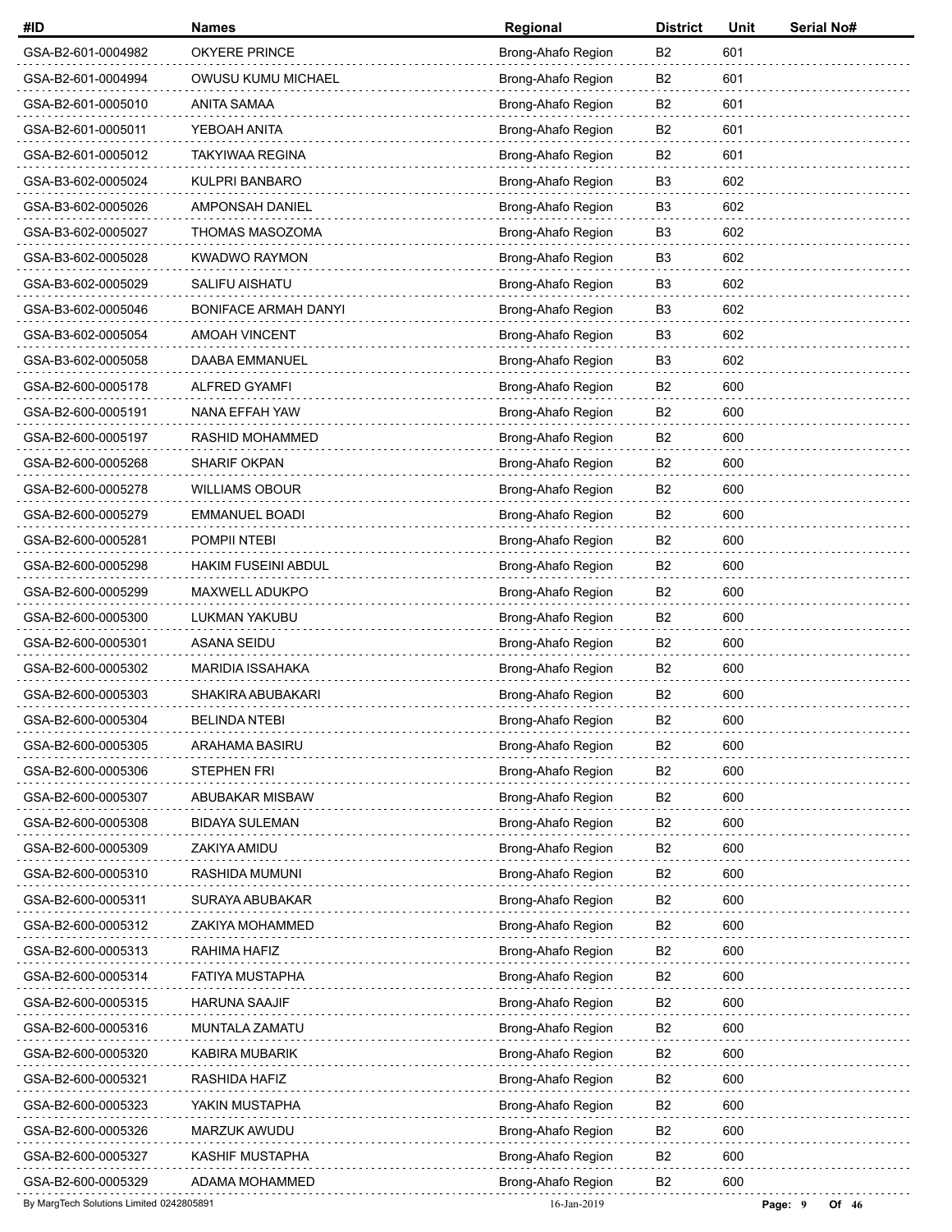| #ID | Names | Regional | District | Unit | Serial No# |
|---|---|---|---|---|---|
| GSA-B2-601-0004982 | OKYERE PRINCE | Brong-Ahafo Region | B2 | 601 | |
| GSA-B2-601-0004994 | OWUSU KUMU MICHAEL | Brong-Ahafo Region | B2 | 601 | |
| GSA-B2-601-0005010 | ANITA SAMAA | Brong-Ahafo Region | B2 | 601 | |
| GSA-B2-601-0005011 | YEBOAH ANITA | Brong-Ahafo Region | B2 | 601 | |
| GSA-B2-601-0005012 | TAKYIWAA REGINA | Brong-Ahafo Region | B2 | 601 | |
| GSA-B3-602-0005024 | KULPRI BANBARO | Brong-Ahafo Region | B3 | 602 | |
| GSA-B3-602-0005026 | AMPONSAH DANIEL | Brong-Ahafo Region | B3 | 602 | |
| GSA-B3-602-0005027 | THOMAS MASOZOMA | Brong-Ahafo Region | B3 | 602 | |
| GSA-B3-602-0005028 | KWADWO RAYMON | Brong-Ahafo Region | B3 | 602 | |
| GSA-B3-602-0005029 | SALIFU AISHATU | Brong-Ahafo Region | B3 | 602 | |
| GSA-B3-602-0005046 | BONIFACE ARMAH DANYI | Brong-Ahafo Region | B3 | 602 | |
| GSA-B3-602-0005054 | AMOAH VINCENT | Brong-Ahafo Region | B3 | 602 | |
| GSA-B3-602-0005058 | DAABA EMMANUEL | Brong-Ahafo Region | B3 | 602 | |
| GSA-B2-600-0005178 | ALFRED GYAMFI | Brong-Ahafo Region | B2 | 600 | |
| GSA-B2-600-0005191 | NANA EFFAH YAW | Brong-Ahafo Region | B2 | 600 | |
| GSA-B2-600-0005197 | RASHID MOHAMMED | Brong-Ahafo Region | B2 | 600 | |
| GSA-B2-600-0005268 | SHARIF OKPAN | Brong-Ahafo Region | B2 | 600 | |
| GSA-B2-600-0005278 | WILLIAMS OBOUR | Brong-Ahafo Region | B2 | 600 | |
| GSA-B2-600-0005279 | EMMANUEL BOADI | Brong-Ahafo Region | B2 | 600 | |
| GSA-B2-600-0005281 | POMPII NTEBI | Brong-Ahafo Region | B2 | 600 | |
| GSA-B2-600-0005298 | HAKIM FUSEINI ABDUL | Brong-Ahafo Region | B2 | 600 | |
| GSA-B2-600-0005299 | MAXWELL ADUKPO | Brong-Ahafo Region | B2 | 600 | |
| GSA-B2-600-0005300 | LUKMAN YAKUBU | Brong-Ahafo Region | B2 | 600 | |
| GSA-B2-600-0005301 | ASANA SEIDU | Brong-Ahafo Region | B2 | 600 | |
| GSA-B2-600-0005302 | MARIDIA ISSAHAKA | Brong-Ahafo Region | B2 | 600 | |
| GSA-B2-600-0005303 | SHAKIRA ABUBAKARI | Brong-Ahafo Region | B2 | 600 | |
| GSA-B2-600-0005304 | BELINDA NTEBI | Brong-Ahafo Region | B2 | 600 | |
| GSA-B2-600-0005305 | ARAHAMA BASIRU | Brong-Ahafo Region | B2 | 600 | |
| GSA-B2-600-0005306 | STEPHEN FRI | Brong-Ahafo Region | B2 | 600 | |
| GSA-B2-600-0005307 | ABUBAKAR MISBAW | Brong-Ahafo Region | B2 | 600 | |
| GSA-B2-600-0005308 | BIDAYA SULEMAN | Brong-Ahafo Region | B2 | 600 | |
| GSA-B2-600-0005309 | ZAKIYA AMIDU | Brong-Ahafo Region | B2 | 600 | |
| GSA-B2-600-0005310 | RASHIDA MUMUNI | Brong-Ahafo Region | B2 | 600 | |
| GSA-B2-600-0005311 | SURAYA ABUBAKAR | Brong-Ahafo Region | B2 | 600 | |
| GSA-B2-600-0005312 | ZAKIYA MOHAMMED | Brong-Ahafo Region | B2 | 600 | |
| GSA-B2-600-0005313 | RAHIMA HAFIZ | Brong-Ahafo Region | B2 | 600 | |
| GSA-B2-600-0005314 | FATIYA MUSTAPHA | Brong-Ahafo Region | B2 | 600 | |
| GSA-B2-600-0005315 | HARUNA SAAJIF | Brong-Ahafo Region | B2 | 600 | |
| GSA-B2-600-0005316 | MUNTALA ZAMATU | Brong-Ahafo Region | B2 | 600 | |
| GSA-B2-600-0005320 | KABIRA MUBARIK | Brong-Ahafo Region | B2 | 600 | |
| GSA-B2-600-0005321 | RASHIDA HAFIZ | Brong-Ahafo Region | B2 | 600 | |
| GSA-B2-600-0005323 | YAKIN MUSTAPHA | Brong-Ahafo Region | B2 | 600 | |
| GSA-B2-600-0005326 | MARZUK AWUDU | Brong-Ahafo Region | B2 | 600 | |
| GSA-B2-600-0005327 | KASHIF MUSTAPHA | Brong-Ahafo Region | B2 | 600 | |
| GSA-B2-600-0005329 | ADAMA MOHAMMED | Brong-Ahafo Region | B2 | 600 | |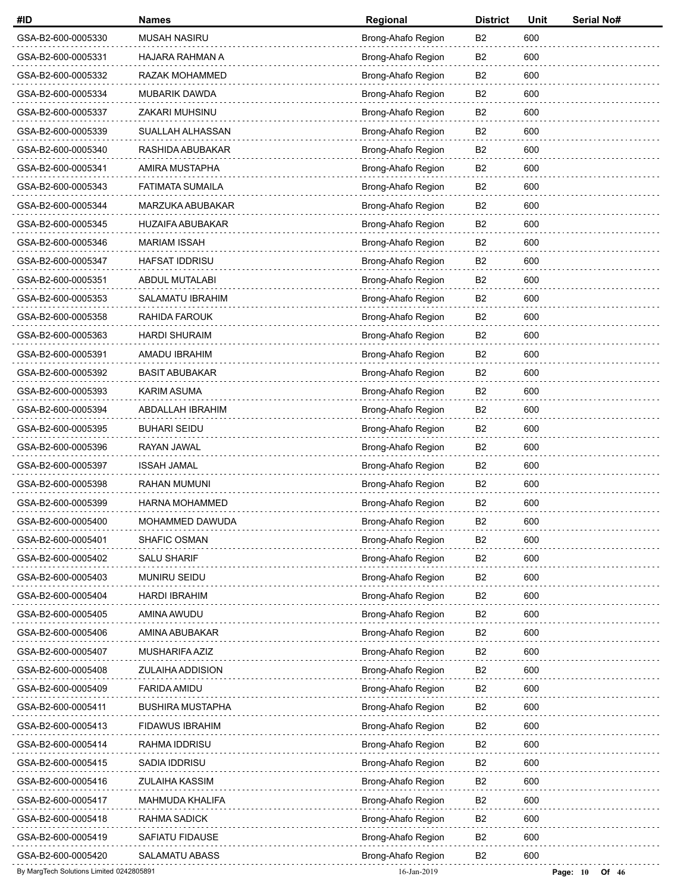| #ID | Names | Regional | District | Unit | Serial No# |
|---|---|---|---|---|---|
| GSA-B2-600-0005330 | MUSAH NASIRU | Brong-Ahafo Region | B2 | 600 | |
| GSA-B2-600-0005331 | HAJARA RAHMAN A | Brong-Ahafo Region | B2 | 600 | |
| GSA-B2-600-0005332 | RAZAK MOHAMMED | Brong-Ahafo Region | B2 | 600 | |
| GSA-B2-600-0005334 | MUBARIK DAWDA | Brong-Ahafo Region | B2 | 600 | |
| GSA-B2-600-0005337 | ZAKARI MUHSINU | Brong-Ahafo Region | B2 | 600 | |
| GSA-B2-600-0005339 | SUALLAH ALHASSAN | Brong-Ahafo Region | B2 | 600 | |
| GSA-B2-600-0005340 | RASHIDA ABUBAKAR | Brong-Ahafo Region | B2 | 600 | |
| GSA-B2-600-0005341 | AMIRA MUSTAPHA | Brong-Ahafo Region | B2 | 600 | |
| GSA-B2-600-0005343 | FATIMATA SUMAILA | Brong-Ahafo Region | B2 | 600 | |
| GSA-B2-600-0005344 | MARZUKA ABUBAKAR | Brong-Ahafo Region | B2 | 600 | |
| GSA-B2-600-0005345 | HUZAIFA ABUBAKAR | Brong-Ahafo Region | B2 | 600 | |
| GSA-B2-600-0005346 | MARIAM ISSAH | Brong-Ahafo Region | B2 | 600 | |
| GSA-B2-600-0005347 | HAFSAT IDDRISU | Brong-Ahafo Region | B2 | 600 | |
| GSA-B2-600-0005351 | ABDUL MUTALABI | Brong-Ahafo Region | B2 | 600 | |
| GSA-B2-600-0005353 | SALAMATU IBRAHIM | Brong-Ahafo Region | B2 | 600 | |
| GSA-B2-600-0005358 | RAHIDA FAROUK | Brong-Ahafo Region | B2 | 600 | |
| GSA-B2-600-0005363 | HARDI SHURAIM | Brong-Ahafo Region | B2 | 600 | |
| GSA-B2-600-0005391 | AMADU IBRAHIM | Brong-Ahafo Region | B2 | 600 | |
| GSA-B2-600-0005392 | BASIT ABUBAKAR | Brong-Ahafo Region | B2 | 600 | |
| GSA-B2-600-0005393 | KARIM ASUMA | Brong-Ahafo Region | B2 | 600 | |
| GSA-B2-600-0005394 | ABDALLAH IBRAHIM | Brong-Ahafo Region | B2 | 600 | |
| GSA-B2-600-0005395 | BUHARI SEIDU | Brong-Ahafo Region | B2 | 600 | |
| GSA-B2-600-0005396 | RAYAN JAWAL | Brong-Ahafo Region | B2 | 600 | |
| GSA-B2-600-0005397 | ISSAH JAMAL | Brong-Ahafo Region | B2 | 600 | |
| GSA-B2-600-0005398 | RAHAN MUMUNI | Brong-Ahafo Region | B2 | 600 | |
| GSA-B2-600-0005399 | HARNA MOHAMMED | Brong-Ahafo Region | B2 | 600 | |
| GSA-B2-600-0005400 | MOHAMMED DAWUDA | Brong-Ahafo Region | B2 | 600 | |
| GSA-B2-600-0005401 | SHAFIC OSMAN | Brong-Ahafo Region | B2 | 600 | |
| GSA-B2-600-0005402 | SALU SHARIF | Brong-Ahafo Region | B2 | 600 | |
| GSA-B2-600-0005403 | MUNIRU SEIDU | Brong-Ahafo Region | B2 | 600 | |
| GSA-B2-600-0005404 | HARDI IBRAHIM | Brong-Ahafo Region | B2 | 600 | |
| GSA-B2-600-0005405 | AMINA AWUDU | Brong-Ahafo Region | B2 | 600 | |
| GSA-B2-600-0005406 | AMINA ABUBAKAR | Brong-Ahafo Region | B2 | 600 | |
| GSA-B2-600-0005407 | MUSHARIFA AZIZ | Brong-Ahafo Region | B2 | 600 | |
| GSA-B2-600-0005408 | ZULAIHA ADDISION | Brong-Ahafo Region | B2 | 600 | |
| GSA-B2-600-0005409 | FARIDA AMIDU | Brong-Ahafo Region | B2 | 600 | |
| GSA-B2-600-0005411 | BUSHIRA MUSTAPHA | Brong-Ahafo Region | B2 | 600 | |
| GSA-B2-600-0005413 | FIDAWUS IBRAHIM | Brong-Ahafo Region | B2 | 600 | |
| GSA-B2-600-0005414 | RAHMA IDDRISU | Brong-Ahafo Region | B2 | 600 | |
| GSA-B2-600-0005415 | SADIA IDDRISU | Brong-Ahafo Region | B2 | 600 | |
| GSA-B2-600-0005416 | ZULAIHA KASSIM | Brong-Ahafo Region | B2 | 600 | |
| GSA-B2-600-0005417 | MAHMUDA KHALIFA | Brong-Ahafo Region | B2 | 600 | |
| GSA-B2-600-0005418 | RAHMA SADICK | Brong-Ahafo Region | B2 | 600 | |
| GSA-B2-600-0005419 | SAFIATU FIDAUSE | Brong-Ahafo Region | B2 | 600 | |
| GSA-B2-600-0005420 | SALAMATU ABASS | Brong-Ahafo Region | B2 | 600 | |

By MargTech Solutions Limited 0242805891 16-Jan-2019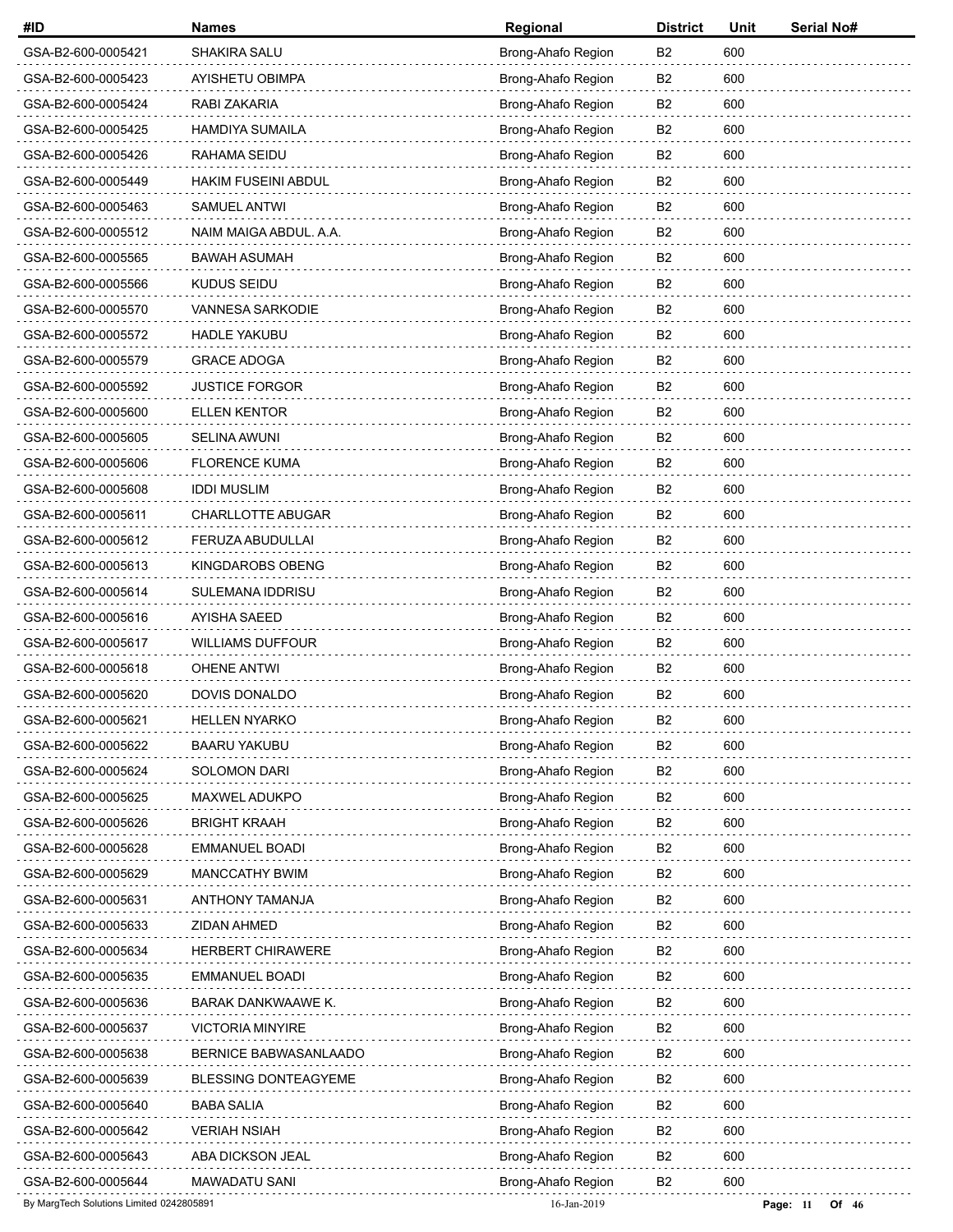| #ID | Names | Regional | District | Unit | Serial No# |
|---|---|---|---|---|---|
| GSA-B2-600-0005421 | SHAKIRA SALU | Brong-Ahafo Region | B2 | 600 | |
| GSA-B2-600-0005423 | AYISHETU OBIMPA | Brong-Ahafo Region | B2 | 600 | |
| GSA-B2-600-0005424 | RABI ZAKARIA | Brong-Ahafo Region | B2 | 600 | |
| GSA-B2-600-0005425 | HAMDIYA SUMAILA | Brong-Ahafo Region | B2 | 600 | |
| GSA-B2-600-0005426 | RAHAMA SEIDU | Brong-Ahafo Region | B2 | 600 | |
| GSA-B2-600-0005449 | HAKIM FUSEINI ABDUL | Brong-Ahafo Region | B2 | 600 | |
| GSA-B2-600-0005463 | SAMUEL ANTWI | Brong-Ahafo Region | B2 | 600 | |
| GSA-B2-600-0005512 | NAIM MAIGA ABDUL. A.A. | Brong-Ahafo Region | B2 | 600 | |
| GSA-B2-600-0005565 | BAWAH ASUMAH | Brong-Ahafo Region | B2 | 600 | |
| GSA-B2-600-0005566 | KUDUS SEIDU | Brong-Ahafo Region | B2 | 600 | |
| GSA-B2-600-0005570 | VANNESA SARKODIE | Brong-Ahafo Region | B2 | 600 | |
| GSA-B2-600-0005572 | HADLE YAKUBU | Brong-Ahafo Region | B2 | 600 | |
| GSA-B2-600-0005579 | GRACE ADOGA | Brong-Ahafo Region | B2 | 600 | |
| GSA-B2-600-0005592 | JUSTICE FORGOR | Brong-Ahafo Region | B2 | 600 | |
| GSA-B2-600-0005600 | ELLEN KENTOR | Brong-Ahafo Region | B2 | 600 | |
| GSA-B2-600-0005605 | SELINA AWUNI | Brong-Ahafo Region | B2 | 600 | |
| GSA-B2-600-0005606 | FLORENCE KUMA | Brong-Ahafo Region | B2 | 600 | |
| GSA-B2-600-0005608 | IDDI MUSLIM | Brong-Ahafo Region | B2 | 600 | |
| GSA-B2-600-0005611 | CHARLLOTTE ABUGAR | Brong-Ahafo Region | B2 | 600 | |
| GSA-B2-600-0005612 | FERUZA ABUDULLAI | Brong-Ahafo Region | B2 | 600 | |
| GSA-B2-600-0005613 | KINGDAROBS OBENG | Brong-Ahafo Region | B2 | 600 | |
| GSA-B2-600-0005614 | SULEMANA IDDRISU | Brong-Ahafo Region | B2 | 600 | |
| GSA-B2-600-0005616 | AYISHA SAEED | Brong-Ahafo Region | B2 | 600 | |
| GSA-B2-600-0005617 | WILLIAMS DUFFOUR | Brong-Ahafo Region | B2 | 600 | |
| GSA-B2-600-0005618 | OHENE ANTWI | Brong-Ahafo Region | B2 | 600 | |
| GSA-B2-600-0005620 | DOVIS DONALDO | Brong-Ahafo Region | B2 | 600 | |
| GSA-B2-600-0005621 | HELLEN NYARKO | Brong-Ahafo Region | B2 | 600 | |
| GSA-B2-600-0005622 | BAARU YAKUBU | Brong-Ahafo Region | B2 | 600 | |
| GSA-B2-600-0005624 | SOLOMON DARI | Brong-Ahafo Region | B2 | 600 | |
| GSA-B2-600-0005625 | MAXWEL ADUKPO | Brong-Ahafo Region | B2 | 600 | |
| GSA-B2-600-0005626 | BRIGHT KRAAH | Brong-Ahafo Region | B2 | 600 | |
| GSA-B2-600-0005628 | EMMANUEL BOADI | Brong-Ahafo Region | B2 | 600 | |
| GSA-B2-600-0005629 | MANCCATHY BWIM | Brong-Ahafo Region | B2 | 600 | |
| GSA-B2-600-0005631 | ANTHONY TAMANJA | Brong-Ahafo Region | B2 | 600 | |
| GSA-B2-600-0005633 | ZIDAN AHMED | Brong-Ahafo Region | B2 | 600 | |
| GSA-B2-600-0005634 | HERBERT CHIRAWERE | Brong-Ahafo Region | B2 | 600 | |
| GSA-B2-600-0005635 | EMMANUEL BOADI | Brong-Ahafo Region | B2 | 600 | |
| GSA-B2-600-0005636 | BARAK DANKWAAWE K. | Brong-Ahafo Region | B2 | 600 | |
| GSA-B2-600-0005637 | VICTORIA MINYIRE | Brong-Ahafo Region | B2 | 600 | |
| GSA-B2-600-0005638 | BERNICE BABWASANLAADO | Brong-Ahafo Region | B2 | 600 | |
| GSA-B2-600-0005639 | BLESSING DONTEAGYEME | Brong-Ahafo Region | B2 | 600 | |
| GSA-B2-600-0005640 | BABA SALIA | Brong-Ahafo Region | B2 | 600 | |
| GSA-B2-600-0005642 | VERIAH NSIAH | Brong-Ahafo Region | B2 | 600 | |
| GSA-B2-600-0005643 | ABA DICKSON JEAL | Brong-Ahafo Region | B2 | 600 | |
| GSA-B2-600-0005644 | MAWADATU SANI | Brong-Ahafo Region | B2 | 600 | |

By MargTech Solutions Limited 0242805891 16-Jan-2019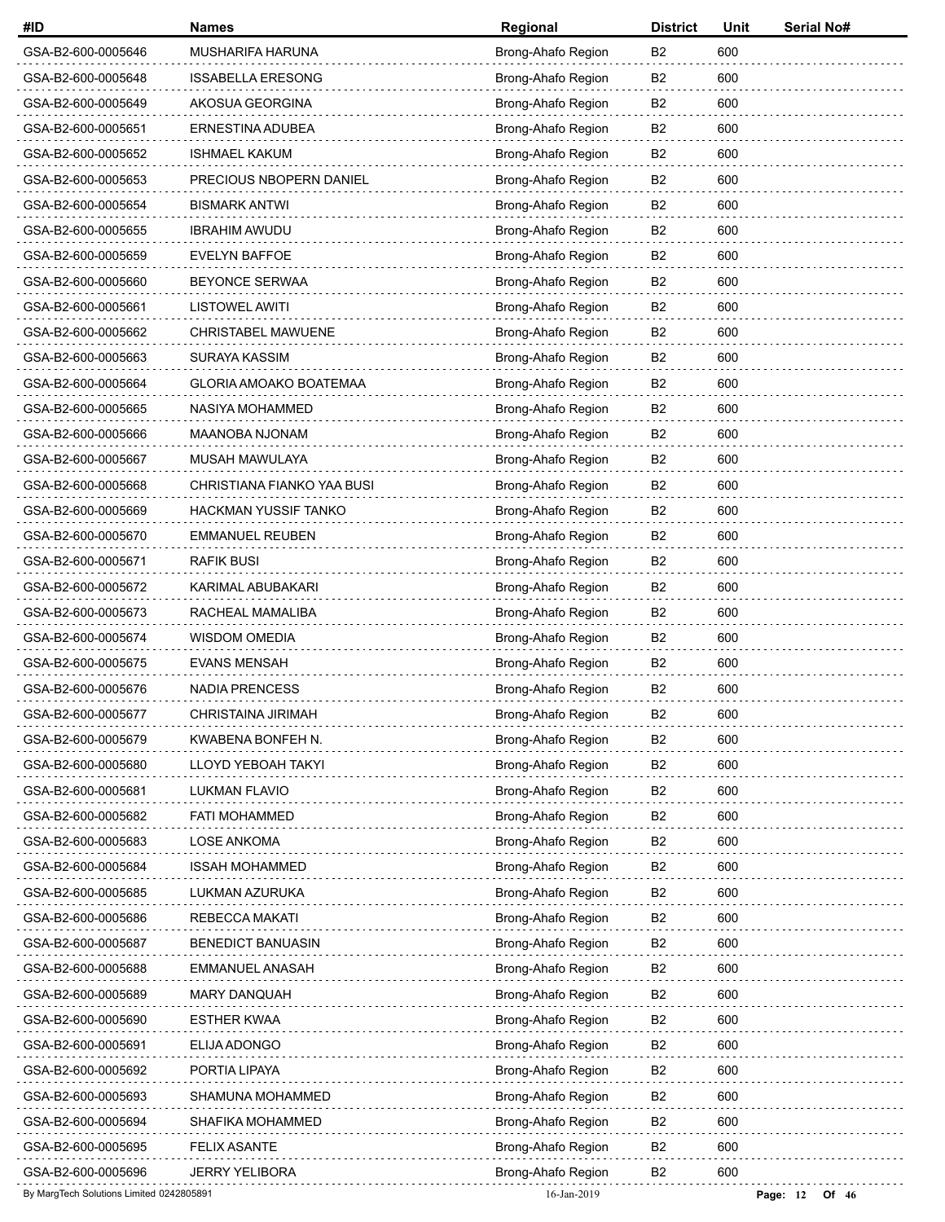| #ID | Names | Regional | District | Unit | Serial No# |
|---|---|---|---|---|---|
| GSA-B2-600-0005646 | MUSHARIFA HARUNA | Brong-Ahafo Region | B2 | 600 | |
| GSA-B2-600-0005648 | ISSABELLA ERESONG | Brong-Ahafo Region | B2 | 600 | |
| GSA-B2-600-0005649 | AKOSUA GEORGINA | Brong-Ahafo Region | B2 | 600 | |
| GSA-B2-600-0005651 | ERNESTINA ADUBEA | Brong-Ahafo Region | B2 | 600 | |
| GSA-B2-600-0005652 | ISHMAEL KAKUM | Brong-Ahafo Region | B2 | 600 | |
| GSA-B2-600-0005653 | PRECIOUS NBOPERN DANIEL | Brong-Ahafo Region | B2 | 600 | |
| GSA-B2-600-0005654 | BISMARK ANTWI | Brong-Ahafo Region | B2 | 600 | |
| GSA-B2-600-0005655 | IBRAHIM AWUDU | Brong-Ahafo Region | B2 | 600 | |
| GSA-B2-600-0005659 | EVELYN BAFFOE | Brong-Ahafo Region | B2 | 600 | |
| GSA-B2-600-0005660 | BEYONCE SERWAA | Brong-Ahafo Region | B2 | 600 | |
| GSA-B2-600-0005661 | LISTOWEL AWITI | Brong-Ahafo Region | B2 | 600 | |
| GSA-B2-600-0005662 | CHRISTABEL MAWUENE | Brong-Ahafo Region | B2 | 600 | |
| GSA-B2-600-0005663 | SURAYA KASSIM | Brong-Ahafo Region | B2 | 600 | |
| GSA-B2-600-0005664 | GLORIA AMOAKO BOATEMAA | Brong-Ahafo Region | B2 | 600 | |
| GSA-B2-600-0005665 | NASIYA MOHAMMED | Brong-Ahafo Region | B2 | 600 | |
| GSA-B2-600-0005666 | MAANOBA NJONAM | Brong-Ahafo Region | B2 | 600 | |
| GSA-B2-600-0005667 | MUSAH MAWULAYA | Brong-Ahafo Region | B2 | 600 | |
| GSA-B2-600-0005668 | CHRISTIANA FIANKO YAA BUSI | Brong-Ahafo Region | B2 | 600 | |
| GSA-B2-600-0005669 | HACKMAN YUSSIF TANKO | Brong-Ahafo Region | B2 | 600 | |
| GSA-B2-600-0005670 | EMMANUEL REUBEN | Brong-Ahafo Region | B2 | 600 | |
| GSA-B2-600-0005671 | RAFIK BUSI | Brong-Ahafo Region | B2 | 600 | |
| GSA-B2-600-0005672 | KARIMAL ABUBAKARI | Brong-Ahafo Region | B2 | 600 | |
| GSA-B2-600-0005673 | RACHEAL MAMALIBA | Brong-Ahafo Region | B2 | 600 | |
| GSA-B2-600-0005674 | WISDOM OMEDIA | Brong-Ahafo Region | B2 | 600 | |
| GSA-B2-600-0005675 | EVANS MENSAH | Brong-Ahafo Region | B2 | 600 | |
| GSA-B2-600-0005676 | NADIA PRENCESS | Brong-Ahafo Region | B2 | 600 | |
| GSA-B2-600-0005677 | CHRISTAINA JIRIMAH | Brong-Ahafo Region | B2 | 600 | |
| GSA-B2-600-0005679 | KWABENA BONFEH N. | Brong-Ahafo Region | B2 | 600 | |
| GSA-B2-600-0005680 | LLOYD YEBOAH TAKYI | Brong-Ahafo Region | B2 | 600 | |
| GSA-B2-600-0005681 | LUKMAN FLAVIO | Brong-Ahafo Region | B2 | 600 | |
| GSA-B2-600-0005682 | FATI MOHAMMED | Brong-Ahafo Region | B2 | 600 | |
| GSA-B2-600-0005683 | LOSE ANKOMA | Brong-Ahafo Region | B2 | 600 | |
| GSA-B2-600-0005684 | ISSAH MOHAMMED | Brong-Ahafo Region | B2 | 600 | |
| GSA-B2-600-0005685 | LUKMAN AZURUKA | Brong-Ahafo Region | B2 | 600 | |
| GSA-B2-600-0005686 | REBECCA MAKATI | Brong-Ahafo Region | B2 | 600 | |
| GSA-B2-600-0005687 | BENEDICT BANUASIN | Brong-Ahafo Region | B2 | 600 | |
| GSA-B2-600-0005688 | EMMANUEL ANASAH | Brong-Ahafo Region | B2 | 600 | |
| GSA-B2-600-0005689 | MARY DANQUAH | Brong-Ahafo Region | B2 | 600 | |
| GSA-B2-600-0005690 | ESTHER KWAA | Brong-Ahafo Region | B2 | 600 | |
| GSA-B2-600-0005691 | ELIJA ADONGO | Brong-Ahafo Region | B2 | 600 | |
| GSA-B2-600-0005692 | PORTIA LIPAYA | Brong-Ahafo Region | B2 | 600 | |
| GSA-B2-600-0005693 | SHAMUNA MOHAMMED | Brong-Ahafo Region | B2 | 600 | |
| GSA-B2-600-0005694 | SHAFIKA MOHAMMED | Brong-Ahafo Region | B2 | 600 | |
| GSA-B2-600-0005695 | FELIX ASANTE | Brong-Ahafo Region | B2 | 600 | |
| GSA-B2-600-0005696 | JERRY YELIBORA | Brong-Ahafo Region | B2 | 600 | |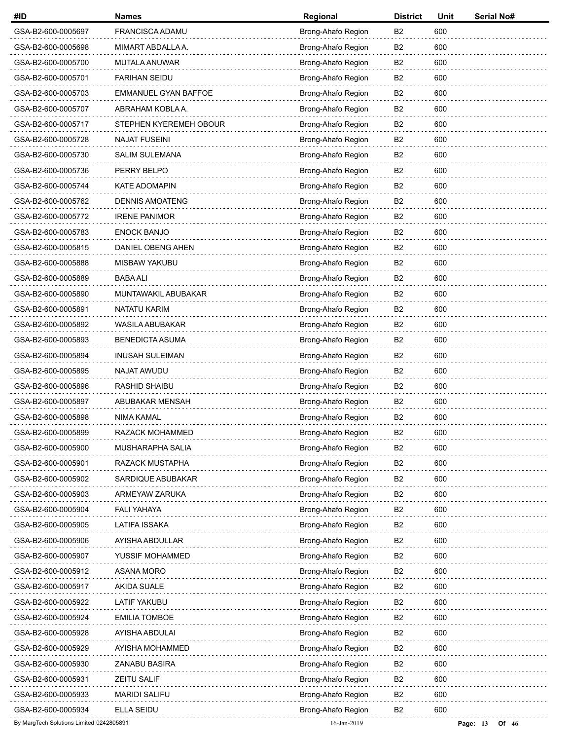| #ID | Names | Regional | District | Unit | Serial No# |
|---|---|---|---|---|---|
| GSA-B2-600-0005697 | FRANCISCA ADAMU | Brong-Ahafo Region | B2 | 600 | |
| GSA-B2-600-0005698 | MIMART ABDALLA A. | Brong-Ahafo Region | B2 | 600 | |
| GSA-B2-600-0005700 | MUTALA ANUWAR | Brong-Ahafo Region | B2 | 600 | |
| GSA-B2-600-0005701 | FARIHAN SEIDU | Brong-Ahafo Region | B2 | 600 | |
| GSA-B2-600-0005703 | EMMANUEL GYAN BAFFOE | Brong-Ahafo Region | B2 | 600 | |
| GSA-B2-600-0005707 | ABRAHAM KOBLA A. | Brong-Ahafo Region | B2 | 600 | |
| GSA-B2-600-0005717 | STEPHEN KYEREMEH OBOUR | Brong-Ahafo Region | B2 | 600 | |
| GSA-B2-600-0005728 | NAJAT FUSEINI | Brong-Ahafo Region | B2 | 600 | |
| GSA-B2-600-0005730 | SALIM SULEMANA | Brong-Ahafo Region | B2 | 600 | |
| GSA-B2-600-0005736 | PERRY BELPO | Brong-Ahafo Region | B2 | 600 | |
| GSA-B2-600-0005744 | KATE ADOMAPIN | Brong-Ahafo Region | B2 | 600 | |
| GSA-B2-600-0005762 | DENNIS AMOATENG | Brong-Ahafo Region | B2 | 600 | |
| GSA-B2-600-0005772 | IRENE PANIMOR | Brong-Ahafo Region | B2 | 600 | |
| GSA-B2-600-0005783 | ENOCK BANJO | Brong-Ahafo Region | B2 | 600 | |
| GSA-B2-600-0005815 | DANIEL OBENG AHEN | Brong-Ahafo Region | B2 | 600 | |
| GSA-B2-600-0005888 | MISBAW YAKUBU | Brong-Ahafo Region | B2 | 600 | |
| GSA-B2-600-0005889 | BABA ALI | Brong-Ahafo Region | B2 | 600 | |
| GSA-B2-600-0005890 | MUNTAWAKIL ABUBAKAR | Brong-Ahafo Region | B2 | 600 | |
| GSA-B2-600-0005891 | NATATU KARIM | Brong-Ahafo Region | B2 | 600 | |
| GSA-B2-600-0005892 | WASILA ABUBAKAR | Brong-Ahafo Region | B2 | 600 | |
| GSA-B2-600-0005893 | BENEDICTA ASUMA | Brong-Ahafo Region | B2 | 600 | |
| GSA-B2-600-0005894 | INUSAH SULEIMAN | Brong-Ahafo Region | B2 | 600 | |
| GSA-B2-600-0005895 | NAJAT AWUDU | Brong-Ahafo Region | B2 | 600 | |
| GSA-B2-600-0005896 | RASHID SHAIBU | Brong-Ahafo Region | B2 | 600 | |
| GSA-B2-600-0005897 | ABUBAKAR MENSAH | Brong-Ahafo Region | B2 | 600 | |
| GSA-B2-600-0005898 | NIMA KAMAL | Brong-Ahafo Region | B2 | 600 | |
| GSA-B2-600-0005899 | RAZACK MOHAMMED | Brong-Ahafo Region | B2 | 600 | |
| GSA-B2-600-0005900 | MUSHARAPHA SALIA | Brong-Ahafo Region | B2 | 600 | |
| GSA-B2-600-0005901 | RAZACK MUSTAPHA | Brong-Ahafo Region | B2 | 600 | |
| GSA-B2-600-0005902 | SARDIQUE ABUBAKAR | Brong-Ahafo Region | B2 | 600 | |
| GSA-B2-600-0005903 | ARMEYAW ZARUKA | Brong-Ahafo Region | B2 | 600 | |
| GSA-B2-600-0005904 | FALI YAHAYA | Brong-Ahafo Region | B2 | 600 | |
| GSA-B2-600-0005905 | LATIFA ISSAKA | Brong-Ahafo Region | B2 | 600 | |
| GSA-B2-600-0005906 | AYISHA ABDULLAR | Brong-Ahafo Region | B2 | 600 | |
| GSA-B2-600-0005907 | YUSSIF MOHAMMED | Brong-Ahafo Region | B2 | 600 | |
| GSA-B2-600-0005912 | ASANA MORO | Brong-Ahafo Region | B2 | 600 | |
| GSA-B2-600-0005917 | AKIDA SUALE | Brong-Ahafo Region | B2 | 600 | |
| GSA-B2-600-0005922 | LATIF YAKUBU | Brong-Ahafo Region | B2 | 600 | |
| GSA-B2-600-0005924 | EMILIA TOMBOE | Brong-Ahafo Region | B2 | 600 | |
| GSA-B2-600-0005928 | AYISHA ABDULAI | Brong-Ahafo Region | B2 | 600 | |
| GSA-B2-600-0005929 | AYISHA MOHAMMED | Brong-Ahafo Region | B2 | 600 | |
| GSA-B2-600-0005930 | ZANABU BASIRA | Brong-Ahafo Region | B2 | 600 | |
| GSA-B2-600-0005931 | ZEITU SALIF | Brong-Ahafo Region | B2 | 600 | |
| GSA-B2-600-0005933 | MARIDI SALIFU | Brong-Ahafo Region | B2 | 600 | |
| GSA-B2-600-0005934 | ELLA SEIDU | Brong-Ahafo Region | B2 | 600 | |

By MargTech Solutions Limited 0242805891    16-Jan-2019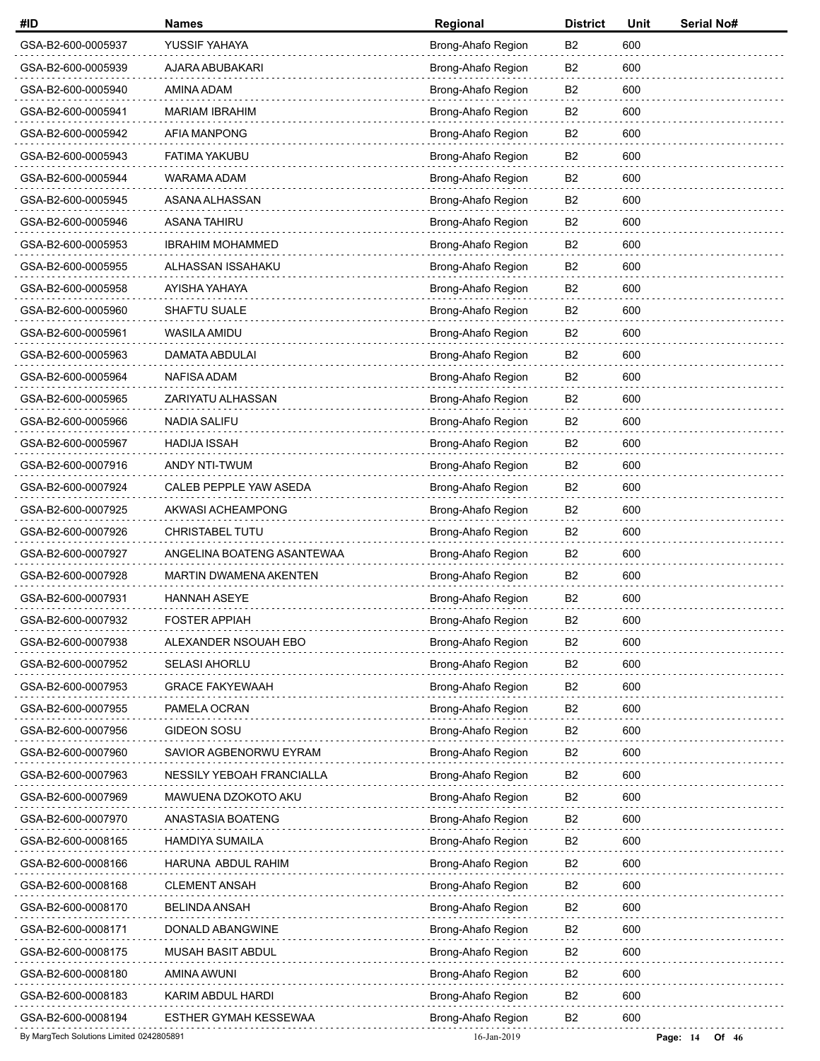| #ID | Names | Regional | District | Unit | Serial No# |
|---|---|---|---|---|---|
| GSA-B2-600-0005937 | YUSSIF YAHAYA | Brong-Ahafo Region | B2 | 600 | |
| GSA-B2-600-0005939 | AJARA ABUBAKARI | Brong-Ahafo Region | B2 | 600 | |
| GSA-B2-600-0005940 | AMINA ADAM | Brong-Ahafo Region | B2 | 600 | |
| GSA-B2-600-0005941 | MARIAM IBRAHIM | Brong-Ahafo Region | B2 | 600 | |
| GSA-B2-600-0005942 | AFIA MANPONG | Brong-Ahafo Region | B2 | 600 | |
| GSA-B2-600-0005943 | FATIMA YAKUBU | Brong-Ahafo Region | B2 | 600 | |
| GSA-B2-600-0005944 | WARAMA ADAM | Brong-Ahafo Region | B2 | 600 | |
| GSA-B2-600-0005945 | ASANA ALHASSAN | Brong-Ahafo Region | B2 | 600 | |
| GSA-B2-600-0005946 | ASANA TAHIRU | Brong-Ahafo Region | B2 | 600 | |
| GSA-B2-600-0005953 | IBRAHIM MOHAMMED | Brong-Ahafo Region | B2 | 600 | |
| GSA-B2-600-0005955 | ALHASSAN ISSAHAKU | Brong-Ahafo Region | B2 | 600 | |
| GSA-B2-600-0005958 | AYISHA YAHAYA | Brong-Ahafo Region | B2 | 600 | |
| GSA-B2-600-0005960 | SHAFTU SUALE | Brong-Ahafo Region | B2 | 600 | |
| GSA-B2-600-0005961 | WASILA AMIDU | Brong-Ahafo Region | B2 | 600 | |
| GSA-B2-600-0005963 | DAMATA ABDULAI | Brong-Ahafo Region | B2 | 600 | |
| GSA-B2-600-0005964 | NAFISA ADAM | Brong-Ahafo Region | B2 | 600 | |
| GSA-B2-600-0005965 | ZARIYATU ALHASSAN | Brong-Ahafo Region | B2 | 600 | |
| GSA-B2-600-0005966 | NADIA SALIFU | Brong-Ahafo Region | B2 | 600 | |
| GSA-B2-600-0005967 | HADIJA ISSAH | Brong-Ahafo Region | B2 | 600 | |
| GSA-B2-600-0007916 | ANDY NTI-TWUM | Brong-Ahafo Region | B2 | 600 | |
| GSA-B2-600-0007924 | CALEB PEPPLE YAW ASEDA | Brong-Ahafo Region | B2 | 600 | |
| GSA-B2-600-0007925 | AKWASI ACHEAMPONG | Brong-Ahafo Region | B2 | 600 | |
| GSA-B2-600-0007926 | CHRISTABEL TUTU | Brong-Ahafo Region | B2 | 600 | |
| GSA-B2-600-0007927 | ANGELINA BOATENG ASANTEWAA | Brong-Ahafo Region | B2 | 600 | |
| GSA-B2-600-0007928 | MARTIN DWAMENA AKENTEN | Brong-Ahafo Region | B2 | 600 | |
| GSA-B2-600-0007931 | HANNAH ASEYE | Brong-Ahafo Region | B2 | 600 | |
| GSA-B2-600-0007932 | FOSTER APPIAH | Brong-Ahafo Region | B2 | 600 | |
| GSA-B2-600-0007938 | ALEXANDER NSOUAH EBO | Brong-Ahafo Region | B2 | 600 | |
| GSA-B2-600-0007952 | SELASI AHORLU | Brong-Ahafo Region | B2 | 600 | |
| GSA-B2-600-0007953 | GRACE FAKYEWAAH | Brong-Ahafo Region | B2 | 600 | |
| GSA-B2-600-0007955 | PAMELA OCRAN | Brong-Ahafo Region | B2 | 600 | |
| GSA-B2-600-0007956 | GIDEON SOSU | Brong-Ahafo Region | B2 | 600 | |
| GSA-B2-600-0007960 | SAVIOR AGBENORWU EYRAM | Brong-Ahafo Region | B2 | 600 | |
| GSA-B2-600-0007963 | NESSILY YEBOAH FRANCIALLA | Brong-Ahafo Region | B2 | 600 | |
| GSA-B2-600-0007969 | MAWUENA DZOKOTO AKU | Brong-Ahafo Region | B2 | 600 | |
| GSA-B2-600-0007970 | ANASTASIA BOATENG | Brong-Ahafo Region | B2 | 600 | |
| GSA-B2-600-0008165 | HAMDIYA SUMAILA | Brong-Ahafo Region | B2 | 600 | |
| GSA-B2-600-0008166 | HARUNA ABDUL RAHIM | Brong-Ahafo Region | B2 | 600 | |
| GSA-B2-600-0008168 | CLEMENT ANSAH | Brong-Ahafo Region | B2 | 600 | |
| GSA-B2-600-0008170 | BELINDA ANSAH | Brong-Ahafo Region | B2 | 600 | |
| GSA-B2-600-0008171 | DONALD ABANGWINE | Brong-Ahafo Region | B2 | 600 | |
| GSA-B2-600-0008175 | MUSAH BASIT ABDUL | Brong-Ahafo Region | B2 | 600 | |
| GSA-B2-600-0008180 | AMINA AWUNI | Brong-Ahafo Region | B2 | 600 | |
| GSA-B2-600-0008183 | KARIM ABDUL HARDI | Brong-Ahafo Region | B2 | 600 | |
| GSA-B2-600-0008194 | ESTHER GYMAH KESSEWAA | Brong-Ahafo Region | B2 | 600 | |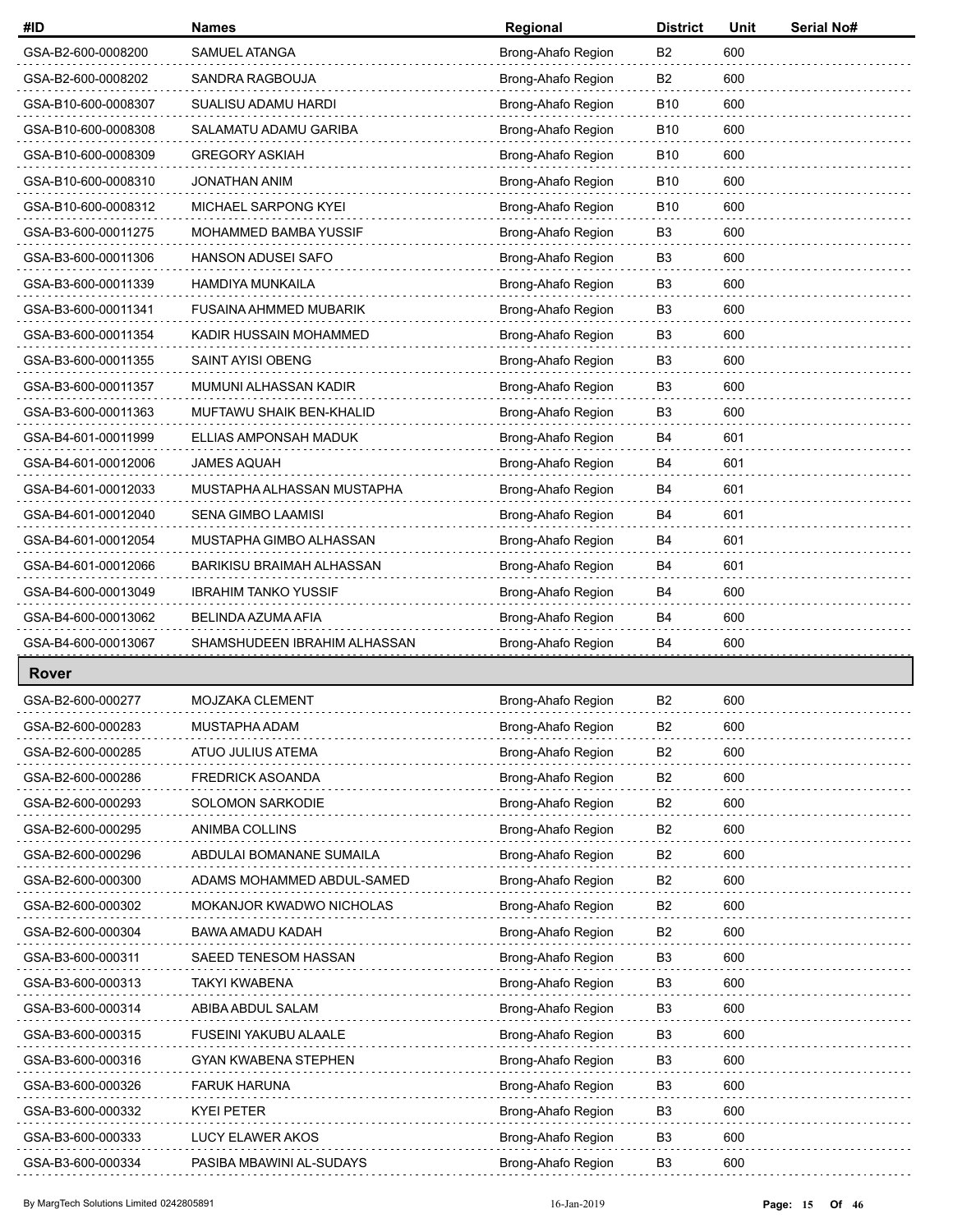| #ID | Names | Regional | District | Unit | Serial No# |
|---|---|---|---|---|---|
| GSA-B2-600-0008200 | SAMUEL ATANGA | Brong-Ahafo Region | B2 | 600 | |
| GSA-B2-600-0008202 | SANDRA RAGBOUJA | Brong-Ahafo Region | B2 | 600 | |
| GSA-B10-600-0008307 | SUALISU ADAMU HARDI | Brong-Ahafo Region | B10 | 600 | |
| GSA-B10-600-0008308 | SALAMATU ADAMU GARIBA | Brong-Ahafo Region | B10 | 600 | |
| GSA-B10-600-0008309 | GREGORY ASKIAH | Brong-Ahafo Region | B10 | 600 | |
| GSA-B10-600-0008310 | JONATHAN ANIM | Brong-Ahafo Region | B10 | 600 | |
| GSA-B10-600-0008312 | MICHAEL SARPONG KYEI | Brong-Ahafo Region | B10 | 600 | |
| GSA-B3-600-00011275 | MOHAMMED BAMBA YUSSIF | Brong-Ahafo Region | B3 | 600 | |
| GSA-B3-600-00011306 | HANSON ADUSEI SAFO | Brong-Ahafo Region | B3 | 600 | |
| GSA-B3-600-00011339 | HAMDIYA MUNKAILA | Brong-Ahafo Region | B3 | 600 | |
| GSA-B3-600-00011341 | FUSAINA AHMMED MUBARIK | Brong-Ahafo Region | B3 | 600 | |
| GSA-B3-600-00011354 | KADIR HUSSAIN MOHAMMED | Brong-Ahafo Region | B3 | 600 | |
| GSA-B3-600-00011355 | SAINT AYISI OBENG | Brong-Ahafo Region | B3 | 600 | |
| GSA-B3-600-00011357 | MUMUNI ALHASSAN KADIR | Brong-Ahafo Region | B3 | 600 | |
| GSA-B3-600-00011363 | MUFTAWU SHAIK BEN-KHALID | Brong-Ahafo Region | B3 | 600 | |
| GSA-B4-601-00011999 | ELLIAS AMPONSAH MADUK | Brong-Ahafo Region | B4 | 601 | |
| GSA-B4-601-00012006 | JAMES AQUAH | Brong-Ahafo Region | B4 | 601 | |
| GSA-B4-601-00012033 | MUSTAPHA ALHASSAN MUSTAPHA | Brong-Ahafo Region | B4 | 601 | |
| GSA-B4-601-00012040 | SENA GIMBO LAAMISI | Brong-Ahafo Region | B4 | 601 | |
| GSA-B4-601-00012054 | MUSTAPHA GIMBO ALHASSAN | Brong-Ahafo Region | B4 | 601 | |
| GSA-B4-601-00012066 | BARIKISU BRAIMAH ALHASSAN | Brong-Ahafo Region | B4 | 601 | |
| GSA-B4-600-00013049 | IBRAHIM TANKO YUSSIF | Brong-Ahafo Region | B4 | 600 | |
| GSA-B4-600-00013062 | BELINDA AZUMA AFIA | Brong-Ahafo Region | B4 | 600 | |
| GSA-B4-600-00013067 | SHAMSHUDEEN IBRAHIM ALHASSAN | Brong-Ahafo Region | B4 | 600 | |

## Rover

| #ID | Names | Regional | District | Unit | Serial No# |
|---|---|---|---|---|---|
| GSA-B2-600-000277 | MOJZAKA CLEMENT | Brong-Ahafo Region | B2 | 600 | |
| GSA-B2-600-000283 | MUSTAPHA ADAM | Brong-Ahafo Region | B2 | 600 | |
| GSA-B2-600-000285 | ATUO JULIUS ATEMA | Brong-Ahafo Region | B2 | 600 | |
| GSA-B2-600-000286 | FREDRICK ASOANDA | Brong-Ahafo Region | B2 | 600 | |
| GSA-B2-600-000293 | SOLOMON SARKODIE | Brong-Ahafo Region | B2 | 600 | |
| GSA-B2-600-000295 | ANIMBA COLLINS | Brong-Ahafo Region | B2 | 600 | |
| GSA-B2-600-000296 | ABDULAI BOMANANE SUMAILA | Brong-Ahafo Region | B2 | 600 | |
| GSA-B2-600-000300 | ADAMS MOHAMMED ABDUL-SAMED | Brong-Ahafo Region | B2 | 600 | |
| GSA-B2-600-000302 | MOKANJOR KWADWO NICHOLAS | Brong-Ahafo Region | B2 | 600 | |
| GSA-B2-600-000304 | BAWA AMADU KADAH | Brong-Ahafo Region | B2 | 600 | |
| GSA-B3-600-000311 | SAEED TENESOM HASSAN | Brong-Ahafo Region | B3 | 600 | |
| GSA-B3-600-000313 | TAKYI KWABENA | Brong-Ahafo Region | B3 | 600 | |
| GSA-B3-600-000314 | ABIBA ABDUL SALAM | Brong-Ahafo Region | B3 | 600 | |
| GSA-B3-600-000315 | FUSEINI YAKUBU ALAALE | Brong-Ahafo Region | B3 | 600 | |
| GSA-B3-600-000316 | GYAN KWABENA STEPHEN | Brong-Ahafo Region | B3 | 600 | |
| GSA-B3-600-000326 | FARUK HARUNA | Brong-Ahafo Region | B3 | 600 | |
| GSA-B3-600-000332 | KYEI PETER | Brong-Ahafo Region | B3 | 600 | |
| GSA-B3-600-000333 | LUCY ELAWER AKOS | Brong-Ahafo Region | B3 | 600 | |
| GSA-B3-600-000334 | PASIBA MBAWINI AL-SUDAYS | Brong-Ahafo Region | B3 | 600 | |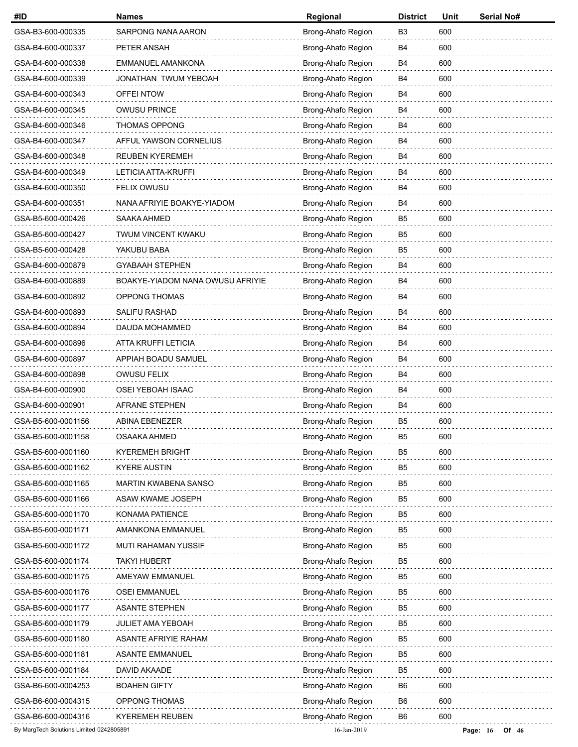| #ID | Names | Regional | District | Unit | Serial No# |
|---|---|---|---|---|---|
| GSA-B3-600-000335 | SARPONG NANA AARON | Brong-Ahafo Region | B3 | 600 | |
| GSA-B4-600-000337 | PETER ANSAH | Brong-Ahafo Region | B4 | 600 | |
| GSA-B4-600-000338 | EMMANUEL AMANKONA | Brong-Ahafo Region | B4 | 600 | |
| GSA-B4-600-000339 | JONATHAN TWUM YEBOAH | Brong-Ahafo Region | B4 | 600 | |
| GSA-B4-600-000343 | OFFEI NTOW | Brong-Ahafo Region | B4 | 600 | |
| GSA-B4-600-000345 | OWUSU PRINCE | Brong-Ahafo Region | B4 | 600 | |
| GSA-B4-600-000346 | THOMAS OPPONG | Brong-Ahafo Region | B4 | 600 | |
| GSA-B4-600-000347 | AFFUL YAWSON CORNELIUS | Brong-Ahafo Region | B4 | 600 | |
| GSA-B4-600-000348 | REUBEN KYEREMEH | Brong-Ahafo Region | B4 | 600 | |
| GSA-B4-600-000349 | LETICIA ATTA-KRUFFI | Brong-Ahafo Region | B4 | 600 | |
| GSA-B4-600-000350 | FELIX OWUSU | Brong-Ahafo Region | B4 | 600 | |
| GSA-B4-600-000351 | NANA AFRIYIE BOAKYE-YIADOM | Brong-Ahafo Region | B4 | 600 | |
| GSA-B5-600-000426 | SAAKA AHMED | Brong-Ahafo Region | B5 | 600 | |
| GSA-B5-600-000427 | TWUM VINCENT KWAKU | Brong-Ahafo Region | B5 | 600 | |
| GSA-B5-600-000428 | YAKUBU BABA | Brong-Ahafo Region | B5 | 600 | |
| GSA-B4-600-000879 | GYABAAH STEPHEN | Brong-Ahafo Region | B4 | 600 | |
| GSA-B4-600-000889 | BOAKYE-YIADOM NANA OWUSU AFRIYIE | Brong-Ahafo Region | B4 | 600 | |
| GSA-B4-600-000892 | OPPONG THOMAS | Brong-Ahafo Region | B4 | 600 | |
| GSA-B4-600-000893 | SALIFU RASHAD | Brong-Ahafo Region | B4 | 600 | |
| GSA-B4-600-000894 | DAUDA MOHAMMED | Brong-Ahafo Region | B4 | 600 | |
| GSA-B4-600-000896 | ATTA KRUFFI LETICIA | Brong-Ahafo Region | B4 | 600 | |
| GSA-B4-600-000897 | APPIAH BOADU SAMUEL | Brong-Ahafo Region | B4 | 600 | |
| GSA-B4-600-000898 | OWUSU FELIX | Brong-Ahafo Region | B4 | 600 | |
| GSA-B4-600-000900 | OSEI YEBOAH ISAAC | Brong-Ahafo Region | B4 | 600 | |
| GSA-B4-600-000901 | AFRANE STEPHEN | Brong-Ahafo Region | B4 | 600 | |
| GSA-B5-600-0001156 | ABINA EBENEZER | Brong-Ahafo Region | B5 | 600 | |
| GSA-B5-600-0001158 | OSAAKA AHMED | Brong-Ahafo Region | B5 | 600 | |
| GSA-B5-600-0001160 | KYEREMEH BRIGHT | Brong-Ahafo Region | B5 | 600 | |
| GSA-B5-600-0001162 | KYERE AUSTIN | Brong-Ahafo Region | B5 | 600 | |
| GSA-B5-600-0001165 | MARTIN KWABENA SANSO | Brong-Ahafo Region | B5 | 600 | |
| GSA-B5-600-0001166 | ASAW KWAME JOSEPH | Brong-Ahafo Region | B5 | 600 | |
| GSA-B5-600-0001170 | KONAMA PATIENCE | Brong-Ahafo Region | B5 | 600 | |
| GSA-B5-600-0001171 | AMANKONA EMMANUEL | Brong-Ahafo Region | B5 | 600 | |
| GSA-B5-600-0001172 | MUTI RAHAMAN YUSSIF | Brong-Ahafo Region | B5 | 600 | |
| GSA-B5-600-0001174 | TAKYI HUBERT | Brong-Ahafo Region | B5 | 600 | |
| GSA-B5-600-0001175 | AMEYAW EMMANUEL | Brong-Ahafo Region | B5 | 600 | |
| GSA-B5-600-0001176 | OSEI EMMANUEL | Brong-Ahafo Region | B5 | 600 | |
| GSA-B5-600-0001177 | ASANTE STEPHEN | Brong-Ahafo Region | B5 | 600 | |
| GSA-B5-600-0001179 | JULIET AMA YEBOAH | Brong-Ahafo Region | B5 | 600 | |
| GSA-B5-600-0001180 | ASANTE AFRIYIE RAHAM | Brong-Ahafo Region | B5 | 600 | |
| GSA-B5-600-0001181 | ASANTE EMMANUEL | Brong-Ahafo Region | B5 | 600 | |
| GSA-B5-600-0001184 | DAVID AKAADE | Brong-Ahafo Region | B5 | 600 | |
| GSA-B6-600-0004253 | BOAHEN GIFTY | Brong-Ahafo Region | B6 | 600 | |
| GSA-B6-600-0004315 | OPPONG THOMAS | Brong-Ahafo Region | B6 | 600 | |
| GSA-B6-600-0004316 | KYEREMEH REUBEN | Brong-Ahafo Region | B6 | 600 | |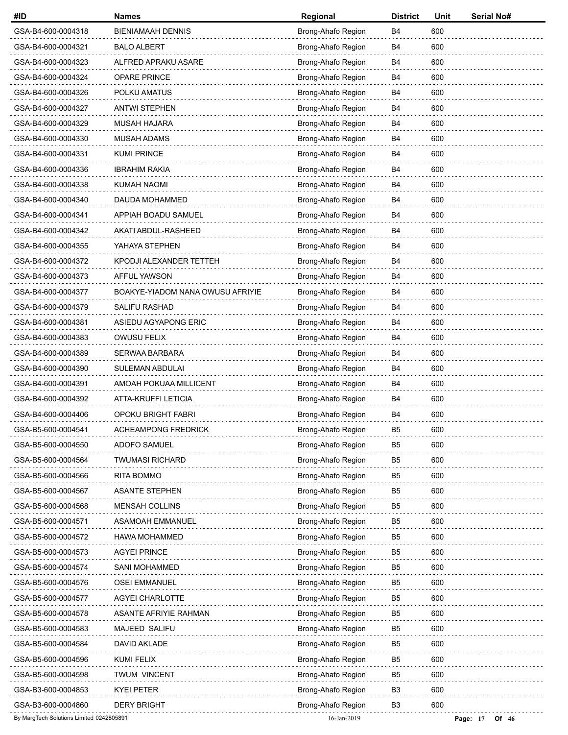| #ID | Names | Regional | District | Unit | Serial No# |
|---|---|---|---|---|---|
| GSA-B4-600-0004318 | BIENIAMAAH DENNIS | Brong-Ahafo Region | B4 | 600 | |
| GSA-B4-600-0004321 | BALO ALBERT | Brong-Ahafo Region | B4 | 600 | |
| GSA-B4-600-0004323 | ALFRED APRAKU ASARE | Brong-Ahafo Region | B4 | 600 | |
| GSA-B4-600-0004324 | OPARE PRINCE | Brong-Ahafo Region | B4 | 600 | |
| GSA-B4-600-0004326 | POLKU AMATUS | Brong-Ahafo Region | B4 | 600 | |
| GSA-B4-600-0004327 | ANTWI STEPHEN | Brong-Ahafo Region | B4 | 600 | |
| GSA-B4-600-0004329 | MUSAH HAJARA | Brong-Ahafo Region | B4 | 600 | |
| GSA-B4-600-0004330 | MUSAH ADAMS | Brong-Ahafo Region | B4 | 600 | |
| GSA-B4-600-0004331 | KUMI PRINCE | Brong-Ahafo Region | B4 | 600 | |
| GSA-B4-600-0004336 | IBRAHIM RAKIA | Brong-Ahafo Region | B4 | 600 | |
| GSA-B4-600-0004338 | KUMAH NAOMI | Brong-Ahafo Region | B4 | 600 | |
| GSA-B4-600-0004340 | DAUDA MOHAMMED | Brong-Ahafo Region | B4 | 600 | |
| GSA-B4-600-0004341 | APPIAH BOADU SAMUEL | Brong-Ahafo Region | B4 | 600 | |
| GSA-B4-600-0004342 | AKATI ABDUL-RASHEED | Brong-Ahafo Region | B4 | 600 | |
| GSA-B4-600-0004355 | YAHAYA STEPHEN | Brong-Ahafo Region | B4 | 600 | |
| GSA-B4-600-0004372 | KPODJI ALEXANDER TETTEH | Brong-Ahafo Region | B4 | 600 | |
| GSA-B4-600-0004373 | AFFUL YAWSON | Brong-Ahafo Region | B4 | 600 | |
| GSA-B4-600-0004377 | BOAKYE-YIADOM NANA OWUSU AFRIYIE | Brong-Ahafo Region | B4 | 600 | |
| GSA-B4-600-0004379 | SALIFU RASHAD | Brong-Ahafo Region | B4 | 600 | |
| GSA-B4-600-0004381 | ASIEDU AGYAPONG ERIC | Brong-Ahafo Region | B4 | 600 | |
| GSA-B4-600-0004383 | OWUSU FELIX | Brong-Ahafo Region | B4 | 600 | |
| GSA-B4-600-0004389 | SERWAA BARBARA | Brong-Ahafo Region | B4 | 600 | |
| GSA-B4-600-0004390 | SULEMAN ABDULAI | Brong-Ahafo Region | B4 | 600 | |
| GSA-B4-600-0004391 | AMOAH POKUAA MILLICENT | Brong-Ahafo Region | B4 | 600 | |
| GSA-B4-600-0004392 | ATTA-KRUFFI LETICIA | Brong-Ahafo Region | B4 | 600 | |
| GSA-B4-600-0004406 | OPOKU BRIGHT FABRI | Brong-Ahafo Region | B4 | 600 | |
| GSA-B5-600-0004541 | ACHEAMPONG FREDRICK | Brong-Ahafo Region | B5 | 600 | |
| GSA-B5-600-0004550 | ADOFO SAMUEL | Brong-Ahafo Region | B5 | 600 | |
| GSA-B5-600-0004564 | TWUMASI RICHARD | Brong-Ahafo Region | B5 | 600 | |
| GSA-B5-600-0004566 | RITA BOMMO | Brong-Ahafo Region | B5 | 600 | |
| GSA-B5-600-0004567 | ASANTE STEPHEN | Brong-Ahafo Region | B5 | 600 | |
| GSA-B5-600-0004568 | MENSAH COLLINS | Brong-Ahafo Region | B5 | 600 | |
| GSA-B5-600-0004571 | ASAMOAH EMMANUEL | Brong-Ahafo Region | B5 | 600 | |
| GSA-B5-600-0004572 | HAWA MOHAMMED | Brong-Ahafo Region | B5 | 600 | |
| GSA-B5-600-0004573 | AGYEI PRINCE | Brong-Ahafo Region | B5 | 600 | |
| GSA-B5-600-0004574 | SANI MOHAMMED | Brong-Ahafo Region | B5 | 600 | |
| GSA-B5-600-0004576 | OSEI EMMANUEL | Brong-Ahafo Region | B5 | 600 | |
| GSA-B5-600-0004577 | AGYEI CHARLOTTE | Brong-Ahafo Region | B5 | 600 | |
| GSA-B5-600-0004578 | ASANTE AFRIYIE RAHMAN | Brong-Ahafo Region | B5 | 600 | |
| GSA-B5-600-0004583 | MAJEED SALIFU | Brong-Ahafo Region | B5 | 600 | |
| GSA-B5-600-0004584 | DAVID AKLADE | Brong-Ahafo Region | B5 | 600 | |
| GSA-B5-600-0004596 | KUMI FELIX | Brong-Ahafo Region | B5 | 600 | |
| GSA-B5-600-0004598 | TWUM VINCENT | Brong-Ahafo Region | B5 | 600 | |
| GSA-B3-600-0004853 | KYEI PETER | Brong-Ahafo Region | B3 | 600 | |
| GSA-B3-600-0004860 | DERY BRIGHT | Brong-Ahafo Region | B3 | 600 | |

By MargTech Solutions Limited 0242805891 16-Jan-2019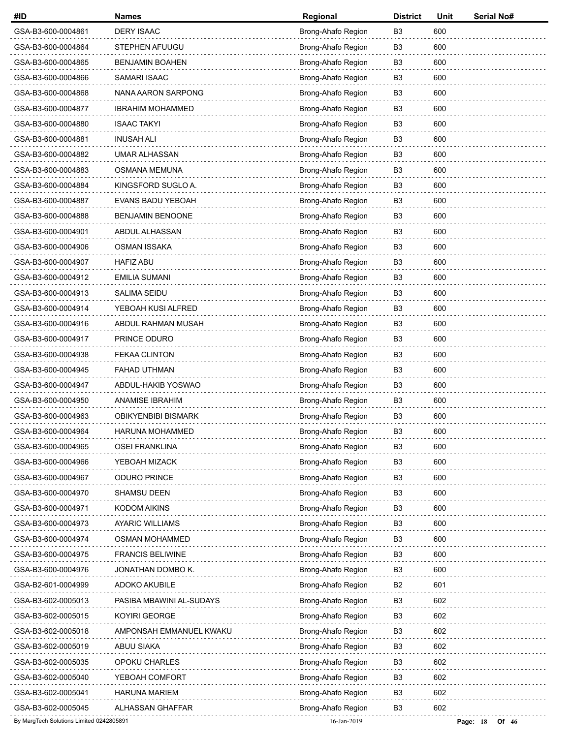| #ID | Names | Regional | District | Unit | Serial No# |
|---|---|---|---|---|---|
| GSA-B3-600-0004861 | DERY ISAAC | Brong-Ahafo Region | B3 | 600 | |
| GSA-B3-600-0004864 | STEPHEN AFUUGU | Brong-Ahafo Region | B3 | 600 | |
| GSA-B3-600-0004865 | BENJAMIN BOAHEN | Brong-Ahafo Region | B3 | 600 | |
| GSA-B3-600-0004866 | SAMARI ISAAC | Brong-Ahafo Region | B3 | 600 | |
| GSA-B3-600-0004868 | NANA AARON SARPONG | Brong-Ahafo Region | B3 | 600 | |
| GSA-B3-600-0004877 | IBRAHIM MOHAMMED | Brong-Ahafo Region | B3 | 600 | |
| GSA-B3-600-0004880 | ISAAC TAKYI | Brong-Ahafo Region | B3 | 600 | |
| GSA-B3-600-0004881 | INUSAH ALI | Brong-Ahafo Region | B3 | 600 | |
| GSA-B3-600-0004882 | UMAR ALHASSAN | Brong-Ahafo Region | B3 | 600 | |
| GSA-B3-600-0004883 | OSMANA MEMUNA | Brong-Ahafo Region | B3 | 600 | |
| GSA-B3-600-0004884 | KINGSFORD SUGLO A. | Brong-Ahafo Region | B3 | 600 | |
| GSA-B3-600-0004887 | EVANS BADU YEBOAH | Brong-Ahafo Region | B3 | 600 | |
| GSA-B3-600-0004888 | BENJAMIN BENOONE | Brong-Ahafo Region | B3 | 600 | |
| GSA-B3-600-0004901 | ABDUL ALHASSAN | Brong-Ahafo Region | B3 | 600 | |
| GSA-B3-600-0004906 | OSMAN ISSAKA | Brong-Ahafo Region | B3 | 600 | |
| GSA-B3-600-0004907 | HAFIZ ABU | Brong-Ahafo Region | B3 | 600 | |
| GSA-B3-600-0004912 | EMILIA SUMANI | Brong-Ahafo Region | B3 | 600 | |
| GSA-B3-600-0004913 | SALIMA SEIDU | Brong-Ahafo Region | B3 | 600 | |
| GSA-B3-600-0004914 | YEBOAH KUSI ALFRED | Brong-Ahafo Region | B3 | 600 | |
| GSA-B3-600-0004916 | ABDUL RAHMAN MUSAH | Brong-Ahafo Region | B3 | 600 | |
| GSA-B3-600-0004917 | PRINCE ODURO | Brong-Ahafo Region | B3 | 600 | |
| GSA-B3-600-0004938 | FEKAA CLINTON | Brong-Ahafo Region | B3 | 600 | |
| GSA-B3-600-0004945 | FAHAD UTHMAN | Brong-Ahafo Region | B3 | 600 | |
| GSA-B3-600-0004947 | ABDUL-HAKIB YOSWAO | Brong-Ahafo Region | B3 | 600 | |
| GSA-B3-600-0004950 | ANAMISE IBRAHIM | Brong-Ahafo Region | B3 | 600 | |
| GSA-B3-600-0004963 | OBIKYENBIBI BISMARK | Brong-Ahafo Region | B3 | 600 | |
| GSA-B3-600-0004964 | HARUNA MOHAMMED | Brong-Ahafo Region | B3 | 600 | |
| GSA-B3-600-0004965 | OSEI FRANKLINA | Brong-Ahafo Region | B3 | 600 | |
| GSA-B3-600-0004966 | YEBOAH MIZACK | Brong-Ahafo Region | B3 | 600 | |
| GSA-B3-600-0004967 | ODURO PRINCE | Brong-Ahafo Region | B3 | 600 | |
| GSA-B3-600-0004970 | SHAMSU DEEN | Brong-Ahafo Region | B3 | 600 | |
| GSA-B3-600-0004971 | KODOM AIKINS | Brong-Ahafo Region | B3 | 600 | |
| GSA-B3-600-0004973 | AYARIC WILLIAMS | Brong-Ahafo Region | B3 | 600 | |
| GSA-B3-600-0004974 | OSMAN MOHAMMED | Brong-Ahafo Region | B3 | 600 | |
| GSA-B3-600-0004975 | FRANCIS BELIWINE | Brong-Ahafo Region | B3 | 600 | |
| GSA-B3-600-0004976 | JONATHAN DOMBO K. | Brong-Ahafo Region | B3 | 600 | |
| GSA-B2-601-0004999 | ADOKO AKUBILE | Brong-Ahafo Region | B2 | 601 | |
| GSA-B3-602-0005013 | PASIBA MBAWINI AL-SUDAYS | Brong-Ahafo Region | B3 | 602 | |
| GSA-B3-602-0005015 | KOYIRI GEORGE | Brong-Ahafo Region | B3 | 602 | |
| GSA-B3-602-0005018 | AMPONSAH EMMANUEL KWAKU | Brong-Ahafo Region | B3 | 602 | |
| GSA-B3-602-0005019 | ABUU SIAKA | Brong-Ahafo Region | B3 | 602 | |
| GSA-B3-602-0005035 | OPOKU CHARLES | Brong-Ahafo Region | B3 | 602 | |
| GSA-B3-602-0005040 | YEBOAH COMFORT | Brong-Ahafo Region | B3 | 602 | |
| GSA-B3-602-0005041 | HARUNA MARIEM | Brong-Ahafo Region | B3 | 602 | |
| GSA-B3-602-0005045 | ALHASSAN GHAFFAR | Brong-Ahafo Region | B3 | 602 | |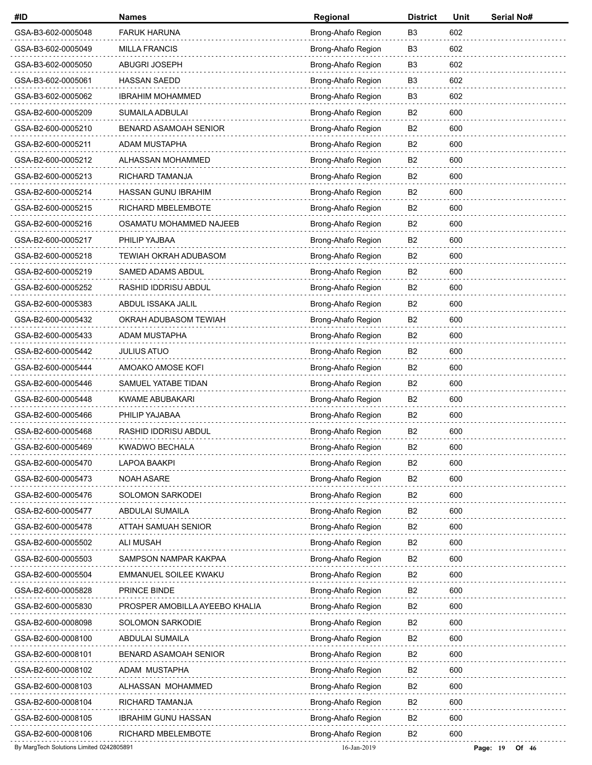| #ID | Names | Regional | District | Unit | Serial No# |
|---|---|---|---|---|---|
| GSA-B3-602-0005048 | FARUK HARUNA | Brong-Ahafo Region | B3 | 602 | |
| GSA-B3-602-0005049 | MILLA FRANCIS | Brong-Ahafo Region | B3 | 602 | |
| GSA-B3-602-0005050 | ABUGRI JOSEPH | Brong-Ahafo Region | B3 | 602 | |
| GSA-B3-602-0005061 | HASSAN SAEDD | Brong-Ahafo Region | B3 | 602 | |
| GSA-B3-602-0005062 | IBRAHIM MOHAMMED | Brong-Ahafo Region | B3 | 602 | |
| GSA-B2-600-0005209 | SUMAILA ADBULAI | Brong-Ahafo Region | B2 | 600 | |
| GSA-B2-600-0005210 | BENARD ASAMOAH SENIOR | Brong-Ahafo Region | B2 | 600 | |
| GSA-B2-600-0005211 | ADAM MUSTAPHA | Brong-Ahafo Region | B2 | 600 | |
| GSA-B2-600-0005212 | ALHASSAN MOHAMMED | Brong-Ahafo Region | B2 | 600 | |
| GSA-B2-600-0005213 | RICHARD TAMANJA | Brong-Ahafo Region | B2 | 600 | |
| GSA-B2-600-0005214 | HASSAN GUNU IBRAHIM | Brong-Ahafo Region | B2 | 600 | |
| GSA-B2-600-0005215 | RICHARD MBELEMBOTE | Brong-Ahafo Region | B2 | 600 | |
| GSA-B2-600-0005216 | OSAMATU MOHAMMED NAJEEB | Brong-Ahafo Region | B2 | 600 | |
| GSA-B2-600-0005217 | PHILIP YAJBAA | Brong-Ahafo Region | B2 | 600 | |
| GSA-B2-600-0005218 | TEWIAH OKRAH ADUBASOM | Brong-Ahafo Region | B2 | 600 | |
| GSA-B2-600-0005219 | SAMED ADAMS ABDUL | Brong-Ahafo Region | B2 | 600 | |
| GSA-B2-600-0005252 | RASHID IDDRISU ABDUL | Brong-Ahafo Region | B2 | 600 | |
| GSA-B2-600-0005383 | ABDUL ISSAKA JALIL | Brong-Ahafo Region | B2 | 600 | |
| GSA-B2-600-0005432 | OKRAH ADUBASOM TEWIAH | Brong-Ahafo Region | B2 | 600 | |
| GSA-B2-600-0005433 | ADAM MUSTAPHA | Brong-Ahafo Region | B2 | 600 | |
| GSA-B2-600-0005442 | JULIUS ATUO | Brong-Ahafo Region | B2 | 600 | |
| GSA-B2-600-0005444 | AMOAKO AMOSE KOFI | Brong-Ahafo Region | B2 | 600 | |
| GSA-B2-600-0005446 | SAMUEL YATABE TIDAN | Brong-Ahafo Region | B2 | 600 | |
| GSA-B2-600-0005448 | KWAME ABUBAKARI | Brong-Ahafo Region | B2 | 600 | |
| GSA-B2-600-0005466 | PHILIP YAJABAA | Brong-Ahafo Region | B2 | 600 | |
| GSA-B2-600-0005468 | RASHID IDDRISU ABDUL | Brong-Ahafo Region | B2 | 600 | |
| GSA-B2-600-0005469 | KWADWO BECHALA | Brong-Ahafo Region | B2 | 600 | |
| GSA-B2-600-0005470 | LAPOA BAAKPI | Brong-Ahafo Region | B2 | 600 | |
| GSA-B2-600-0005473 | NOAH ASARE | Brong-Ahafo Region | B2 | 600 | |
| GSA-B2-600-0005476 | SOLOMON SARKODEI | Brong-Ahafo Region | B2 | 600 | |
| GSA-B2-600-0005477 | ABDULAI SUMAILA | Brong-Ahafo Region | B2 | 600 | |
| GSA-B2-600-0005478 | ATTAH SAMUAH SENIOR | Brong-Ahafo Region | B2 | 600 | |
| GSA-B2-600-0005502 | ALI MUSAH | Brong-Ahafo Region | B2 | 600 | |
| GSA-B2-600-0005503 | SAMPSON NAMPAR KAKPAA | Brong-Ahafo Region | B2 | 600 | |
| GSA-B2-600-0005504 | EMMANUEL SOILEE KWAKU | Brong-Ahafo Region | B2 | 600 | |
| GSA-B2-600-0005828 | PRINCE BINDE | Brong-Ahafo Region | B2 | 600 | |
| GSA-B2-600-0005830 | PROSPER AMOBILLA AYEEBO KHALIA | Brong-Ahafo Region | B2 | 600 | |
| GSA-B2-600-0008098 | SOLOMON SARKODIE | Brong-Ahafo Region | B2 | 600 | |
| GSA-B2-600-0008100 | ABDULAI SUMAILA | Brong-Ahafo Region | B2 | 600 | |
| GSA-B2-600-0008101 | BENARD ASAMOAH SENIOR | Brong-Ahafo Region | B2 | 600 | |
| GSA-B2-600-0008102 | ADAM MUSTAPHA | Brong-Ahafo Region | B2 | 600 | |
| GSA-B2-600-0008103 | ALHASSAN MOHAMMED | Brong-Ahafo Region | B2 | 600 | |
| GSA-B2-600-0008104 | RICHARD TAMANJA | Brong-Ahafo Region | B2 | 600 | |
| GSA-B2-600-0008105 | IBRAHIM GUNU HASSAN | Brong-Ahafo Region | B2 | 600 | |
| GSA-B2-600-0008106 | RICHARD MBELEMBOTE | Brong-Ahafo Region | B2 | 600 | |

By MargTech Solutions Limited 0242805891 16-Jan-2019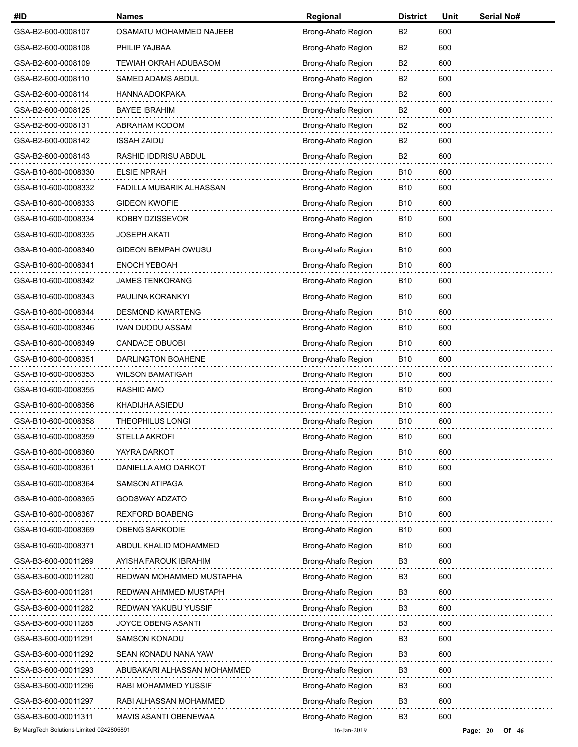| #ID | Names | Regional | District | Unit | Serial No# |
|---|---|---|---|---|---|
| GSA-B2-600-0008107 | OSAMATU MOHAMMED NAJEEB | Brong-Ahafo Region | B2 | 600 | |
| GSA-B2-600-0008108 | PHILIP YAJBAA | Brong-Ahafo Region | B2 | 600 | |
| GSA-B2-600-0008109 | TEWIAH OKRAH ADUBASOM | Brong-Ahafo Region | B2 | 600 | |
| GSA-B2-600-0008110 | SAMED ADAMS ABDUL | Brong-Ahafo Region | B2 | 600 | |
| GSA-B2-600-0008114 | HANNA ADOKPAKA | Brong-Ahafo Region | B2 | 600 | |
| GSA-B2-600-0008125 | BAYEE IBRAHIM | Brong-Ahafo Region | B2 | 600 | |
| GSA-B2-600-0008131 | ABRAHAM KODOM | Brong-Ahafo Region | B2 | 600 | |
| GSA-B2-600-0008142 | ISSAH ZAIDU | Brong-Ahafo Region | B2 | 600 | |
| GSA-B2-600-0008143 | RASHID IDDRISU ABDUL | Brong-Ahafo Region | B2 | 600 | |
| GSA-B10-600-0008330 | ELSIE NPRAH | Brong-Ahafo Region | B10 | 600 | |
| GSA-B10-600-0008332 | FADILLA MUBARIK ALHASSAN | Brong-Ahafo Region | B10 | 600 | |
| GSA-B10-600-0008333 | GIDEON KWOFIE | Brong-Ahafo Region | B10 | 600 | |
| GSA-B10-600-0008334 | KOBBY DZISSEVOR | Brong-Ahafo Region | B10 | 600 | |
| GSA-B10-600-0008335 | JOSEPH AKATI | Brong-Ahafo Region | B10 | 600 | |
| GSA-B10-600-0008340 | GIDEON BEMPAH OWUSU | Brong-Ahafo Region | B10 | 600 | |
| GSA-B10-600-0008341 | ENOCH YEBOAH | Brong-Ahafo Region | B10 | 600 | |
| GSA-B10-600-0008342 | JAMES TENKORANG | Brong-Ahafo Region | B10 | 600 | |
| GSA-B10-600-0008343 | PAULINA KORANKYI | Brong-Ahafo Region | B10 | 600 | |
| GSA-B10-600-0008344 | DESMOND KWARTENG | Brong-Ahafo Region | B10 | 600 | |
| GSA-B10-600-0008346 | IVAN DUODU ASSAM | Brong-Ahafo Region | B10 | 600 | |
| GSA-B10-600-0008349 | CANDACE OBUOBI | Brong-Ahafo Region | B10 | 600 | |
| GSA-B10-600-0008351 | DARLINGTON BOAHENE | Brong-Ahafo Region | B10 | 600 | |
| GSA-B10-600-0008353 | WILSON BAMATIGAH | Brong-Ahafo Region | B10 | 600 | |
| GSA-B10-600-0008355 | RASHID AMO | Brong-Ahafo Region | B10 | 600 | |
| GSA-B10-600-0008356 | KHADIJHA ASIEDU | Brong-Ahafo Region | B10 | 600 | |
| GSA-B10-600-0008358 | THEOPHILUS LONGI | Brong-Ahafo Region | B10 | 600 | |
| GSA-B10-600-0008359 | STELLA AKROFI | Brong-Ahafo Region | B10 | 600 | |
| GSA-B10-600-0008360 | YAYRA DARKOT | Brong-Ahafo Region | B10 | 600 | |
| GSA-B10-600-0008361 | DANIELLA AMO DARKOT | Brong-Ahafo Region | B10 | 600 | |
| GSA-B10-600-0008364 | SAMSON ATIPAGA | Brong-Ahafo Region | B10 | 600 | |
| GSA-B10-600-0008365 | GODSWAY ADZATO | Brong-Ahafo Region | B10 | 600 | |
| GSA-B10-600-0008367 | REXFORD BOABENG | Brong-Ahafo Region | B10 | 600 | |
| GSA-B10-600-0008369 | OBENG SARKODIE | Brong-Ahafo Region | B10 | 600 | |
| GSA-B10-600-0008371 | ABDUL KHALID MOHAMMED | Brong-Ahafo Region | B10 | 600 | |
| GSA-B3-600-00011269 | AYISHA FAROUK IBRAHIM | Brong-Ahafo Region | B3 | 600 | |
| GSA-B3-600-00011280 | REDWAN MOHAMMED MUSTAPHA | Brong-Ahafo Region | B3 | 600 | |
| GSA-B3-600-00011281 | REDWAN AHMMED MUSTAPH | Brong-Ahafo Region | B3 | 600 | |
| GSA-B3-600-00011282 | REDWAN YAKUBU YUSSIF | Brong-Ahafo Region | B3 | 600 | |
| GSA-B3-600-00011285 | JOYCE OBENG ASANTI | Brong-Ahafo Region | B3 | 600 | |
| GSA-B3-600-00011291 | SAMSON KONADU | Brong-Ahafo Region | B3 | 600 | |
| GSA-B3-600-00011292 | SEAN KONADU NANA YAW | Brong-Ahafo Region | B3 | 600 | |
| GSA-B3-600-00011293 | ABUBAKARI ALHASSAN MOHAMMED | Brong-Ahafo Region | B3 | 600 | |
| GSA-B3-600-00011296 | RABI MOHAMMED YUSSIF | Brong-Ahafo Region | B3 | 600 | |
| GSA-B3-600-00011297 | RABI ALHASSAN MOHAMMED | Brong-Ahafo Region | B3 | 600 | |
| GSA-B3-600-00011311 | MAVIS ASANTI OBENEWAA | Brong-Ahafo Region | B3 | 600 | |

By MargTech Solutions Limited 0242805891 16-Jan-2019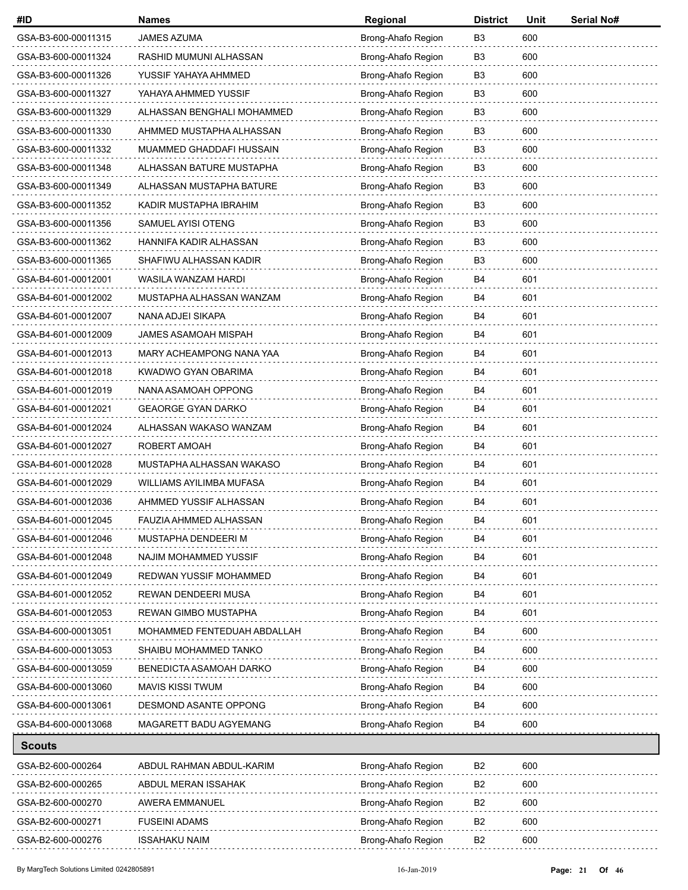| #ID | Names | Regional | District | Unit | Serial No# |
|---|---|---|---|---|---|
| GSA-B3-600-00011315 | JAMES AZUMA | Brong-Ahafo Region | B3 | 600 | |
| GSA-B3-600-00011324 | RASHID MUMUNI ALHASSAN | Brong-Ahafo Region | B3 | 600 | |
| GSA-B3-600-00011326 | YUSSIF YAHAYA AHMMED | Brong-Ahafo Region | B3 | 600 | |
| GSA-B3-600-00011327 | YAHAYA AHMMED YUSSIF | Brong-Ahafo Region | B3 | 600 | |
| GSA-B3-600-00011329 | ALHASSAN BENGHALI MOHAMMED | Brong-Ahafo Region | B3 | 600 | |
| GSA-B3-600-00011330 | AHMMED MUSTAPHA ALHASSAN | Brong-Ahafo Region | B3 | 600 | |
| GSA-B3-600-00011332 | MUAMMED GHADDAFI HUSSAIN | Brong-Ahafo Region | B3 | 600 | |
| GSA-B3-600-00011348 | ALHASSAN BATURE MUSTAPHA | Brong-Ahafo Region | B3 | 600 | |
| GSA-B3-600-00011349 | ALHASSAN MUSTAPHA BATURE | Brong-Ahafo Region | B3 | 600 | |
| GSA-B3-600-00011352 | KADIR MUSTAPHA IBRAHIM | Brong-Ahafo Region | B3 | 600 | |
| GSA-B3-600-00011356 | SAMUEL AYISI OTENG | Brong-Ahafo Region | B3 | 600 | |
| GSA-B3-600-00011362 | HANNIFA KADIR ALHASSAN | Brong-Ahafo Region | B3 | 600 | |
| GSA-B3-600-00011365 | SHAFIWU ALHASSAN KADIR | Brong-Ahafo Region | B3 | 600 | |
| GSA-B4-601-00012001 | WASILA WANZAM HARDI | Brong-Ahafo Region | B4 | 601 | |
| GSA-B4-601-00012002 | MUSTAPHA ALHASSAN WANZAM | Brong-Ahafo Region | B4 | 601 | |
| GSA-B4-601-00012007 | NANA ADJEI SIKAPA | Brong-Ahafo Region | B4 | 601 | |
| GSA-B4-601-00012009 | JAMES ASAMOAH MISPAH | Brong-Ahafo Region | B4 | 601 | |
| GSA-B4-601-00012013 | MARY ACHEAMPONG NANA YAA | Brong-Ahafo Region | B4 | 601 | |
| GSA-B4-601-00012018 | KWADWO GYAN OBARIMA | Brong-Ahafo Region | B4 | 601 | |
| GSA-B4-601-00012019 | NANA ASAMOAH OPPONG | Brong-Ahafo Region | B4 | 601 | |
| GSA-B4-601-00012021 | GEAORGE GYAN DARKO | Brong-Ahafo Region | B4 | 601 | |
| GSA-B4-601-00012024 | ALHASSAN WAKASO WANZAM | Brong-Ahafo Region | B4 | 601 | |
| GSA-B4-601-00012027 | ROBERT AMOAH | Brong-Ahafo Region | B4 | 601 | |
| GSA-B4-601-00012028 | MUSTAPHA ALHASSAN WAKASO | Brong-Ahafo Region | B4 | 601 | |
| GSA-B4-601-00012029 | WILLIAMS AYILIMBA MUFASA | Brong-Ahafo Region | B4 | 601 | |
| GSA-B4-601-00012036 | AHMMED YUSSIF ALHASSAN | Brong-Ahafo Region | B4 | 601 | |
| GSA-B4-601-00012045 | FAUZIA AHMMED ALHASSAN | Brong-Ahafo Region | B4 | 601 | |
| GSA-B4-601-00012046 | MUSTAPHA DENDEERI M | Brong-Ahafo Region | B4 | 601 | |
| GSA-B4-601-00012048 | NAJIM MOHAMMED YUSSIF | Brong-Ahafo Region | B4 | 601 | |
| GSA-B4-601-00012049 | REDWAN YUSSIF MOHAMMED | Brong-Ahafo Region | B4 | 601 | |
| GSA-B4-601-00012052 | REWAN DENDEERI MUSA | Brong-Ahafo Region | B4 | 601 | |
| GSA-B4-601-00012053 | REWAN GIMBO MUSTAPHA | Brong-Ahafo Region | B4 | 601 | |
| GSA-B4-600-00013051 | MOHAMMED FENTEDUAH ABDALLAH | Brong-Ahafo Region | B4 | 600 | |
| GSA-B4-600-00013053 | SHAIBU MOHAMMED TANKO | Brong-Ahafo Region | B4 | 600 | |
| GSA-B4-600-00013059 | BENEDICTA ASAMOAH DARKO | Brong-Ahafo Region | B4 | 600 | |
| GSA-B4-600-00013060 | MAVIS KISSI TWUM | Brong-Ahafo Region | B4 | 600 | |
| GSA-B4-600-00013061 | DESMOND ASANTE OPPONG | Brong-Ahafo Region | B4 | 600 | |
| GSA-B4-600-00013068 | MAGARETT BADU AGYEMANG | Brong-Ahafo Region | B4 | 600 | |
| **Scouts** | | | | | |
| GSA-B2-600-000264 | ABDUL RAHMAN ABDUL-KARIM | Brong-Ahafo Region | B2 | 600 | |
| GSA-B2-600-000265 | ABDUL MERAN ISSAHAK | Brong-Ahafo Region | B2 | 600 | |
| GSA-B2-600-000270 | AWERA EMMANUEL | Brong-Ahafo Region | B2 | 600 | |
| GSA-B2-600-000271 | FUSEINI ADAMS | Brong-Ahafo Region | B2 | 600 | |
| GSA-B2-600-000276 | ISSAHAKU NAIM | Brong-Ahafo Region | B2 | 600 | |

By MargTech Solutions Limited 0242805891 — 16-Jan-2019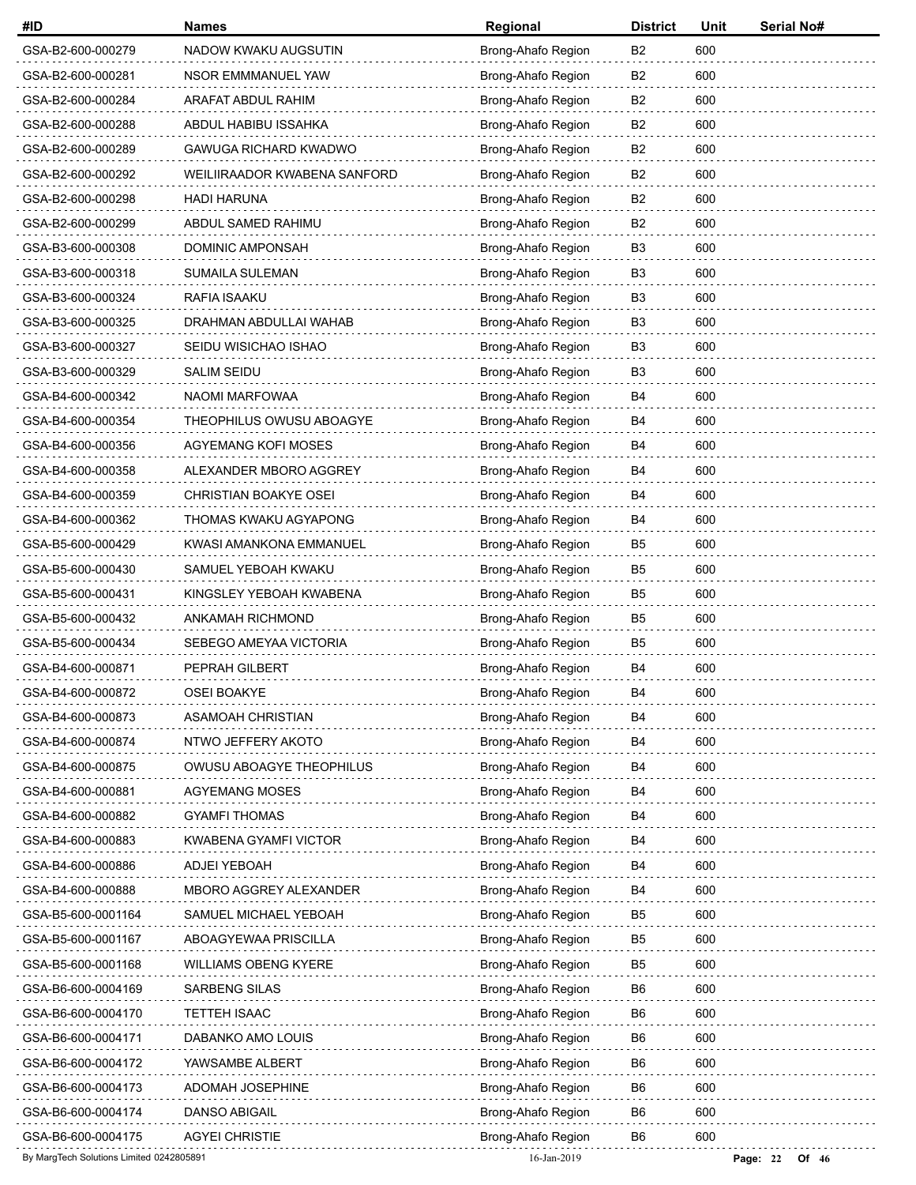| #ID | Names | Regional | District | Unit | Serial No# |
|---|---|---|---|---|---|
| GSA-B2-600-000279 | NADOW KWAKU AUGSUTIN | Brong-Ahafo Region | B2 | 600 | |
| GSA-B2-600-000281 | NSOR EMMMANUEL YAW | Brong-Ahafo Region | B2 | 600 | |
| GSA-B2-600-000284 | ARAFAT ABDUL RAHIM | Brong-Ahafo Region | B2 | 600 | |
| GSA-B2-600-000288 | ABDUL HABIBU ISSAHKA | Brong-Ahafo Region | B2 | 600 | |
| GSA-B2-600-000289 | GAWUGA RICHARD KWADWO | Brong-Ahafo Region | B2 | 600 | |
| GSA-B2-600-000292 | WEILIIRAADOR KWABENA SANFORD | Brong-Ahafo Region | B2 | 600 | |
| GSA-B2-600-000298 | HADI HARUNA | Brong-Ahafo Region | B2 | 600 | |
| GSA-B2-600-000299 | ABDUL SAMED RAHIMU | Brong-Ahafo Region | B2 | 600 | |
| GSA-B3-600-000308 | DOMINIC AMPONSAH | Brong-Ahafo Region | B3 | 600 | |
| GSA-B3-600-000318 | SUMAILA SULEMAN | Brong-Ahafo Region | B3 | 600 | |
| GSA-B3-600-000324 | RAFIA ISAAKU | Brong-Ahafo Region | B3 | 600 | |
| GSA-B3-600-000325 | DRAHMAN ABDULLAI WAHAB | Brong-Ahafo Region | B3 | 600 | |
| GSA-B3-600-000327 | SEIDU WISICHAO ISHAO | Brong-Ahafo Region | B3 | 600 | |
| GSA-B3-600-000329 | SALIM SEIDU | Brong-Ahafo Region | B3 | 600 | |
| GSA-B4-600-000342 | NAOMI MARFOWAA | Brong-Ahafo Region | B4 | 600 | |
| GSA-B4-600-000354 | THEOPHILUS OWUSU ABOAGYE | Brong-Ahafo Region | B4 | 600 | |
| GSA-B4-600-000356 | AGYEMANG KOFI MOSES | Brong-Ahafo Region | B4 | 600 | |
| GSA-B4-600-000358 | ALEXANDER MBORO AGGREY | Brong-Ahafo Region | B4 | 600 | |
| GSA-B4-600-000359 | CHRISTIAN BOAKYE OSEI | Brong-Ahafo Region | B4 | 600 | |
| GSA-B4-600-000362 | THOMAS KWAKU AGYAPONG | Brong-Ahafo Region | B4 | 600 | |
| GSA-B5-600-000429 | KWASI AMANKONA EMMANUEL | Brong-Ahafo Region | B5 | 600 | |
| GSA-B5-600-000430 | SAMUEL YEBOAH KWAKU | Brong-Ahafo Region | B5 | 600 | |
| GSA-B5-600-000431 | KINGSLEY YEBOAH KWABENA | Brong-Ahafo Region | B5 | 600 | |
| GSA-B5-600-000432 | ANKAMAH RICHMOND | Brong-Ahafo Region | B5 | 600 | |
| GSA-B5-600-000434 | SEBEGO AMEYAA VICTORIA | Brong-Ahafo Region | B5 | 600 | |
| GSA-B4-600-000871 | PEPRAH GILBERT | Brong-Ahafo Region | B4 | 600 | |
| GSA-B4-600-000872 | OSEI BOAKYE | Brong-Ahafo Region | B4 | 600 | |
| GSA-B4-600-000873 | ASAMOAH CHRISTIAN | Brong-Ahafo Region | B4 | 600 | |
| GSA-B4-600-000874 | NTWO JEFFERY AKOTO | Brong-Ahafo Region | B4 | 600 | |
| GSA-B4-600-000875 | OWUSU ABOAGYE THEOPHILUS | Brong-Ahafo Region | B4 | 600 | |
| GSA-B4-600-000881 | AGYEMANG MOSES | Brong-Ahafo Region | B4 | 600 | |
| GSA-B4-600-000882 | GYAMFI THOMAS | Brong-Ahafo Region | B4 | 600 | |
| GSA-B4-600-000883 | KWABENA GYAMFI VICTOR | Brong-Ahafo Region | B4 | 600 | |
| GSA-B4-600-000886 | ADJEI YEBOAH | Brong-Ahafo Region | B4 | 600 | |
| GSA-B4-600-000888 | MBORO AGGREY ALEXANDER | Brong-Ahafo Region | B4 | 600 | |
| GSA-B5-600-0001164 | SAMUEL MICHAEL YEBOAH | Brong-Ahafo Region | B5 | 600 | |
| GSA-B5-600-0001167 | ABOAGYEWAA PRISCILLA | Brong-Ahafo Region | B5 | 600 | |
| GSA-B5-600-0001168 | WILLIAMS OBENG KYERE | Brong-Ahafo Region | B5 | 600 | |
| GSA-B6-600-0004169 | SARBENG SILAS | Brong-Ahafo Region | B6 | 600 | |
| GSA-B6-600-0004170 | TETTEH ISAAC | Brong-Ahafo Region | B6 | 600 | |
| GSA-B6-600-0004171 | DABANKO AMO LOUIS | Brong-Ahafo Region | B6 | 600 | |
| GSA-B6-600-0004172 | YAWSAMBE ALBERT | Brong-Ahafo Region | B6 | 600 | |
| GSA-B6-600-0004173 | ADOMAH JOSEPHINE | Brong-Ahafo Region | B6 | 600 | |
| GSA-B6-600-0004174 | DANSO ABIGAIL | Brong-Ahafo Region | B6 | 600 | |
| GSA-B6-600-0004175 | AGYEI CHRISTIE | Brong-Ahafo Region | B6 | 600 | |

By MargTech Solutions Limited 0242805891 16-Jan-2019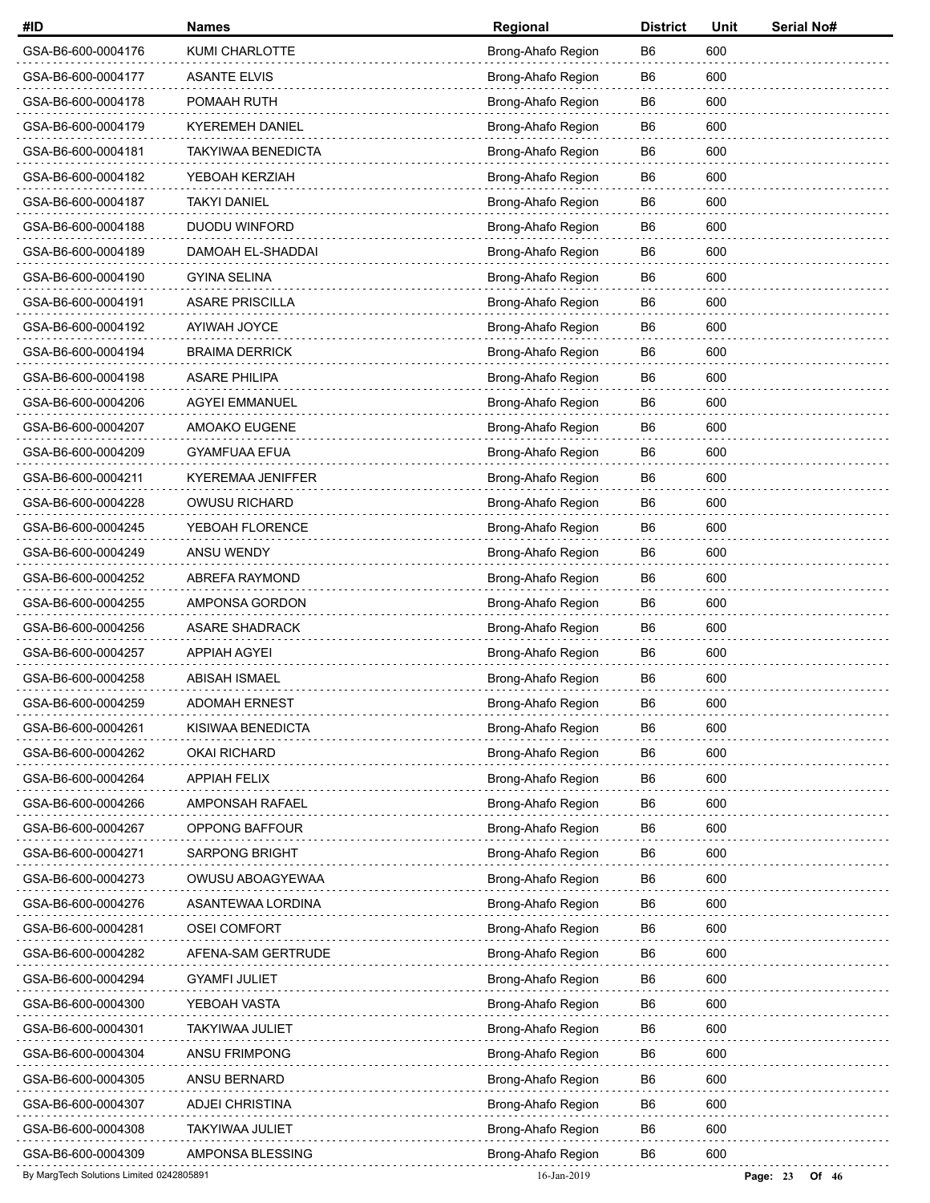| #ID | Names | Regional | District | Unit | Serial No# |
|---|---|---|---|---|---|
| GSA-B6-600-0004176 | KUMI CHARLOTTE | Brong-Ahafo Region | B6 | 600 | |
| GSA-B6-600-0004177 | ASANTE ELVIS | Brong-Ahafo Region | B6 | 600 | |
| GSA-B6-600-0004178 | POMAAH RUTH | Brong-Ahafo Region | B6 | 600 | |
| GSA-B6-600-0004179 | KYEREMEH DANIEL | Brong-Ahafo Region | B6 | 600 | |
| GSA-B6-600-0004181 | TAKYIWAA BENEDICTA | Brong-Ahafo Region | B6 | 600 | |
| GSA-B6-600-0004182 | YEBOAH KERZIAH | Brong-Ahafo Region | B6 | 600 | |
| GSA-B6-600-0004187 | TAKYI DANIEL | Brong-Ahafo Region | B6 | 600 | |
| GSA-B6-600-0004188 | DUODU WINFORD | Brong-Ahafo Region | B6 | 600 | |
| GSA-B6-600-0004189 | DAMOAH EL-SHADDAI | Brong-Ahafo Region | B6 | 600 | |
| GSA-B6-600-0004190 | GYINA SELINA | Brong-Ahafo Region | B6 | 600 | |
| GSA-B6-600-0004191 | ASARE PRISCILLA | Brong-Ahafo Region | B6 | 600 | |
| GSA-B6-600-0004192 | AYIWAH JOYCE | Brong-Ahafo Region | B6 | 600 | |
| GSA-B6-600-0004194 | BRAIMA DERRICK | Brong-Ahafo Region | B6 | 600 | |
| GSA-B6-600-0004198 | ASARE PHILIPA | Brong-Ahafo Region | B6 | 600 | |
| GSA-B6-600-0004206 | AGYEI EMMANUEL | Brong-Ahafo Region | B6 | 600 | |
| GSA-B6-600-0004207 | AMOAKO EUGENE | Brong-Ahafo Region | B6 | 600 | |
| GSA-B6-600-0004209 | GYAMFUAA EFUA | Brong-Ahafo Region | B6 | 600 | |
| GSA-B6-600-0004211 | KYEREMAA JENIFFER | Brong-Ahafo Region | B6 | 600 | |
| GSA-B6-600-0004228 | OWUSU RICHARD | Brong-Ahafo Region | B6 | 600 | |
| GSA-B6-600-0004245 | YEBOAH FLORENCE | Brong-Ahafo Region | B6 | 600 | |
| GSA-B6-600-0004249 | ANSU WENDY | Brong-Ahafo Region | B6 | 600 | |
| GSA-B6-600-0004252 | ABREFA RAYMOND | Brong-Ahafo Region | B6 | 600 | |
| GSA-B6-600-0004255 | AMPONSA GORDON | Brong-Ahafo Region | B6 | 600 | |
| GSA-B6-600-0004256 | ASARE SHADRACK | Brong-Ahafo Region | B6 | 600 | |
| GSA-B6-600-0004257 | APPIAH AGYEI | Brong-Ahafo Region | B6 | 600 | |
| GSA-B6-600-0004258 | ABISAH ISMAEL | Brong-Ahafo Region | B6 | 600 | |
| GSA-B6-600-0004259 | ADOMAH ERNEST | Brong-Ahafo Region | B6 | 600 | |
| GSA-B6-600-0004261 | KISIWAA BENEDICTA | Brong-Ahafo Region | B6 | 600 | |
| GSA-B6-600-0004262 | OKAI RICHARD | Brong-Ahafo Region | B6 | 600 | |
| GSA-B6-600-0004264 | APPIAH FELIX | Brong-Ahafo Region | B6 | 600 | |
| GSA-B6-600-0004266 | AMPONSAH RAFAEL | Brong-Ahafo Region | B6 | 600 | |
| GSA-B6-600-0004267 | OPPONG BAFFOUR | Brong-Ahafo Region | B6 | 600 | |
| GSA-B6-600-0004271 | SARPONG BRIGHT | Brong-Ahafo Region | B6 | 600 | |
| GSA-B6-600-0004273 | OWUSU ABOAGYEWAA | Brong-Ahafo Region | B6 | 600 | |
| GSA-B6-600-0004276 | ASANTEWAA LORDINA | Brong-Ahafo Region | B6 | 600 | |
| GSA-B6-600-0004281 | OSEI COMFORT | Brong-Ahafo Region | B6 | 600 | |
| GSA-B6-600-0004282 | AFENA-SAM GERTRUDE | Brong-Ahafo Region | B6 | 600 | |
| GSA-B6-600-0004294 | GYAMFI JULIET | Brong-Ahafo Region | B6 | 600 | |
| GSA-B6-600-0004300 | YEBOAH VASTA | Brong-Ahafo Region | B6 | 600 | |
| GSA-B6-600-0004301 | TAKYIWAA JULIET | Brong-Ahafo Region | B6 | 600 | |
| GSA-B6-600-0004304 | ANSU FRIMPONG | Brong-Ahafo Region | B6 | 600 | |
| GSA-B6-600-0004305 | ANSU BERNARD | Brong-Ahafo Region | B6 | 600 | |
| GSA-B6-600-0004307 | ADJEI CHRISTINA | Brong-Ahafo Region | B6 | 600 | |
| GSA-B6-600-0004308 | TAKYIWAA JULIET | Brong-Ahafo Region | B6 | 600 | |
| GSA-B6-600-0004309 | AMPONSA BLESSING | Brong-Ahafo Region | B6 | 600 | |

By MargTech Solutions Limited 0242805891 16-Jan-2019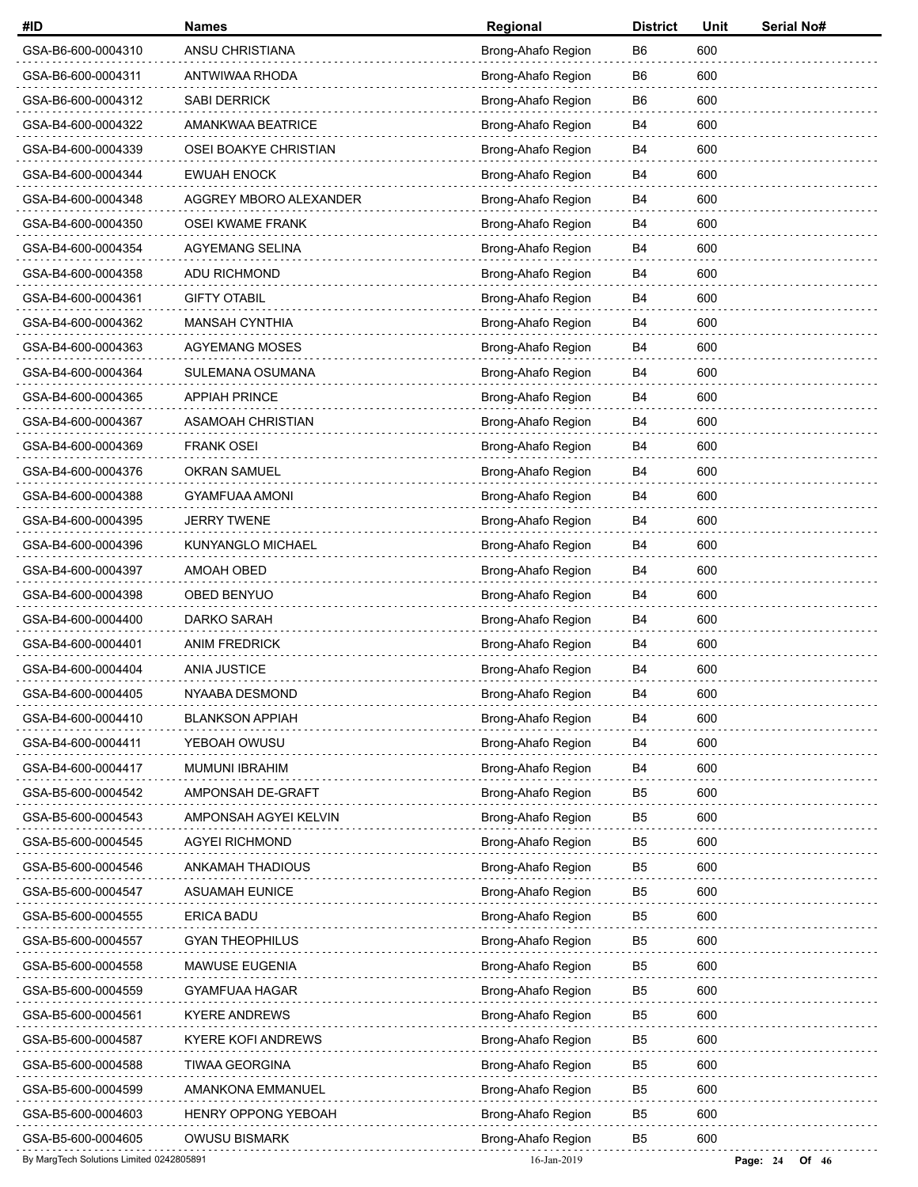| #ID | Names | Regional | District | Unit | Serial No# |
| --- | --- | --- | --- | --- | --- |
| GSA-B6-600-0004310 | ANSU CHRISTIANA | Brong-Ahafo Region | B6 | 600 | |
| GSA-B6-600-0004311 | ANTWIWAA RHODA | Brong-Ahafo Region | B6 | 600 | |
| GSA-B6-600-0004312 | SABI DERRICK | Brong-Ahafo Region | B6 | 600 | |
| GSA-B4-600-0004322 | AMANKWAA BEATRICE | Brong-Ahafo Region | B4 | 600 | |
| GSA-B4-600-0004339 | OSEI BOAKYE CHRISTIAN | Brong-Ahafo Region | B4 | 600 | |
| GSA-B4-600-0004344 | EWUAH ENOCK | Brong-Ahafo Region | B4 | 600 | |
| GSA-B4-600-0004348 | AGGREY MBORO ALEXANDER | Brong-Ahafo Region | B4 | 600 | |
| GSA-B4-600-0004350 | OSEI KWAME FRANK | Brong-Ahafo Region | B4 | 600 | |
| GSA-B4-600-0004354 | AGYEMANG SELINA | Brong-Ahafo Region | B4 | 600 | |
| GSA-B4-600-0004358 | ADU RICHMOND | Brong-Ahafo Region | B4 | 600 | |
| GSA-B4-600-0004361 | GIFTY OTABIL | Brong-Ahafo Region | B4 | 600 | |
| GSA-B4-600-0004362 | MANSAH CYNTHIA | Brong-Ahafo Region | B4 | 600 | |
| GSA-B4-600-0004363 | AGYEMANG MOSES | Brong-Ahafo Region | B4 | 600 | |
| GSA-B4-600-0004364 | SULEMANA OSUMANA | Brong-Ahafo Region | B4 | 600 | |
| GSA-B4-600-0004365 | APPIAH PRINCE | Brong-Ahafo Region | B4 | 600 | |
| GSA-B4-600-0004367 | ASAMOAH CHRISTIAN | Brong-Ahafo Region | B4 | 600 | |
| GSA-B4-600-0004369 | FRANK OSEI | Brong-Ahafo Region | B4 | 600 | |
| GSA-B4-600-0004376 | OKRAN SAMUEL | Brong-Ahafo Region | B4 | 600 | |
| GSA-B4-600-0004388 | GYAMFUAA AMONI | Brong-Ahafo Region | B4 | 600 | |
| GSA-B4-600-0004395 | JERRY TWENE | Brong-Ahafo Region | B4 | 600 | |
| GSA-B4-600-0004396 | KUNYANGLO MICHAEL | Brong-Ahafo Region | B4 | 600 | |
| GSA-B4-600-0004397 | AMOAH OBED | Brong-Ahafo Region | B4 | 600 | |
| GSA-B4-600-0004398 | OBED BENYUO | Brong-Ahafo Region | B4 | 600 | |
| GSA-B4-600-0004400 | DARKO SARAH | Brong-Ahafo Region | B4 | 600 | |
| GSA-B4-600-0004401 | ANIM FREDRICK | Brong-Ahafo Region | B4 | 600 | |
| GSA-B4-600-0004404 | ANIA JUSTICE | Brong-Ahafo Region | B4 | 600 | |
| GSA-B4-600-0004405 | NYAABA DESMOND | Brong-Ahafo Region | B4 | 600 | |
| GSA-B4-600-0004410 | BLANKSON APPIAH | Brong-Ahafo Region | B4 | 600 | |
| GSA-B4-600-0004411 | YEBOAH OWUSU | Brong-Ahafo Region | B4 | 600 | |
| GSA-B4-600-0004417 | MUMUNI IBRAHIM | Brong-Ahafo Region | B4 | 600 | |
| GSA-B5-600-0004542 | AMPONSAH DE-GRAFT | Brong-Ahafo Region | B5 | 600 | |
| GSA-B5-600-0004543 | AMPONSAH AGYEI KELVIN | Brong-Ahafo Region | B5 | 600 | |
| GSA-B5-600-0004545 | AGYEI RICHMOND | Brong-Ahafo Region | B5 | 600 | |
| GSA-B5-600-0004546 | ANKAMAH THADIOUS | Brong-Ahafo Region | B5 | 600 | |
| GSA-B5-600-0004547 | ASUAMAH EUNICE | Brong-Ahafo Region | B5 | 600 | |
| GSA-B5-600-0004555 | ERICA BADU | Brong-Ahafo Region | B5 | 600 | |
| GSA-B5-600-0004557 | GYAN THEOPHILUS | Brong-Ahafo Region | B5 | 600 | |
| GSA-B5-600-0004558 | MAWUSE EUGENIA | Brong-Ahafo Region | B5 | 600 | |
| GSA-B5-600-0004559 | GYAMFUAA HAGAR | Brong-Ahafo Region | B5 | 600 | |
| GSA-B5-600-0004561 | KYERE ANDREWS | Brong-Ahafo Region | B5 | 600 | |
| GSA-B5-600-0004587 | KYERE KOFI ANDREWS | Brong-Ahafo Region | B5 | 600 | |
| GSA-B5-600-0004588 | TIWAA GEORGINA | Brong-Ahafo Region | B5 | 600 | |
| GSA-B5-600-0004599 | AMANKONA EMMANUEL | Brong-Ahafo Region | B5 | 600 | |
| GSA-B5-600-0004603 | HENRY OPPONG YEBOAH | Brong-Ahafo Region | B5 | 600 | |
| GSA-B5-600-0004605 | OWUSU BISMARK | Brong-Ahafo Region | B5 | 600 | |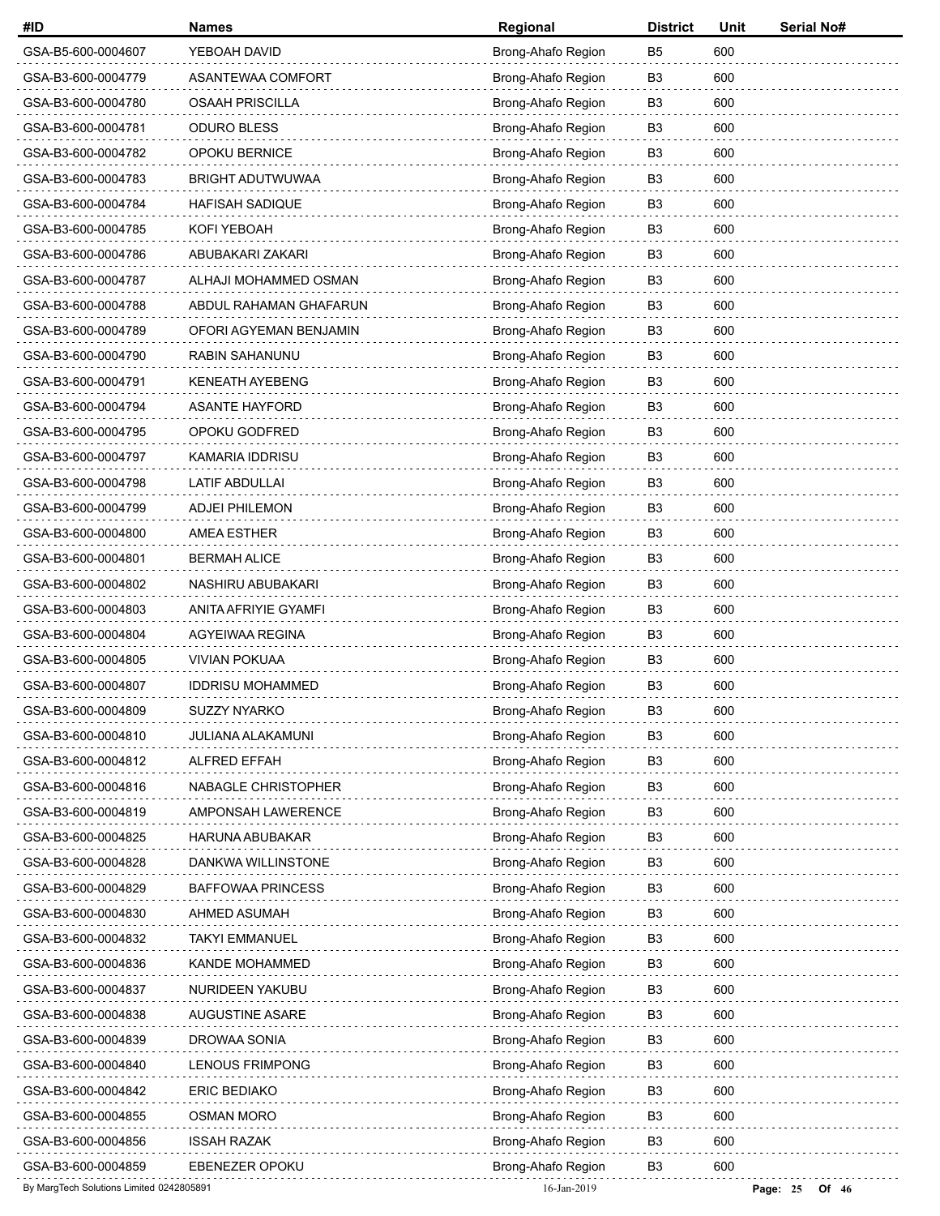| #ID | Names | Regional | District | Unit | Serial No# |
|---|---|---|---|---|---|
| GSA-B5-600-0004607 | YEBOAH DAVID | Brong-Ahafo Region | B5 | 600 | |
| GSA-B3-600-0004779 | ASANTEWAA COMFORT | Brong-Ahafo Region | B3 | 600 | |
| GSA-B3-600-0004780 | OSAAH PRISCILLA | Brong-Ahafo Region | B3 | 600 | |
| GSA-B3-600-0004781 | ODURO BLESS | Brong-Ahafo Region | B3 | 600 | |
| GSA-B3-600-0004782 | OPOKU BERNICE | Brong-Ahafo Region | B3 | 600 | |
| GSA-B3-600-0004783 | BRIGHT ADUTWUWAA | Brong-Ahafo Region | B3 | 600 | |
| GSA-B3-600-0004784 | HAFISAH SADIQUE | Brong-Ahafo Region | B3 | 600 | |
| GSA-B3-600-0004785 | KOFI YEBOAH | Brong-Ahafo Region | B3 | 600 | |
| GSA-B3-600-0004786 | ABUBAKARI ZAKARI | Brong-Ahafo Region | B3 | 600 | |
| GSA-B3-600-0004787 | ALHAJI MOHAMMED OSMAN | Brong-Ahafo Region | B3 | 600 | |
| GSA-B3-600-0004788 | ABDUL RAHAMAN GHAFARUN | Brong-Ahafo Region | B3 | 600 | |
| GSA-B3-600-0004789 | OFORI AGYEMAN BENJAMIN | Brong-Ahafo Region | B3 | 600 | |
| GSA-B3-600-0004790 | RABIN SAHANUNU | Brong-Ahafo Region | B3 | 600 | |
| GSA-B3-600-0004791 | KENEATH AYEBENG | Brong-Ahafo Region | B3 | 600 | |
| GSA-B3-600-0004794 | ASANTE HAYFORD | Brong-Ahafo Region | B3 | 600 | |
| GSA-B3-600-0004795 | OPOKU GODFRED | Brong-Ahafo Region | B3 | 600 | |
| GSA-B3-600-0004797 | KAMARIA IDDRISU | Brong-Ahafo Region | B3 | 600 | |
| GSA-B3-600-0004798 | LATIF ABDULLAI | Brong-Ahafo Region | B3 | 600 | |
| GSA-B3-600-0004799 | ADJEI PHILEMON | Brong-Ahafo Region | B3 | 600 | |
| GSA-B3-600-0004800 | AMEA ESTHER | Brong-Ahafo Region | B3 | 600 | |
| GSA-B3-600-0004801 | BERMAH ALICE | Brong-Ahafo Region | B3 | 600 | |
| GSA-B3-600-0004802 | NASHIRU ABUBAKARI | Brong-Ahafo Region | B3 | 600 | |
| GSA-B3-600-0004803 | ANITA AFRIYIE GYAMFI | Brong-Ahafo Region | B3 | 600 | |
| GSA-B3-600-0004804 | AGYEIWAA REGINA | Brong-Ahafo Region | B3 | 600 | |
| GSA-B3-600-0004805 | VIVIAN POKUAA | Brong-Ahafo Region | B3 | 600 | |
| GSA-B3-600-0004807 | IDDRISU MOHAMMED | Brong-Ahafo Region | B3 | 600 | |
| GSA-B3-600-0004809 | SUZZY NYARKO | Brong-Ahafo Region | B3 | 600 | |
| GSA-B3-600-0004810 | JULIANA ALAKAMUNI | Brong-Ahafo Region | B3 | 600 | |
| GSA-B3-600-0004812 | ALFRED EFFAH | Brong-Ahafo Region | B3 | 600 | |
| GSA-B3-600-0004816 | NABAGLE CHRISTOPHER | Brong-Ahafo Region | B3 | 600 | |
| GSA-B3-600-0004819 | AMPONSAH LAWERENCE | Brong-Ahafo Region | B3 | 600 | |
| GSA-B3-600-0004825 | HARUNA ABUBAKAR | Brong-Ahafo Region | B3 | 600 | |
| GSA-B3-600-0004828 | DANKWA WILLINSTONE | Brong-Ahafo Region | B3 | 600 | |
| GSA-B3-600-0004829 | BAFFOWAA PRINCESS | Brong-Ahafo Region | B3 | 600 | |
| GSA-B3-600-0004830 | AHMED ASUMAH | Brong-Ahafo Region | B3 | 600 | |
| GSA-B3-600-0004832 | TAKYI EMMANUEL | Brong-Ahafo Region | B3 | 600 | |
| GSA-B3-600-0004836 | KANDE MOHAMMED | Brong-Ahafo Region | B3 | 600 | |
| GSA-B3-600-0004837 | NURIDEEN YAKUBU | Brong-Ahafo Region | B3 | 600 | |
| GSA-B3-600-0004838 | AUGUSTINE ASARE | Brong-Ahafo Region | B3 | 600 | |
| GSA-B3-600-0004839 | DROWAA SONIA | Brong-Ahafo Region | B3 | 600 | |
| GSA-B3-600-0004840 | LENOUS FRIMPONG | Brong-Ahafo Region | B3 | 600 | |
| GSA-B3-600-0004842 | ERIC BEDIAKO | Brong-Ahafo Region | B3 | 600 | |
| GSA-B3-600-0004855 | OSMAN MORO | Brong-Ahafo Region | B3 | 600 | |
| GSA-B3-600-0004856 | ISSAH RAZAK | Brong-Ahafo Region | B3 | 600 | |
| GSA-B3-600-0004859 | EBENEZER OPOKU | Brong-Ahafo Region | B3 | 600 | |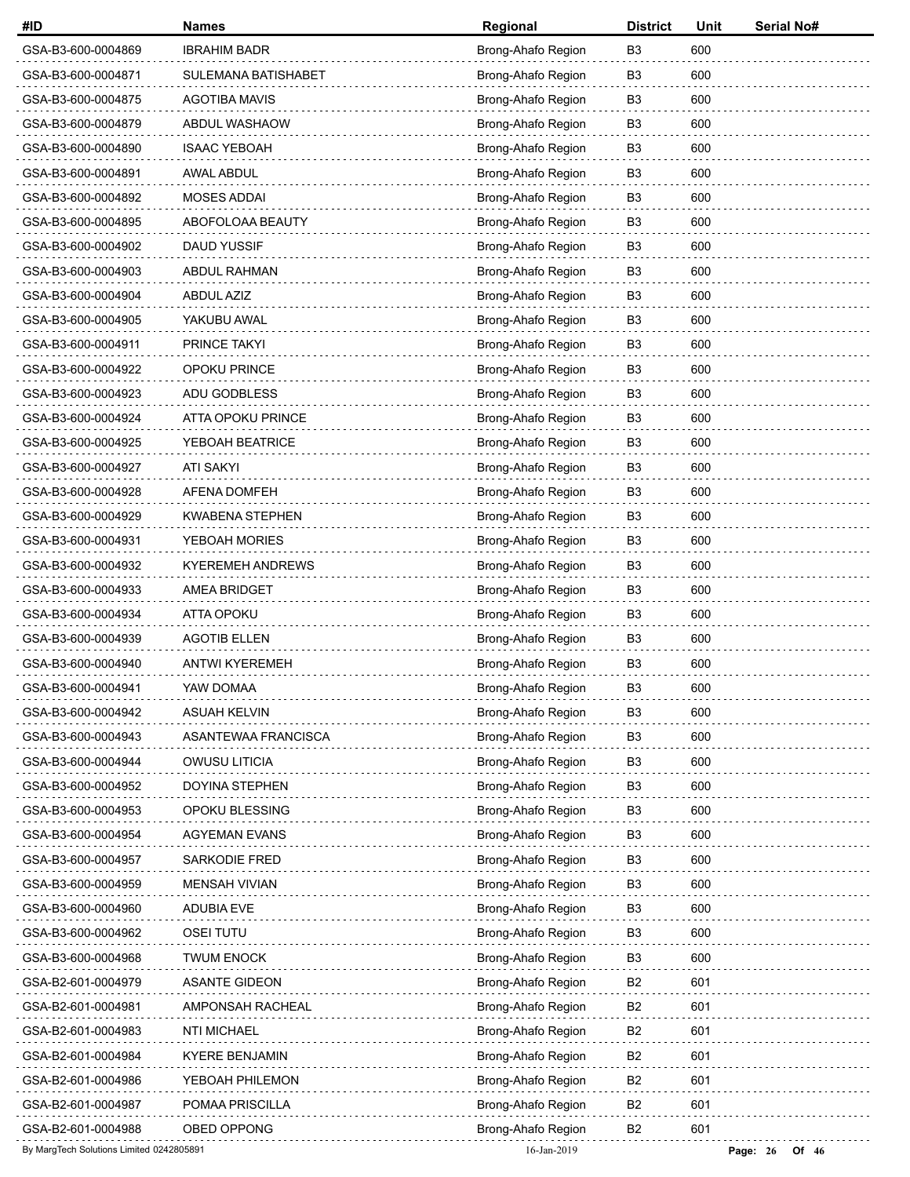| #ID | Names | Regional | District | Unit | Serial No# |
|---|---|---|---|---|---|
| GSA-B3-600-0004869 | IBRAHIM BADR | Brong-Ahafo Region | B3 | 600 | |
| GSA-B3-600-0004871 | SULEMANA BATISHABET | Brong-Ahafo Region | B3 | 600 | |
| GSA-B3-600-0004875 | AGOTIBA MAVIS | Brong-Ahafo Region | B3 | 600 | |
| GSA-B3-600-0004879 | ABDUL WASHAOW | Brong-Ahafo Region | B3 | 600 | |
| GSA-B3-600-0004890 | ISAAC YEBOAH | Brong-Ahafo Region | B3 | 600 | |
| GSA-B3-600-0004891 | AWAL ABDUL | Brong-Ahafo Region | B3 | 600 | |
| GSA-B3-600-0004892 | MOSES ADDAI | Brong-Ahafo Region | B3 | 600 | |
| GSA-B3-600-0004895 | ABOFOLOAA BEAUTY | Brong-Ahafo Region | B3 | 600 | |
| GSA-B3-600-0004902 | DAUD YUSSIF | Brong-Ahafo Region | B3 | 600 | |
| GSA-B3-600-0004903 | ABDUL RAHMAN | Brong-Ahafo Region | B3 | 600 | |
| GSA-B3-600-0004904 | ABDUL AZIZ | Brong-Ahafo Region | B3 | 600 | |
| GSA-B3-600-0004905 | YAKUBU AWAL | Brong-Ahafo Region | B3 | 600 | |
| GSA-B3-600-0004911 | PRINCE TAKYI | Brong-Ahafo Region | B3 | 600 | |
| GSA-B3-600-0004922 | OPOKU PRINCE | Brong-Ahafo Region | B3 | 600 | |
| GSA-B3-600-0004923 | ADU GODBLESS | Brong-Ahafo Region | B3 | 600 | |
| GSA-B3-600-0004924 | ATTA OPOKU PRINCE | Brong-Ahafo Region | B3 | 600 | |
| GSA-B3-600-0004925 | YEBOAH BEATRICE | Brong-Ahafo Region | B3 | 600 | |
| GSA-B3-600-0004927 | ATI SAKYI | Brong-Ahafo Region | B3 | 600 | |
| GSA-B3-600-0004928 | AFENA DOMFEH | Brong-Ahafo Region | B3 | 600 | |
| GSA-B3-600-0004929 | KWABENA STEPHEN | Brong-Ahafo Region | B3 | 600 | |
| GSA-B3-600-0004931 | YEBOAH MORIES | Brong-Ahafo Region | B3 | 600 | |
| GSA-B3-600-0004932 | KYEREMEH ANDREWS | Brong-Ahafo Region | B3 | 600 | |
| GSA-B3-600-0004933 | AMEA BRIDGET | Brong-Ahafo Region | B3 | 600 | |
| GSA-B3-600-0004934 | ATTA OPOKU | Brong-Ahafo Region | B3 | 600 | |
| GSA-B3-600-0004939 | AGOTIB ELLEN | Brong-Ahafo Region | B3 | 600 | |
| GSA-B3-600-0004940 | ANTWI KYEREMEH | Brong-Ahafo Region | B3 | 600 | |
| GSA-B3-600-0004941 | YAW DOMAA | Brong-Ahafo Region | B3 | 600 | |
| GSA-B3-600-0004942 | ASUAH KELVIN | Brong-Ahafo Region | B3 | 600 | |
| GSA-B3-600-0004943 | ASANTEWAA FRANCISCA | Brong-Ahafo Region | B3 | 600 | |
| GSA-B3-600-0004944 | OWUSU LITICIA | Brong-Ahafo Region | B3 | 600 | |
| GSA-B3-600-0004952 | DOYINA STEPHEN | Brong-Ahafo Region | B3 | 600 | |
| GSA-B3-600-0004953 | OPOKU BLESSING | Brong-Ahafo Region | B3 | 600 | |
| GSA-B3-600-0004954 | AGYEMAN EVANS | Brong-Ahafo Region | B3 | 600 | |
| GSA-B3-600-0004957 | SARKODIE FRED | Brong-Ahafo Region | B3 | 600 | |
| GSA-B3-600-0004959 | MENSAH VIVIAN | Brong-Ahafo Region | B3 | 600 | |
| GSA-B3-600-0004960 | ADUBIA EVE | Brong-Ahafo Region | B3 | 600 | |
| GSA-B3-600-0004962 | OSEI TUTU | Brong-Ahafo Region | B3 | 600 | |
| GSA-B3-600-0004968 | TWUM ENOCK | Brong-Ahafo Region | B3 | 600 | |
| GSA-B2-601-0004979 | ASANTE GIDEON | Brong-Ahafo Region | B2 | 601 | |
| GSA-B2-601-0004981 | AMPONSAH RACHEAL | Brong-Ahafo Region | B2 | 601 | |
| GSA-B2-601-0004983 | NTI MICHAEL | Brong-Ahafo Region | B2 | 601 | |
| GSA-B2-601-0004984 | KYERE BENJAMIN | Brong-Ahafo Region | B2 | 601 | |
| GSA-B2-601-0004986 | YEBOAH PHILEMON | Brong-Ahafo Region | B2 | 601 | |
| GSA-B2-601-0004987 | POMAA PRISCILLA | Brong-Ahafo Region | B2 | 601 | |
| GSA-B2-601-0004988 | OBED OPPONG | Brong-Ahafo Region | B2 | 601 | |

By MargTech Solutions Limited 0242805891 16-Jan-2019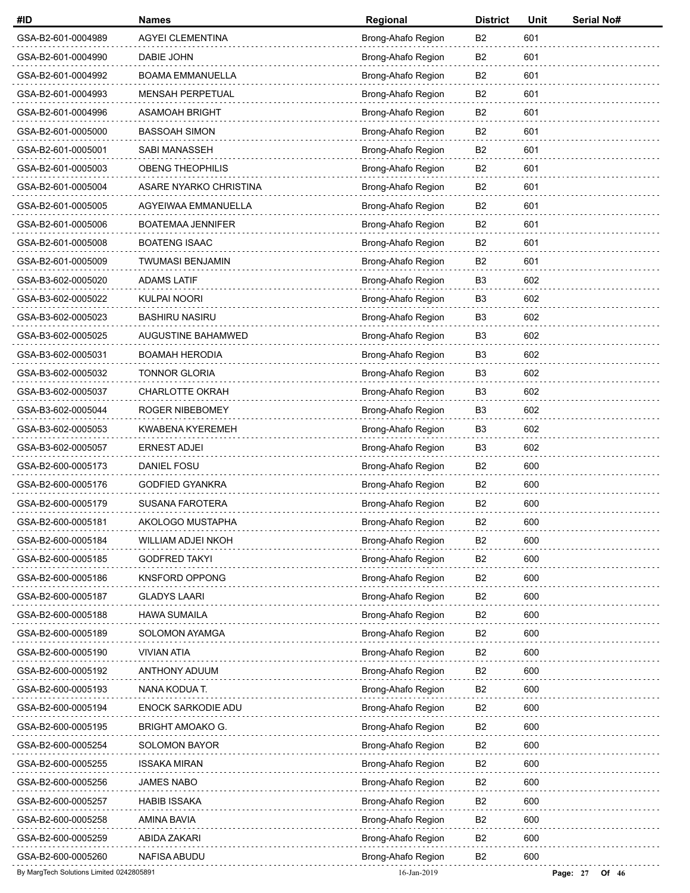| #ID | Names | Regional | District | Unit | Serial No# |
|---|---|---|---|---|---|
| GSA-B2-601-0004989 | AGYEI CLEMENTINA | Brong-Ahafo Region | B2 | 601 | |
| GSA-B2-601-0004990 | DABIE JOHN | Brong-Ahafo Region | B2 | 601 | |
| GSA-B2-601-0004992 | BOAMA EMMANUELLA | Brong-Ahafo Region | B2 | 601 | |
| GSA-B2-601-0004993 | MENSAH PERPETUAL | Brong-Ahafo Region | B2 | 601 | |
| GSA-B2-601-0004996 | ASAMOAH BRIGHT | Brong-Ahafo Region | B2 | 601 | |
| GSA-B2-601-0005000 | BASSOAH SIMON | Brong-Ahafo Region | B2 | 601 | |
| GSA-B2-601-0005001 | SABI MANASSEH | Brong-Ahafo Region | B2 | 601 | |
| GSA-B2-601-0005003 | OBENG THEOPHILIS | Brong-Ahafo Region | B2 | 601 | |
| GSA-B2-601-0005004 | ASARE NYARKO CHRISTINA | Brong-Ahafo Region | B2 | 601 | |
| GSA-B2-601-0005005 | AGYEIWAA EMMANUELLA | Brong-Ahafo Region | B2 | 601 | |
| GSA-B2-601-0005006 | BOATEMAA JENNIFER | Brong-Ahafo Region | B2 | 601 | |
| GSA-B2-601-0005008 | BOATENG ISAAC | Brong-Ahafo Region | B2 | 601 | |
| GSA-B2-601-0005009 | TWUMASI BENJAMIN | Brong-Ahafo Region | B2 | 601 | |
| GSA-B3-602-0005020 | ADAMS LATIF | Brong-Ahafo Region | B3 | 602 | |
| GSA-B3-602-0005022 | KULPAI NOORI | Brong-Ahafo Region | B3 | 602 | |
| GSA-B3-602-0005023 | BASHIRU NASIRU | Brong-Ahafo Region | B3 | 602 | |
| GSA-B3-602-0005025 | AUGUSTINE BAHAMWED | Brong-Ahafo Region | B3 | 602 | |
| GSA-B3-602-0005031 | BOAMAH HERODIA | Brong-Ahafo Region | B3 | 602 | |
| GSA-B3-602-0005032 | TONNOR GLORIA | Brong-Ahafo Region | B3 | 602 | |
| GSA-B3-602-0005037 | CHARLOTTE OKRAH | Brong-Ahafo Region | B3 | 602 | |
| GSA-B3-602-0005044 | ROGER NIBEBOMEY | Brong-Ahafo Region | B3 | 602 | |
| GSA-B3-602-0005053 | KWABENA KYEREMEH | Brong-Ahafo Region | B3 | 602 | |
| GSA-B3-602-0005057 | ERNEST ADJEI | Brong-Ahafo Region | B3 | 602 | |
| GSA-B2-600-0005173 | DANIEL FOSU | Brong-Ahafo Region | B2 | 600 | |
| GSA-B2-600-0005176 | GODFIED GYANKRA | Brong-Ahafo Region | B2 | 600 | |
| GSA-B2-600-0005179 | SUSANA FAROTERA | Brong-Ahafo Region | B2 | 600 | |
| GSA-B2-600-0005181 | AKOLOGO MUSTAPHA | Brong-Ahafo Region | B2 | 600 | |
| GSA-B2-600-0005184 | WILLIAM ADJEI NKOH | Brong-Ahafo Region | B2 | 600 | |
| GSA-B2-600-0005185 | GODFRED TAKYI | Brong-Ahafo Region | B2 | 600 | |
| GSA-B2-600-0005186 | KNSFORD OPPONG | Brong-Ahafo Region | B2 | 600 | |
| GSA-B2-600-0005187 | GLADYS LAARI | Brong-Ahafo Region | B2 | 600 | |
| GSA-B2-600-0005188 | HAWA SUMAILA | Brong-Ahafo Region | B2 | 600 | |
| GSA-B2-600-0005189 | SOLOMON AYAMGA | Brong-Ahafo Region | B2 | 600 | |
| GSA-B2-600-0005190 | VIVIAN ATIA | Brong-Ahafo Region | B2 | 600 | |
| GSA-B2-600-0005192 | ANTHONY ADUUM | Brong-Ahafo Region | B2 | 600 | |
| GSA-B2-600-0005193 | NANA KODUA T. | Brong-Ahafo Region | B2 | 600 | |
| GSA-B2-600-0005194 | ENOCK SARKODIE ADU | Brong-Ahafo Region | B2 | 600 | |
| GSA-B2-600-0005195 | BRIGHT AMOAKO G. | Brong-Ahafo Region | B2 | 600 | |
| GSA-B2-600-0005254 | SOLOMON BAYOR | Brong-Ahafo Region | B2 | 600 | |
| GSA-B2-600-0005255 | ISSAKA MIRAN | Brong-Ahafo Region | B2 | 600 | |
| GSA-B2-600-0005256 | JAMES NABO | Brong-Ahafo Region | B2 | 600 | |
| GSA-B2-600-0005257 | HABIB ISSAKA | Brong-Ahafo Region | B2 | 600 | |
| GSA-B2-600-0005258 | AMINA BAVIA | Brong-Ahafo Region | B2 | 600 | |
| GSA-B2-600-0005259 | ABIDA ZAKARI | Brong-Ahafo Region | B2 | 600 | |
| GSA-B2-600-0005260 | NAFISA ABUDU | Brong-Ahafo Region | B2 | 600 | |

By MargTech Solutions Limited 0242805891 16-Jan-2019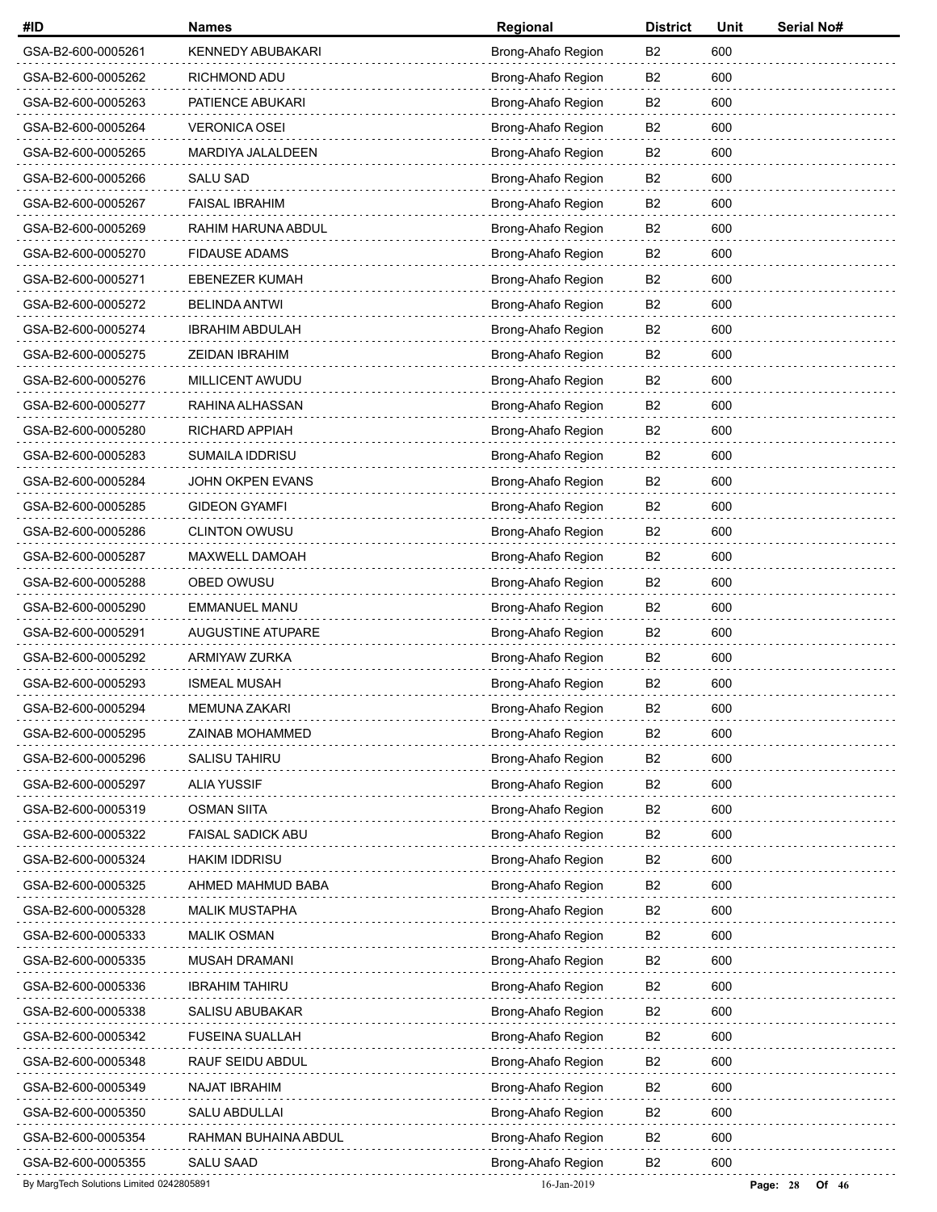| #ID | Names | Regional | District | Unit | Serial No# |
|---|---|---|---|---|---|
| GSA-B2-600-0005261 | KENNEDY ABUBAKARI | Brong-Ahafo Region | B2 | 600 | |
| GSA-B2-600-0005262 | RICHMOND ADU | Brong-Ahafo Region | B2 | 600 | |
| GSA-B2-600-0005263 | PATIENCE ABUKARI | Brong-Ahafo Region | B2 | 600 | |
| GSA-B2-600-0005264 | VERONICA OSEI | Brong-Ahafo Region | B2 | 600 | |
| GSA-B2-600-0005265 | MARDIYA JALALDEEN | Brong-Ahafo Region | B2 | 600 | |
| GSA-B2-600-0005266 | SALU SAD | Brong-Ahafo Region | B2 | 600 | |
| GSA-B2-600-0005267 | FAISAL IBRAHIM | Brong-Ahafo Region | B2 | 600 | |
| GSA-B2-600-0005269 | RAHIM HARUNA ABDUL | Brong-Ahafo Region | B2 | 600 | |
| GSA-B2-600-0005270 | FIDAUSE ADAMS | Brong-Ahafo Region | B2 | 600 | |
| GSA-B2-600-0005271 | EBENEZER KUMAH | Brong-Ahafo Region | B2 | 600 | |
| GSA-B2-600-0005272 | BELINDA ANTWI | Brong-Ahafo Region | B2 | 600 | |
| GSA-B2-600-0005274 | IBRAHIM ABDULAH | Brong-Ahafo Region | B2 | 600 | |
| GSA-B2-600-0005275 | ZEIDAN IBRAHIM | Brong-Ahafo Region | B2 | 600 | |
| GSA-B2-600-0005276 | MILLICENT AWUDU | Brong-Ahafo Region | B2 | 600 | |
| GSA-B2-600-0005277 | RAHINA ALHASSAN | Brong-Ahafo Region | B2 | 600 | |
| GSA-B2-600-0005280 | RICHARD APPIAH | Brong-Ahafo Region | B2 | 600 | |
| GSA-B2-600-0005283 | SUMAILA IDDRISU | Brong-Ahafo Region | B2 | 600 | |
| GSA-B2-600-0005284 | JOHN OKPEN EVANS | Brong-Ahafo Region | B2 | 600 | |
| GSA-B2-600-0005285 | GIDEON GYAMFI | Brong-Ahafo Region | B2 | 600 | |
| GSA-B2-600-0005286 | CLINTON OWUSU | Brong-Ahafo Region | B2 | 600 | |
| GSA-B2-600-0005287 | MAXWELL DAMOAH | Brong-Ahafo Region | B2 | 600 | |
| GSA-B2-600-0005288 | OBED OWUSU | Brong-Ahafo Region | B2 | 600 | |
| GSA-B2-600-0005290 | EMMANUEL MANU | Brong-Ahafo Region | B2 | 600 | |
| GSA-B2-600-0005291 | AUGUSTINE ATUPARE | Brong-Ahafo Region | B2 | 600 | |
| GSA-B2-600-0005292 | ARMIYAW ZURKA | Brong-Ahafo Region | B2 | 600 | |
| GSA-B2-600-0005293 | ISMEAL MUSAH | Brong-Ahafo Region | B2 | 600 | |
| GSA-B2-600-0005294 | MEMUNA ZAKARI | Brong-Ahafo Region | B2 | 600 | |
| GSA-B2-600-0005295 | ZAINAB MOHAMMED | Brong-Ahafo Region | B2 | 600 | |
| GSA-B2-600-0005296 | SALISU TAHIRU | Brong-Ahafo Region | B2 | 600 | |
| GSA-B2-600-0005297 | ALIA YUSSIF | Brong-Ahafo Region | B2 | 600 | |
| GSA-B2-600-0005319 | OSMAN SIITA | Brong-Ahafo Region | B2 | 600 | |
| GSA-B2-600-0005322 | FAISAL SADICK ABU | Brong-Ahafo Region | B2 | 600 | |
| GSA-B2-600-0005324 | HAKIM IDDRISU | Brong-Ahafo Region | B2 | 600 | |
| GSA-B2-600-0005325 | AHMED MAHMUD BABA | Brong-Ahafo Region | B2 | 600 | |
| GSA-B2-600-0005328 | MALIK MUSTAPHA | Brong-Ahafo Region | B2 | 600 | |
| GSA-B2-600-0005333 | MALIK OSMAN | Brong-Ahafo Region | B2 | 600 | |
| GSA-B2-600-0005335 | MUSAH DRAMANI | Brong-Ahafo Region | B2 | 600 | |
| GSA-B2-600-0005336 | IBRAHIM TAHIRU | Brong-Ahafo Region | B2 | 600 | |
| GSA-B2-600-0005338 | SALISU ABUBAKAR | Brong-Ahafo Region | B2 | 600 | |
| GSA-B2-600-0005342 | FUSEINA SUALLAH | Brong-Ahafo Region | B2 | 600 | |
| GSA-B2-600-0005348 | RAUF SEIDU ABDUL | Brong-Ahafo Region | B2 | 600 | |
| GSA-B2-600-0005349 | NAJAT IBRAHIM | Brong-Ahafo Region | B2 | 600 | |
| GSA-B2-600-0005350 | SALU ABDULLAI | Brong-Ahafo Region | B2 | 600 | |
| GSA-B2-600-0005354 | RAHMAN BUHAINA ABDUL | Brong-Ahafo Region | B2 | 600 | |
| GSA-B2-600-0005355 | SALU SAAD | Brong-Ahafo Region | B2 | 600 | |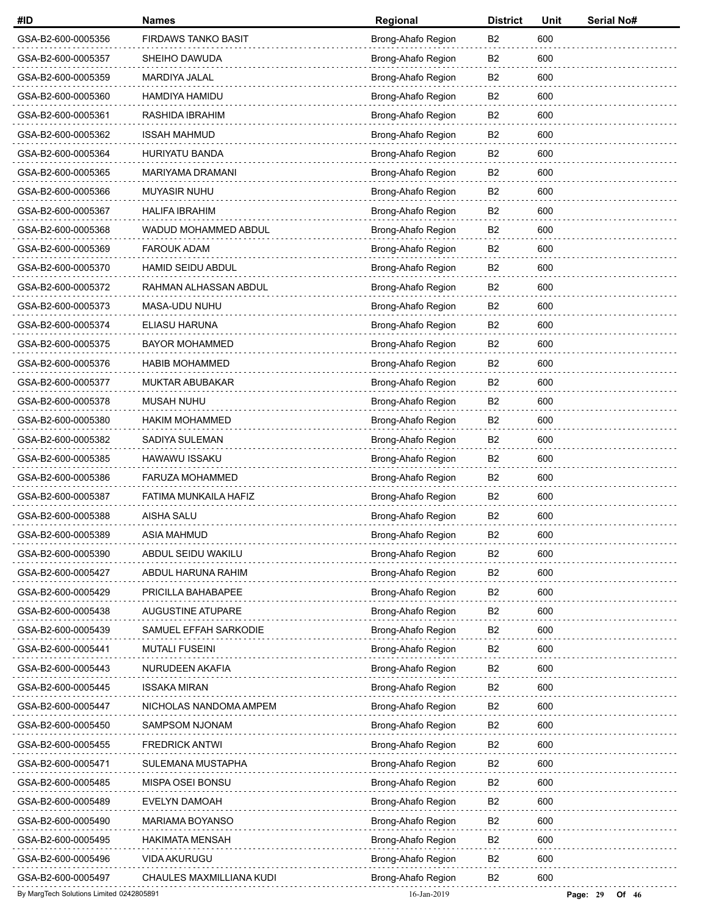| #ID | Names | Regional | District | Unit | Serial No# |
|---|---|---|---|---|---|
| GSA-B2-600-0005356 | FIRDAWS TANKO BASIT | Brong-Ahafo Region | B2 | 600 | |
| GSA-B2-600-0005357 | SHEIHO DAWUDA | Brong-Ahafo Region | B2 | 600 | |
| GSA-B2-600-0005359 | MARDIYA JALAL | Brong-Ahafo Region | B2 | 600 | |
| GSA-B2-600-0005360 | HAMDIYA HAMIDU | Brong-Ahafo Region | B2 | 600 | |
| GSA-B2-600-0005361 | RASHIDA IBRAHIM | Brong-Ahafo Region | B2 | 600 | |
| GSA-B2-600-0005362 | ISSAH MAHMUD | Brong-Ahafo Region | B2 | 600 | |
| GSA-B2-600-0005364 | HURIYATU BANDA | Brong-Ahafo Region | B2 | 600 | |
| GSA-B2-600-0005365 | MARIYAMA DRAMANI | Brong-Ahafo Region | B2 | 600 | |
| GSA-B2-600-0005366 | MUYASIR NUHU | Brong-Ahafo Region | B2 | 600 | |
| GSA-B2-600-0005367 | HALIFA IBRAHIM | Brong-Ahafo Region | B2 | 600 | |
| GSA-B2-600-0005368 | WADUD MOHAMMED ABDUL | Brong-Ahafo Region | B2 | 600 | |
| GSA-B2-600-0005369 | FAROUK ADAM | Brong-Ahafo Region | B2 | 600 | |
| GSA-B2-600-0005370 | HAMID SEIDU ABDUL | Brong-Ahafo Region | B2 | 600 | |
| GSA-B2-600-0005372 | RAHMAN ALHASSAN ABDUL | Brong-Ahafo Region | B2 | 600 | |
| GSA-B2-600-0005373 | MASA-UDU NUHU | Brong-Ahafo Region | B2 | 600 | |
| GSA-B2-600-0005374 | ELIASU HARUNA | Brong-Ahafo Region | B2 | 600 | |
| GSA-B2-600-0005375 | BAYOR MOHAMMED | Brong-Ahafo Region | B2 | 600 | |
| GSA-B2-600-0005376 | HABIB MOHAMMED | Brong-Ahafo Region | B2 | 600 | |
| GSA-B2-600-0005377 | MUKTAR ABUBAKAR | Brong-Ahafo Region | B2 | 600 | |
| GSA-B2-600-0005378 | MUSAH NUHU | Brong-Ahafo Region | B2 | 600 | |
| GSA-B2-600-0005380 | HAKIM MOHAMMED | Brong-Ahafo Region | B2 | 600 | |
| GSA-B2-600-0005382 | SADIYA SULEMAN | Brong-Ahafo Region | B2 | 600 | |
| GSA-B2-600-0005385 | HAWAWU ISSAKU | Brong-Ahafo Region | B2 | 600 | |
| GSA-B2-600-0005386 | FARUZA MOHAMMED | Brong-Ahafo Region | B2 | 600 | |
| GSA-B2-600-0005387 | FATIMA MUNKAILA HAFIZ | Brong-Ahafo Region | B2 | 600 | |
| GSA-B2-600-0005388 | AISHA SALU | Brong-Ahafo Region | B2 | 600 | |
| GSA-B2-600-0005389 | ASIA MAHMUD | Brong-Ahafo Region | B2 | 600 | |
| GSA-B2-600-0005390 | ABDUL SEIDU WAKILU | Brong-Ahafo Region | B2 | 600 | |
| GSA-B2-600-0005427 | ABDUL HARUNA RAHIM | Brong-Ahafo Region | B2 | 600 | |
| GSA-B2-600-0005429 | PRICILLA BAHABAPEE | Brong-Ahafo Region | B2 | 600 | |
| GSA-B2-600-0005438 | AUGUSTINE ATUPARE | Brong-Ahafo Region | B2 | 600 | |
| GSA-B2-600-0005439 | SAMUEL EFFAH SARKODIE | Brong-Ahafo Region | B2 | 600 | |
| GSA-B2-600-0005441 | MUTALI FUSEINI | Brong-Ahafo Region | B2 | 600 | |
| GSA-B2-600-0005443 | NURUDEEN AKAFIA | Brong-Ahafo Region | B2 | 600 | |
| GSA-B2-600-0005445 | ISSAKA MIRAN | Brong-Ahafo Region | B2 | 600 | |
| GSA-B2-600-0005447 | NICHOLAS NANDOMA AMPEM | Brong-Ahafo Region | B2 | 600 | |
| GSA-B2-600-0005450 | SAMPSOM NJONAM | Brong-Ahafo Region | B2 | 600 | |
| GSA-B2-600-0005455 | FREDRICK ANTWI | Brong-Ahafo Region | B2 | 600 | |
| GSA-B2-600-0005471 | SULEMANA MUSTAPHA | Brong-Ahafo Region | B2 | 600 | |
| GSA-B2-600-0005485 | MISPA OSEI BONSU | Brong-Ahafo Region | B2 | 600 | |
| GSA-B2-600-0005489 | EVELYN DAMOAH | Brong-Ahafo Region | B2 | 600 | |
| GSA-B2-600-0005490 | MARIAMA BOYANSO | Brong-Ahafo Region | B2 | 600 | |
| GSA-B2-600-0005495 | HAKIMATA MENSAH | Brong-Ahafo Region | B2 | 600 | |
| GSA-B2-600-0005496 | VIDA AKURUGU | Brong-Ahafo Region | B2 | 600 | |
| GSA-B2-600-0005497 | CHAULES MAXMILLIANA KUDI | Brong-Ahafo Region | B2 | 600 | |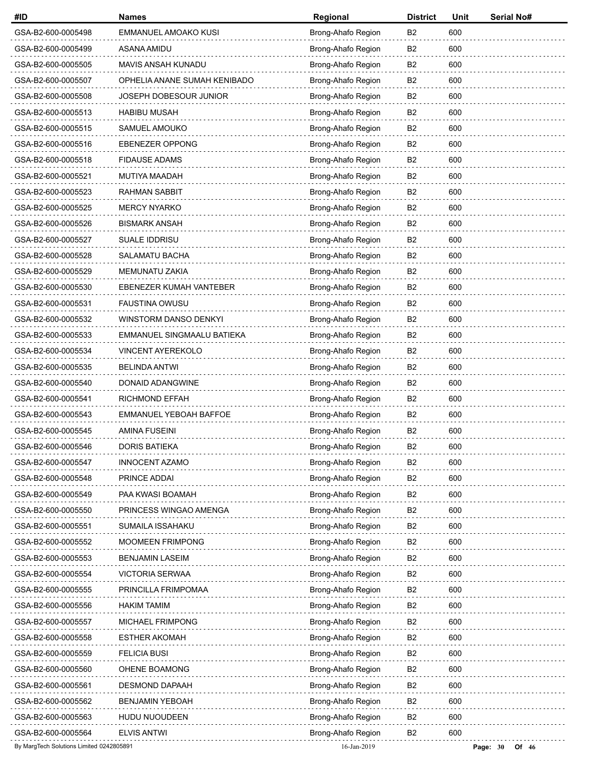| #ID | Names | Regional | District | Unit | Serial No# |
|---|---|---|---|---|---|
| GSA-B2-600-0005498 | EMMANUEL AMOAKO KUSI | Brong-Ahafo Region | B2 | 600 | |
| GSA-B2-600-0005499 | ASANA AMIDU | Brong-Ahafo Region | B2 | 600 | |
| GSA-B2-600-0005505 | MAVIS ANSAH KUNADU | Brong-Ahafo Region | B2 | 600 | |
| GSA-B2-600-0005507 | OPHELIA ANANE SUMAH KENIBADO | Brong-Ahafo Region | B2 | 600 | |
| GSA-B2-600-0005508 | JOSEPH DOBESOUR JUNIOR | Brong-Ahafo Region | B2 | 600 | |
| GSA-B2-600-0005513 | HABIBU MUSAH | Brong-Ahafo Region | B2 | 600 | |
| GSA-B2-600-0005515 | SAMUEL AMOUKO | Brong-Ahafo Region | B2 | 600 | |
| GSA-B2-600-0005516 | EBENEZER OPPONG | Brong-Ahafo Region | B2 | 600 | |
| GSA-B2-600-0005518 | FIDAUSE ADAMS | Brong-Ahafo Region | B2 | 600 | |
| GSA-B2-600-0005521 | MUTIYA MAADAH | Brong-Ahafo Region | B2 | 600 | |
| GSA-B2-600-0005523 | RAHMAN SABBIT | Brong-Ahafo Region | B2 | 600 | |
| GSA-B2-600-0005525 | MERCY NYARKO | Brong-Ahafo Region | B2 | 600 | |
| GSA-B2-600-0005526 | BISMARK ANSAH | Brong-Ahafo Region | B2 | 600 | |
| GSA-B2-600-0005527 | SUALE IDDRISU | Brong-Ahafo Region | B2 | 600 | |
| GSA-B2-600-0005528 | SALAMATU BACHA | Brong-Ahafo Region | B2 | 600 | |
| GSA-B2-600-0005529 | MEMUNATU ZAKIA | Brong-Ahafo Region | B2 | 600 | |
| GSA-B2-600-0005530 | EBENEZER KUMAH VANTEBER | Brong-Ahafo Region | B2 | 600 | |
| GSA-B2-600-0005531 | FAUSTINA OWUSU | Brong-Ahafo Region | B2 | 600 | |
| GSA-B2-600-0005532 | WINSTORM DANSO DENKYI | Brong-Ahafo Region | B2 | 600 | |
| GSA-B2-600-0005533 | EMMANUEL SINGMAALU BATIEKA | Brong-Ahafo Region | B2 | 600 | |
| GSA-B2-600-0005534 | VINCENT AYEREKOLO | Brong-Ahafo Region | B2 | 600 | |
| GSA-B2-600-0005535 | BELINDA ANTWI | Brong-Ahafo Region | B2 | 600 | |
| GSA-B2-600-0005540 | DONAID ADANGWINE | Brong-Ahafo Region | B2 | 600 | |
| GSA-B2-600-0005541 | RICHMOND EFFAH | Brong-Ahafo Region | B2 | 600 | |
| GSA-B2-600-0005543 | EMMANUEL YEBOAH BAFFOE | Brong-Ahafo Region | B2 | 600 | |
| GSA-B2-600-0005545 | AMINA FUSEINI | Brong-Ahafo Region | B2 | 600 | |
| GSA-B2-600-0005546 | DORIS BATIEKA | Brong-Ahafo Region | B2 | 600 | |
| GSA-B2-600-0005547 | INNOCENT AZAMO | Brong-Ahafo Region | B2 | 600 | |
| GSA-B2-600-0005548 | PRINCE ADDAI | Brong-Ahafo Region | B2 | 600 | |
| GSA-B2-600-0005549 | PAA KWASI BOAMAH | Brong-Ahafo Region | B2 | 600 | |
| GSA-B2-600-0005550 | PRINCESS WINGAO AMENGA | Brong-Ahafo Region | B2 | 600 | |
| GSA-B2-600-0005551 | SUMAILA ISSAHAKU | Brong-Ahafo Region | B2 | 600 | |
| GSA-B2-600-0005552 | MOOMEEN FRIMPONG | Brong-Ahafo Region | B2 | 600 | |
| GSA-B2-600-0005553 | BENJAMIN LASEIM | Brong-Ahafo Region | B2 | 600 | |
| GSA-B2-600-0005554 | VICTORIA SERWAA | Brong-Ahafo Region | B2 | 600 | |
| GSA-B2-600-0005555 | PRINCILLA FRIMPOMAA | Brong-Ahafo Region | B2 | 600 | |
| GSA-B2-600-0005556 | HAKIM TAMIM | Brong-Ahafo Region | B2 | 600 | |
| GSA-B2-600-0005557 | MICHAEL FRIMPONG | Brong-Ahafo Region | B2 | 600 | |
| GSA-B2-600-0005558 | ESTHER AKOMAH | Brong-Ahafo Region | B2 | 600 | |
| GSA-B2-600-0005559 | FELICIA BUSI | Brong-Ahafo Region | B2 | 600 | |
| GSA-B2-600-0005560 | OHENE BOAMONG | Brong-Ahafo Region | B2 | 600 | |
| GSA-B2-600-0005561 | DESMOND DAPAAH | Brong-Ahafo Region | B2 | 600 | |
| GSA-B2-600-0005562 | BENJAMIN YEBOAH | Brong-Ahafo Region | B2 | 600 | |
| GSA-B2-600-0005563 | HUDU NUOUDEEN | Brong-Ahafo Region | B2 | 600 | |
| GSA-B2-600-0005564 | ELVIS ANTWI | Brong-Ahafo Region | B2 | 600 | |

By MargTech Solutions Limited 0242805891 16-Jan-2019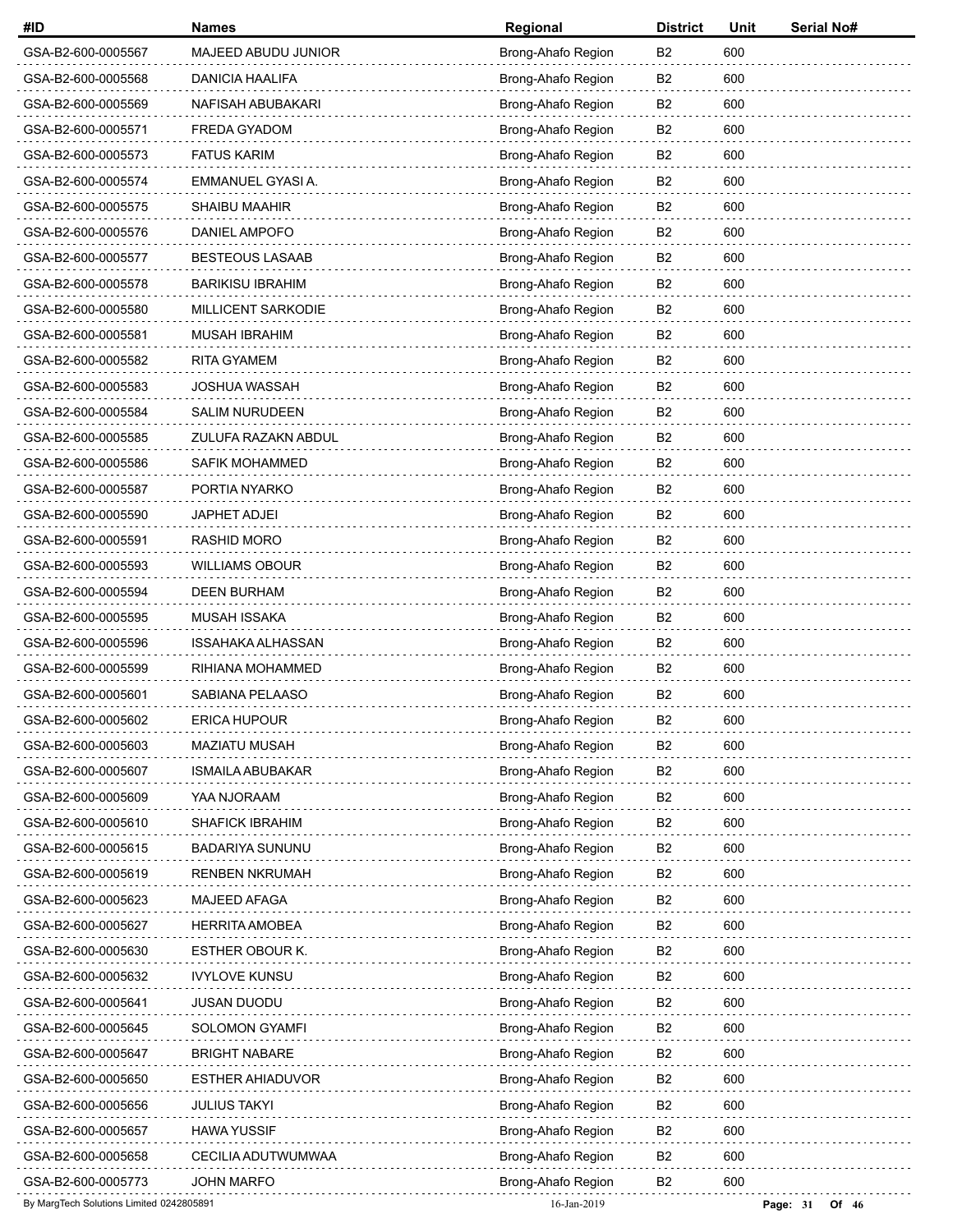| #ID | Names | Regional | District | Unit | Serial No# |
|---|---|---|---|---|---|
| GSA-B2-600-0005567 | MAJEED ABUDU JUNIOR | Brong-Ahafo Region | B2 | 600 | |
| GSA-B2-600-0005568 | DANICIA HAALIFA | Brong-Ahafo Region | B2 | 600 | |
| GSA-B2-600-0005569 | NAFISAH ABUBAKARI | Brong-Ahafo Region | B2 | 600 | |
| GSA-B2-600-0005571 | FREDA GYADOM | Brong-Ahafo Region | B2 | 600 | |
| GSA-B2-600-0005573 | FATUS KARIM | Brong-Ahafo Region | B2 | 600 | |
| GSA-B2-600-0005574 | EMMANUEL GYASI A. | Brong-Ahafo Region | B2 | 600 | |
| GSA-B2-600-0005575 | SHAIBU MAAHIR | Brong-Ahafo Region | B2 | 600 | |
| GSA-B2-600-0005576 | DANIEL AMPOFO | Brong-Ahafo Region | B2 | 600 | |
| GSA-B2-600-0005577 | BESTEOUS LASAAB | Brong-Ahafo Region | B2 | 600 | |
| GSA-B2-600-0005578 | BARIKISU IBRAHIM | Brong-Ahafo Region | B2 | 600 | |
| GSA-B2-600-0005580 | MILLICENT SARKODIE | Brong-Ahafo Region | B2 | 600 | |
| GSA-B2-600-0005581 | MUSAH IBRAHIM | Brong-Ahafo Region | B2 | 600 | |
| GSA-B2-600-0005582 | RITA GYAMEM | Brong-Ahafo Region | B2 | 600 | |
| GSA-B2-600-0005583 | JOSHUA WASSAH | Brong-Ahafo Region | B2 | 600 | |
| GSA-B2-600-0005584 | SALIM NURUDEEN | Brong-Ahafo Region | B2 | 600 | |
| GSA-B2-600-0005585 | ZULUFA RAZAKN ABDUL | Brong-Ahafo Region | B2 | 600 | |
| GSA-B2-600-0005586 | SAFIK MOHAMMED | Brong-Ahafo Region | B2 | 600 | |
| GSA-B2-600-0005587 | PORTIA NYARKO | Brong-Ahafo Region | B2 | 600 | |
| GSA-B2-600-0005590 | JAPHET ADJEI | Brong-Ahafo Region | B2 | 600 | |
| GSA-B2-600-0005591 | RASHID MORO | Brong-Ahafo Region | B2 | 600 | |
| GSA-B2-600-0005593 | WILLIAMS OBOUR | Brong-Ahafo Region | B2 | 600 | |
| GSA-B2-600-0005594 | DEEN BURHAM | Brong-Ahafo Region | B2 | 600 | |
| GSA-B2-600-0005595 | MUSAH ISSAKA | Brong-Ahafo Region | B2 | 600 | |
| GSA-B2-600-0005596 | ISSAHAKA ALHASSAN | Brong-Ahafo Region | B2 | 600 | |
| GSA-B2-600-0005599 | RIHIANA MOHAMMED | Brong-Ahafo Region | B2 | 600 | |
| GSA-B2-600-0005601 | SABIANA PELAASO | Brong-Ahafo Region | B2 | 600 | |
| GSA-B2-600-0005602 | ERICA HUPOUR | Brong-Ahafo Region | B2 | 600 | |
| GSA-B2-600-0005603 | MAZIATU MUSAH | Brong-Ahafo Region | B2 | 600 | |
| GSA-B2-600-0005607 | ISMAILA ABUBAKAR | Brong-Ahafo Region | B2 | 600 | |
| GSA-B2-600-0005609 | YAA NJORAAM | Brong-Ahafo Region | B2 | 600 | |
| GSA-B2-600-0005610 | SHAFICK IBRAHIM | Brong-Ahafo Region | B2 | 600 | |
| GSA-B2-600-0005615 | BADARIYA SUNUNU | Brong-Ahafo Region | B2 | 600 | |
| GSA-B2-600-0005619 | RENBEN NKRUMAH | Brong-Ahafo Region | B2 | 600 | |
| GSA-B2-600-0005623 | MAJEED AFAGA | Brong-Ahafo Region | B2 | 600 | |
| GSA-B2-600-0005627 | HERRITA AMOBEA | Brong-Ahafo Region | B2 | 600 | |
| GSA-B2-600-0005630 | ESTHER OBOUR K. | Brong-Ahafo Region | B2 | 600 | |
| GSA-B2-600-0005632 | IVYLOVE KUNSU | Brong-Ahafo Region | B2 | 600 | |
| GSA-B2-600-0005641 | JUSAN DUODU | Brong-Ahafo Region | B2 | 600 | |
| GSA-B2-600-0005645 | SOLOMON GYAMFI | Brong-Ahafo Region | B2 | 600 | |
| GSA-B2-600-0005647 | BRIGHT NABARE | Brong-Ahafo Region | B2 | 600 | |
| GSA-B2-600-0005650 | ESTHER AHIADUVOR | Brong-Ahafo Region | B2 | 600 | |
| GSA-B2-600-0005656 | JULIUS TAKYI | Brong-Ahafo Region | B2 | 600 | |
| GSA-B2-600-0005657 | HAWA YUSSIF | Brong-Ahafo Region | B2 | 600 | |
| GSA-B2-600-0005658 | CECILIA ADUTWUMWAA | Brong-Ahafo Region | B2 | 600 | |
| GSA-B2-600-0005773 | JOHN MARFO | Brong-Ahafo Region | B2 | 600 | |

By MargTech Solutions Limited 0242805891 16-Jan-2019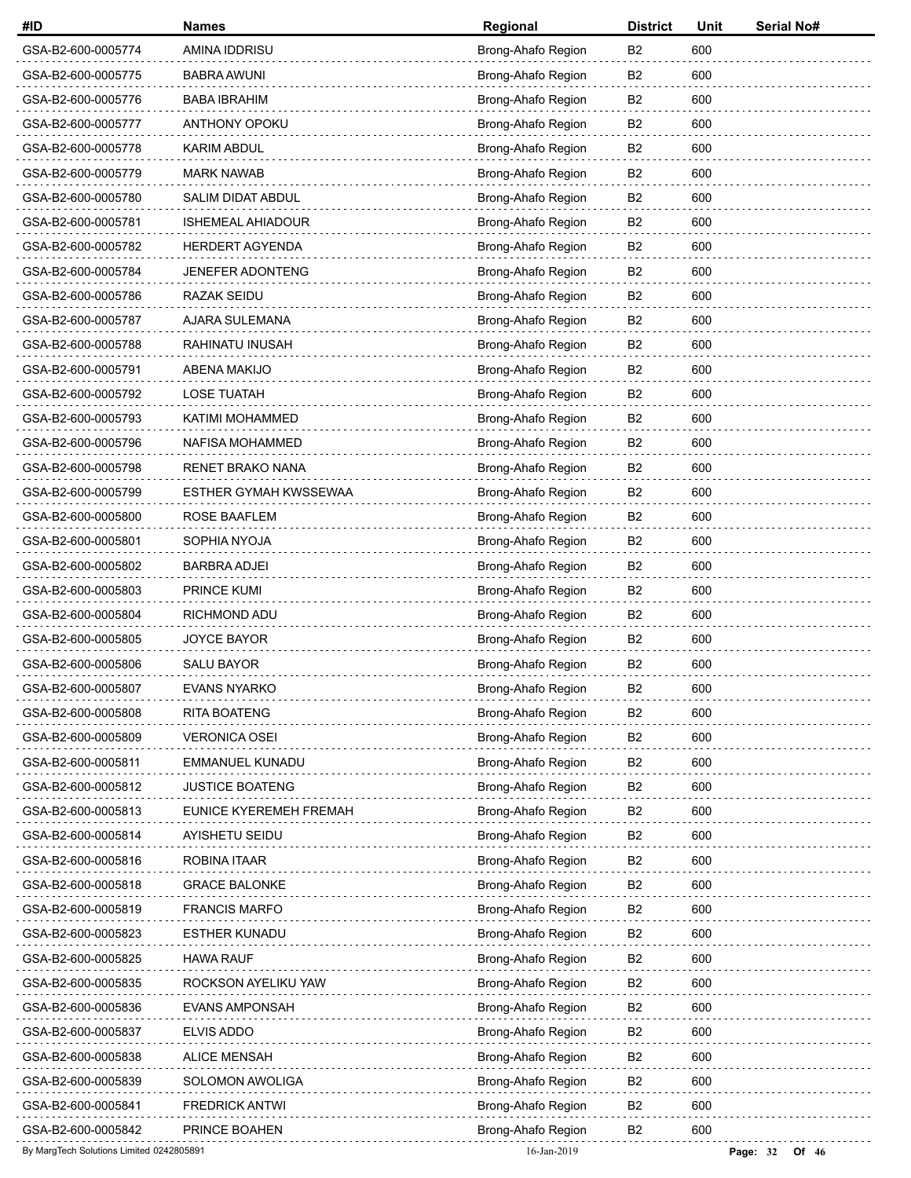| #ID | Names | Regional | District | Unit | Serial No# |
| --- | --- | --- | --- | --- | --- |
| GSA-B2-600-0005774 | AMINA IDDRISU | Brong-Ahafo Region | B2 | 600 | |
| GSA-B2-600-0005775 | BABRA AWUNI | Brong-Ahafo Region | B2 | 600 | |
| GSA-B2-600-0005776 | BABA IBRAHIM | Brong-Ahafo Region | B2 | 600 | |
| GSA-B2-600-0005777 | ANTHONY OPOKU | Brong-Ahafo Region | B2 | 600 | |
| GSA-B2-600-0005778 | KARIM ABDUL | Brong-Ahafo Region | B2 | 600 | |
| GSA-B2-600-0005779 | MARK NAWAB | Brong-Ahafo Region | B2 | 600 | |
| GSA-B2-600-0005780 | SALIM DIDAT ABDUL | Brong-Ahafo Region | B2 | 600 | |
| GSA-B2-600-0005781 | ISHEMEAL AHIADOUR | Brong-Ahafo Region | B2 | 600 | |
| GSA-B2-600-0005782 | HERDERT AGYENDA | Brong-Ahafo Region | B2 | 600 | |
| GSA-B2-600-0005784 | JENEFER ADONTENG | Brong-Ahafo Region | B2 | 600 | |
| GSA-B2-600-0005786 | RAZAK SEIDU | Brong-Ahafo Region | B2 | 600 | |
| GSA-B2-600-0005787 | AJARA SULEMANA | Brong-Ahafo Region | B2 | 600 | |
| GSA-B2-600-0005788 | RAHINATU INUSAH | Brong-Ahafo Region | B2 | 600 | |
| GSA-B2-600-0005791 | ABENA MAKIJO | Brong-Ahafo Region | B2 | 600 | |
| GSA-B2-600-0005792 | LOSE TUATAH | Brong-Ahafo Region | B2 | 600 | |
| GSA-B2-600-0005793 | KATIMI MOHAMMED | Brong-Ahafo Region | B2 | 600 | |
| GSA-B2-600-0005796 | NAFISA MOHAMMED | Brong-Ahafo Region | B2 | 600 | |
| GSA-B2-600-0005798 | RENET BRAKO NANA | Brong-Ahafo Region | B2 | 600 | |
| GSA-B2-600-0005799 | ESTHER GYMAH KWSSEWAA | Brong-Ahafo Region | B2 | 600 | |
| GSA-B2-600-0005800 | ROSE BAAFLEM | Brong-Ahafo Region | B2 | 600 | |
| GSA-B2-600-0005801 | SOPHIA NYOJA | Brong-Ahafo Region | B2 | 600 | |
| GSA-B2-600-0005802 | BARBRA ADJEI | Brong-Ahafo Region | B2 | 600 | |
| GSA-B2-600-0005803 | PRINCE KUMI | Brong-Ahafo Region | B2 | 600 | |
| GSA-B2-600-0005804 | RICHMOND ADU | Brong-Ahafo Region | B2 | 600 | |
| GSA-B2-600-0005805 | JOYCE BAYOR | Brong-Ahafo Region | B2 | 600 | |
| GSA-B2-600-0005806 | SALU BAYOR | Brong-Ahafo Region | B2 | 600 | |
| GSA-B2-600-0005807 | EVANS NYARKO | Brong-Ahafo Region | B2 | 600 | |
| GSA-B2-600-0005808 | RITA BOATENG | Brong-Ahafo Region | B2 | 600 | |
| GSA-B2-600-0005809 | VERONICA OSEI | Brong-Ahafo Region | B2 | 600 | |
| GSA-B2-600-0005811 | EMMANUEL KUNADU | Brong-Ahafo Region | B2 | 600 | |
| GSA-B2-600-0005812 | JUSTICE BOATENG | Brong-Ahafo Region | B2 | 600 | |
| GSA-B2-600-0005813 | EUNICE KYEREMEH FREMAH | Brong-Ahafo Region | B2 | 600 | |
| GSA-B2-600-0005814 | AYISHETU SEIDU | Brong-Ahafo Region | B2 | 600 | |
| GSA-B2-600-0005816 | ROBINA ITAAR | Brong-Ahafo Region | B2 | 600 | |
| GSA-B2-600-0005818 | GRACE BALONKE | Brong-Ahafo Region | B2 | 600 | |
| GSA-B2-600-0005819 | FRANCIS MARFO | Brong-Ahafo Region | B2 | 600 | |
| GSA-B2-600-0005823 | ESTHER KUNADU | Brong-Ahafo Region | B2 | 600 | |
| GSA-B2-600-0005825 | HAWA RAUF | Brong-Ahafo Region | B2 | 600 | |
| GSA-B2-600-0005835 | ROCKSON AYELIKU YAW | Brong-Ahafo Region | B2 | 600 | |
| GSA-B2-600-0005836 | EVANS AMPONSAH | Brong-Ahafo Region | B2 | 600 | |
| GSA-B2-600-0005837 | ELVIS ADDO | Brong-Ahafo Region | B2 | 600 | |
| GSA-B2-600-0005838 | ALICE MENSAH | Brong-Ahafo Region | B2 | 600 | |
| GSA-B2-600-0005839 | SOLOMON AWOLIGA | Brong-Ahafo Region | B2 | 600 | |
| GSA-B2-600-0005841 | FREDRICK ANTWI | Brong-Ahafo Region | B2 | 600 | |
| GSA-B2-600-0005842 | PRINCE BOAHEN | Brong-Ahafo Region | B2 | 600 | |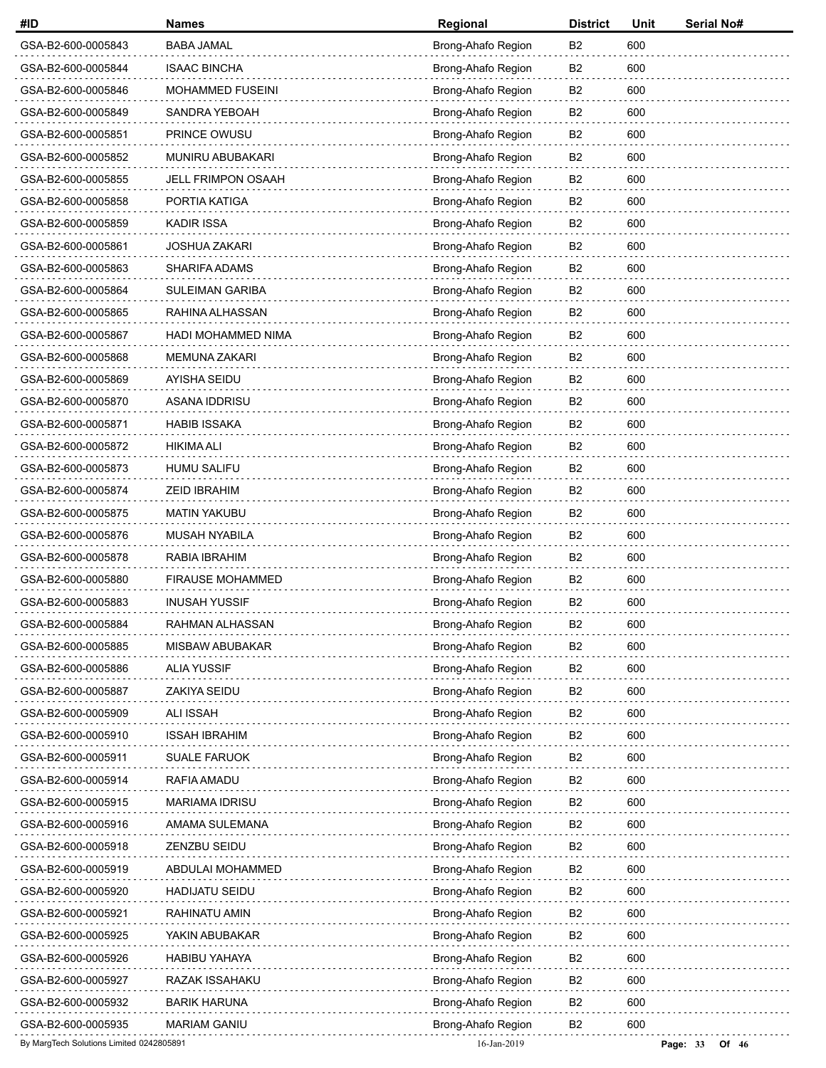| #ID | Names | Regional | District | Unit | Serial No# |
|---|---|---|---|---|---|
| GSA-B2-600-0005843 | BABA JAMAL | Brong-Ahafo Region | B2 | 600 | |
| GSA-B2-600-0005844 | ISAAC BINCHA | Brong-Ahafo Region | B2 | 600 | |
| GSA-B2-600-0005846 | MOHAMMED FUSEINI | Brong-Ahafo Region | B2 | 600 | |
| GSA-B2-600-0005849 | SANDRA YEBOAH | Brong-Ahafo Region | B2 | 600 | |
| GSA-B2-600-0005851 | PRINCE OWUSU | Brong-Ahafo Region | B2 | 600 | |
| GSA-B2-600-0005852 | MUNIRU ABUBAKARI | Brong-Ahafo Region | B2 | 600 | |
| GSA-B2-600-0005855 | JELL FRIMPON OSAAH | Brong-Ahafo Region | B2 | 600 | |
| GSA-B2-600-0005858 | PORTIA KATIGA | Brong-Ahafo Region | B2 | 600 | |
| GSA-B2-600-0005859 | KADIR ISSA | Brong-Ahafo Region | B2 | 600 | |
| GSA-B2-600-0005861 | JOSHUA ZAKARI | Brong-Ahafo Region | B2 | 600 | |
| GSA-B2-600-0005863 | SHARIFA ADAMS | Brong-Ahafo Region | B2 | 600 | |
| GSA-B2-600-0005864 | SULEIMAN GARIBA | Brong-Ahafo Region | B2 | 600 | |
| GSA-B2-600-0005865 | RAHINA ALHASSAN | Brong-Ahafo Region | B2 | 600 | |
| GSA-B2-600-0005867 | HADI MOHAMMED NIMA | Brong-Ahafo Region | B2 | 600 | |
| GSA-B2-600-0005868 | MEMUNA ZAKARI | Brong-Ahafo Region | B2 | 600 | |
| GSA-B2-600-0005869 | AYISHA SEIDU | Brong-Ahafo Region | B2 | 600 | |
| GSA-B2-600-0005870 | ASANA IDDRISU | Brong-Ahafo Region | B2 | 600 | |
| GSA-B2-600-0005871 | HABIB ISSAKA | Brong-Ahafo Region | B2 | 600 | |
| GSA-B2-600-0005872 | HIKIMA ALI | Brong-Ahafo Region | B2 | 600 | |
| GSA-B2-600-0005873 | HUMU SALIFU | Brong-Ahafo Region | B2 | 600 | |
| GSA-B2-600-0005874 | ZEID IBRAHIM | Brong-Ahafo Region | B2 | 600 | |
| GSA-B2-600-0005875 | MATIN YAKUBU | Brong-Ahafo Region | B2 | 600 | |
| GSA-B2-600-0005876 | MUSAH NYABILA | Brong-Ahafo Region | B2 | 600 | |
| GSA-B2-600-0005878 | RABIA IBRAHIM | Brong-Ahafo Region | B2 | 600 | |
| GSA-B2-600-0005880 | FIRAUSE MOHAMMED | Brong-Ahafo Region | B2 | 600 | |
| GSA-B2-600-0005883 | INUSAH YUSSIF | Brong-Ahafo Region | B2 | 600 | |
| GSA-B2-600-0005884 | RAHMAN ALHASSAN | Brong-Ahafo Region | B2 | 600 | |
| GSA-B2-600-0005885 | MISBAW ABUBAKAR | Brong-Ahafo Region | B2 | 600 | |
| GSA-B2-600-0005886 | ALIA YUSSIF | Brong-Ahafo Region | B2 | 600 | |
| GSA-B2-600-0005887 | ZAKIYA SEIDU | Brong-Ahafo Region | B2 | 600 | |
| GSA-B2-600-0005909 | ALI ISSAH | Brong-Ahafo Region | B2 | 600 | |
| GSA-B2-600-0005910 | ISSAH IBRAHIM | Brong-Ahafo Region | B2 | 600 | |
| GSA-B2-600-0005911 | SUALE FARUOK | Brong-Ahafo Region | B2 | 600 | |
| GSA-B2-600-0005914 | RAFIA AMADU | Brong-Ahafo Region | B2 | 600 | |
| GSA-B2-600-0005915 | MARIAMA IDRISU | Brong-Ahafo Region | B2 | 600 | |
| GSA-B2-600-0005916 | AMAMA SULEMANA | Brong-Ahafo Region | B2 | 600 | |
| GSA-B2-600-0005918 | ZENZBU SEIDU | Brong-Ahafo Region | B2 | 600 | |
| GSA-B2-600-0005919 | ABDULAI MOHAMMED | Brong-Ahafo Region | B2 | 600 | |
| GSA-B2-600-0005920 | HADIJATU SEIDU | Brong-Ahafo Region | B2 | 600 | |
| GSA-B2-600-0005921 | RAHINATU AMIN | Brong-Ahafo Region | B2 | 600 | |
| GSA-B2-600-0005925 | YAKIN ABUBAKAR | Brong-Ahafo Region | B2 | 600 | |
| GSA-B2-600-0005926 | HABIBU YAHAYA | Brong-Ahafo Region | B2 | 600 | |
| GSA-B2-600-0005927 | RAZAK ISSAHAKU | Brong-Ahafo Region | B2 | 600 | |
| GSA-B2-600-0005932 | BARIK HARUNA | Brong-Ahafo Region | B2 | 600 | |
| GSA-B2-600-0005935 | MARIAM GANIU | Brong-Ahafo Region | B2 | 600 | |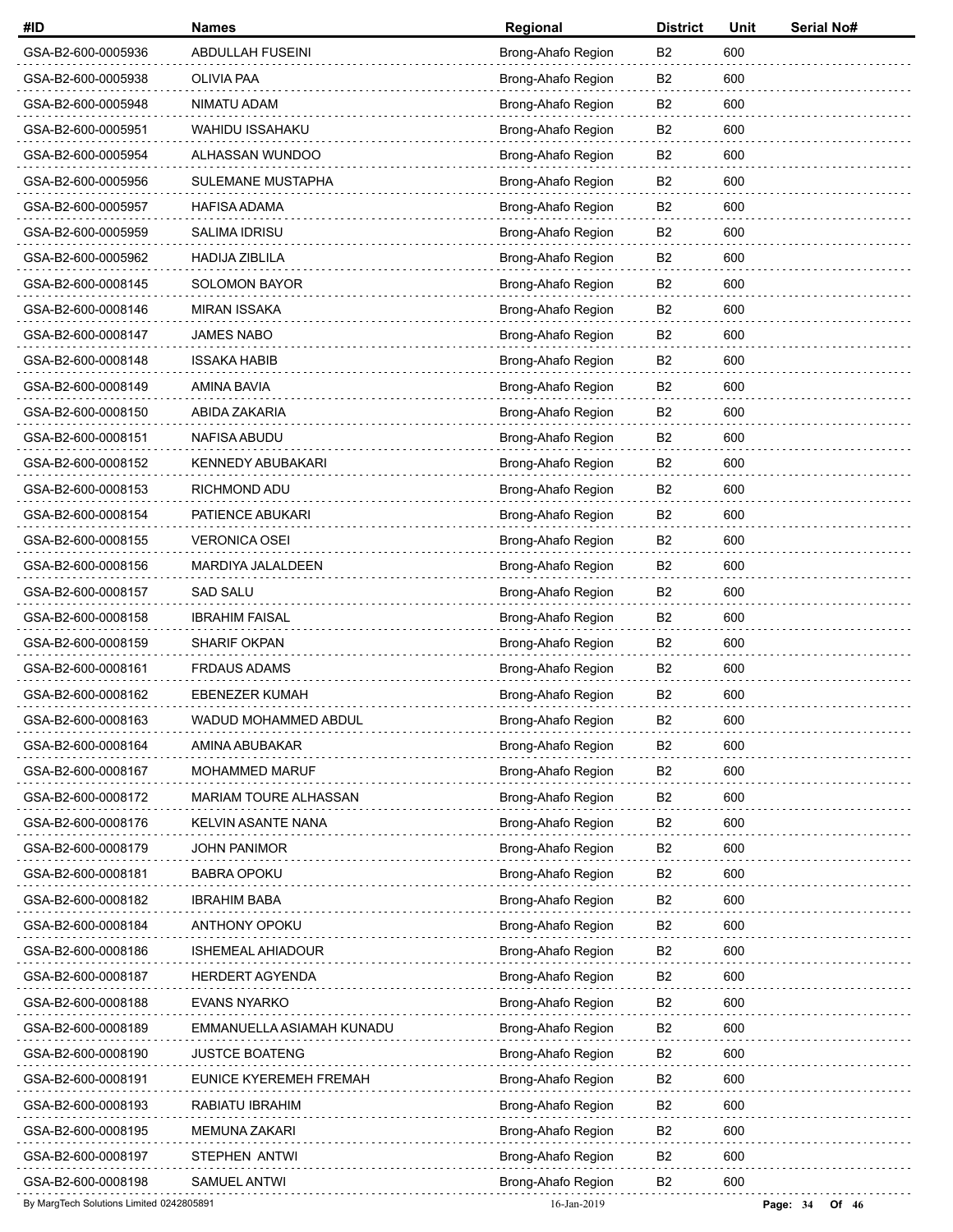| #ID | Names | Regional | District | Unit | Serial No# |
| --- | --- | --- | --- | --- | --- |
| GSA-B2-600-0005936 | ABDULLAH FUSEINI | Brong-Ahafo Region | B2 | 600 | |
| GSA-B2-600-0005938 | OLIVIA PAA | Brong-Ahafo Region | B2 | 600 | |
| GSA-B2-600-0005948 | NIMATU ADAM | Brong-Ahafo Region | B2 | 600 | |
| GSA-B2-600-0005951 | WAHIDU ISSAHAKU | Brong-Ahafo Region | B2 | 600 | |
| GSA-B2-600-0005954 | ALHASSAN WUNDOO | Brong-Ahafo Region | B2 | 600 | |
| GSA-B2-600-0005956 | SULEMANE MUSTAPHA | Brong-Ahafo Region | B2 | 600 | |
| GSA-B2-600-0005957 | HAFISA ADAMA | Brong-Ahafo Region | B2 | 600 | |
| GSA-B2-600-0005959 | SALIMA IDRISU | Brong-Ahafo Region | B2 | 600 | |
| GSA-B2-600-0005962 | HADIJA ZIBLILA | Brong-Ahafo Region | B2 | 600 | |
| GSA-B2-600-0008145 | SOLOMON BAYOR | Brong-Ahafo Region | B2 | 600 | |
| GSA-B2-600-0008146 | MIRAN ISSAKA | Brong-Ahafo Region | B2 | 600 | |
| GSA-B2-600-0008147 | JAMES NABO | Brong-Ahafo Region | B2 | 600 | |
| GSA-B2-600-0008148 | ISSAKA HABIB | Brong-Ahafo Region | B2 | 600 | |
| GSA-B2-600-0008149 | AMINA BAVIA | Brong-Ahafo Region | B2 | 600 | |
| GSA-B2-600-0008150 | ABIDA ZAKARIA | Brong-Ahafo Region | B2 | 600 | |
| GSA-B2-600-0008151 | NAFISA ABUDU | Brong-Ahafo Region | B2 | 600 | |
| GSA-B2-600-0008152 | KENNEDY ABUBAKARI | Brong-Ahafo Region | B2 | 600 | |
| GSA-B2-600-0008153 | RICHMOND ADU | Brong-Ahafo Region | B2 | 600 | |
| GSA-B2-600-0008154 | PATIENCE ABUKARI | Brong-Ahafo Region | B2 | 600 | |
| GSA-B2-600-0008155 | VERONICA OSEI | Brong-Ahafo Region | B2 | 600 | |
| GSA-B2-600-0008156 | MARDIYA JALALDEEN | Brong-Ahafo Region | B2 | 600 | |
| GSA-B2-600-0008157 | SAD SALU | Brong-Ahafo Region | B2 | 600 | |
| GSA-B2-600-0008158 | IBRAHIM FAISAL | Brong-Ahafo Region | B2 | 600 | |
| GSA-B2-600-0008159 | SHARIF OKPAN | Brong-Ahafo Region | B2 | 600 | |
| GSA-B2-600-0008161 | FRDAUS ADAMS | Brong-Ahafo Region | B2 | 600 | |
| GSA-B2-600-0008162 | EBENEZER KUMAH | Brong-Ahafo Region | B2 | 600 | |
| GSA-B2-600-0008163 | WADUD MOHAMMED ABDUL | Brong-Ahafo Region | B2 | 600 | |
| GSA-B2-600-0008164 | AMINA ABUBAKAR | Brong-Ahafo Region | B2 | 600 | |
| GSA-B2-600-0008167 | MOHAMMED MARUF | Brong-Ahafo Region | B2 | 600 | |
| GSA-B2-600-0008172 | MARIAM TOURE ALHASSAN | Brong-Ahafo Region | B2 | 600 | |
| GSA-B2-600-0008176 | KELVIN ASANTE NANA | Brong-Ahafo Region | B2 | 600 | |
| GSA-B2-600-0008179 | JOHN PANIMOR | Brong-Ahafo Region | B2 | 600 | |
| GSA-B2-600-0008181 | BABRA OPOKU | Brong-Ahafo Region | B2 | 600 | |
| GSA-B2-600-0008182 | IBRAHIM BABA | Brong-Ahafo Region | B2 | 600 | |
| GSA-B2-600-0008184 | ANTHONY OPOKU | Brong-Ahafo Region | B2 | 600 | |
| GSA-B2-600-0008186 | ISHEMEAL AHIADOUR | Brong-Ahafo Region | B2 | 600 | |
| GSA-B2-600-0008187 | HERDERT AGYENDA | Brong-Ahafo Region | B2 | 600 | |
| GSA-B2-600-0008188 | EVANS NYARKO | Brong-Ahafo Region | B2 | 600 | |
| GSA-B2-600-0008189 | EMMANUELLA ASIAMAH KUNADU | Brong-Ahafo Region | B2 | 600 | |
| GSA-B2-600-0008190 | JUSTCE BOATENG | Brong-Ahafo Region | B2 | 600 | |
| GSA-B2-600-0008191 | EUNICE KYEREMEH FREMAH | Brong-Ahafo Region | B2 | 600 | |
| GSA-B2-600-0008193 | RABIATU IBRAHIM | Brong-Ahafo Region | B2 | 600 | |
| GSA-B2-600-0008195 | MEMUNA ZAKARI | Brong-Ahafo Region | B2 | 600 | |
| GSA-B2-600-0008197 | STEPHEN ANTWI | Brong-Ahafo Region | B2 | 600 | |
| GSA-B2-600-0008198 | SAMUEL ANTWI | Brong-Ahafo Region | B2 | 600 | |

By MargTech Solutions Limited 0242805891 16-Jan-2019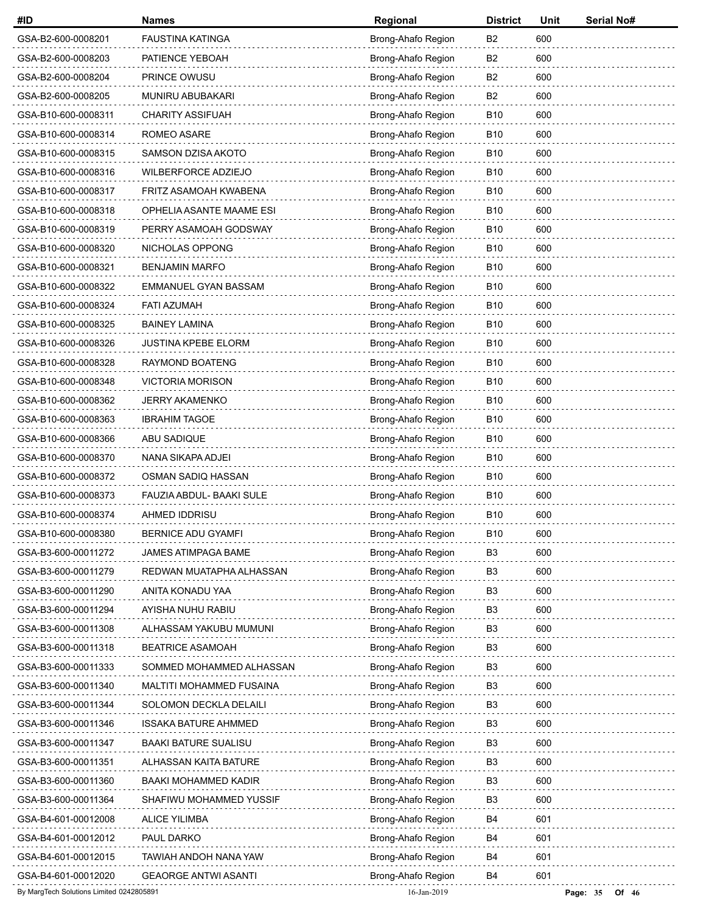| #ID | Names | Regional | District | Unit | Serial No# |
|---|---|---|---|---|---|
| GSA-B2-600-0008201 | FAUSTINA KATINGA | Brong-Ahafo Region | B2 | 600 | |
| GSA-B2-600-0008203 | PATIENCE YEBOAH | Brong-Ahafo Region | B2 | 600 | |
| GSA-B2-600-0008204 | PRINCE OWUSU | Brong-Ahafo Region | B2 | 600 | |
| GSA-B2-600-0008205 | MUNIRU ABUBAKARI | Brong-Ahafo Region | B2 | 600 | |
| GSA-B10-600-0008311 | CHARITY ASSIFUAH | Brong-Ahafo Region | B10 | 600 | |
| GSA-B10-600-0008314 | ROMEO ASARE | Brong-Ahafo Region | B10 | 600 | |
| GSA-B10-600-0008315 | SAMSON DZISA AKOTO | Brong-Ahafo Region | B10 | 600 | |
| GSA-B10-600-0008316 | WILBERFORCE ADZIEJO | Brong-Ahafo Region | B10 | 600 | |
| GSA-B10-600-0008317 | FRITZ ASAMOAH KWABENA | Brong-Ahafo Region | B10 | 600 | |
| GSA-B10-600-0008318 | OPHELIA ASANTE MAAME ESI | Brong-Ahafo Region | B10 | 600 | |
| GSA-B10-600-0008319 | PERRY ASAMOAH GODSWAY | Brong-Ahafo Region | B10 | 600 | |
| GSA-B10-600-0008320 | NICHOLAS OPPONG | Brong-Ahafo Region | B10 | 600 | |
| GSA-B10-600-0008321 | BENJAMIN MARFO | Brong-Ahafo Region | B10 | 600 | |
| GSA-B10-600-0008322 | EMMANUEL GYAN BASSAM | Brong-Ahafo Region | B10 | 600 | |
| GSA-B10-600-0008324 | FATI AZUMAH | Brong-Ahafo Region | B10 | 600 | |
| GSA-B10-600-0008325 | BAINEY LAMINA | Brong-Ahafo Region | B10 | 600 | |
| GSA-B10-600-0008326 | JUSTINA KPEBE ELORM | Brong-Ahafo Region | B10 | 600 | |
| GSA-B10-600-0008328 | RAYMOND BOATENG | Brong-Ahafo Region | B10 | 600 | |
| GSA-B10-600-0008348 | VICTORIA MORISON | Brong-Ahafo Region | B10 | 600 | |
| GSA-B10-600-0008362 | JERRY AKAMENKO | Brong-Ahafo Region | B10 | 600 | |
| GSA-B10-600-0008363 | IBRAHIM TAGOE | Brong-Ahafo Region | B10 | 600 | |
| GSA-B10-600-0008366 | ABU SADIQUE | Brong-Ahafo Region | B10 | 600 | |
| GSA-B10-600-0008370 | NANA SIKAPA ADJEI | Brong-Ahafo Region | B10 | 600 | |
| GSA-B10-600-0008372 | OSMAN SADIQ HASSAN | Brong-Ahafo Region | B10 | 600 | |
| GSA-B10-600-0008373 | FAUZIA ABDUL- BAAKI SULE | Brong-Ahafo Region | B10 | 600 | |
| GSA-B10-600-0008374 | AHMED IDDRISU | Brong-Ahafo Region | B10 | 600 | |
| GSA-B10-600-0008380 | BERNICE ADU GYAMFI | Brong-Ahafo Region | B10 | 600 | |
| GSA-B3-600-00011272 | JAMES ATIMPAGA BAME | Brong-Ahafo Region | B3 | 600 | |
| GSA-B3-600-00011279 | REDWAN MUATAPHA ALHASSAN | Brong-Ahafo Region | B3 | 600 | |
| GSA-B3-600-00011290 | ANITA KONADU YAA | Brong-Ahafo Region | B3 | 600 | |
| GSA-B3-600-00011294 | AYISHA NUHU RABIU | Brong-Ahafo Region | B3 | 600 | |
| GSA-B3-600-00011308 | ALHASSAM YAKUBU MUMUNI | Brong-Ahafo Region | B3 | 600 | |
| GSA-B3-600-00011318 | BEATRICE ASAMOAH | Brong-Ahafo Region | B3 | 600 | |
| GSA-B3-600-00011333 | SOMMED MOHAMMED ALHASSAN | Brong-Ahafo Region | B3 | 600 | |
| GSA-B3-600-00011340 | MALTITI MOHAMMED FUSAINA | Brong-Ahafo Region | B3 | 600 | |
| GSA-B3-600-00011344 | SOLOMON DECKLA DELAILI | Brong-Ahafo Region | B3 | 600 | |
| GSA-B3-600-00011346 | ISSAKA BATURE AHMMED | Brong-Ahafo Region | B3 | 600 | |
| GSA-B3-600-00011347 | BAAKI BATURE SUALISU | Brong-Ahafo Region | B3 | 600 | |
| GSA-B3-600-00011351 | ALHASSAN KAITA BATURE | Brong-Ahafo Region | B3 | 600 | |
| GSA-B3-600-00011360 | BAAKI MOHAMMED KADIR | Brong-Ahafo Region | B3 | 600 | |
| GSA-B3-600-00011364 | SHAFIWU MOHAMMED YUSSIF | Brong-Ahafo Region | B3 | 600 | |
| GSA-B4-601-00012008 | ALICE YILIMBA | Brong-Ahafo Region | B4 | 601 | |
| GSA-B4-601-00012012 | PAUL DARKO | Brong-Ahafo Region | B4 | 601 | |
| GSA-B4-601-00012015 | TAWIAH ANDOH NANA YAW | Brong-Ahafo Region | B4 | 601 | |
| GSA-B4-601-00012020 | GEAORGE ANTWI ASANTI | Brong-Ahafo Region | B4 | 601 | |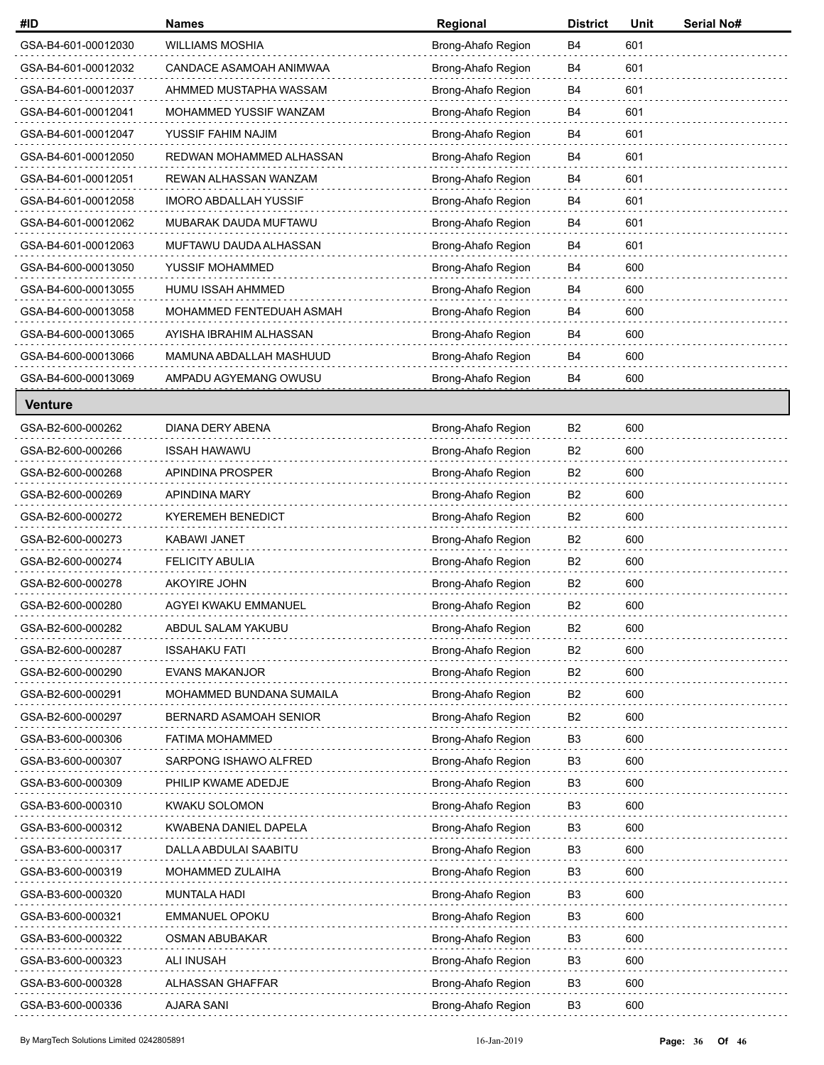| #ID | Names | Regional | District | Unit | Serial No# |
|---|---|---|---|---|---|
| GSA-B4-601-00012030 | WILLIAMS MOSHIA | Brong-Ahafo Region | B4 | 601 | |
| GSA-B4-601-00012032 | CANDACE ASAMOAH ANIMWAA | Brong-Ahafo Region | B4 | 601 | |
| GSA-B4-601-00012037 | AHMMED MUSTAPHA WASSAM | Brong-Ahafo Region | B4 | 601 | |
| GSA-B4-601-00012041 | MOHAMMED YUSSIF WANZAM | Brong-Ahafo Region | B4 | 601 | |
| GSA-B4-601-00012047 | YUSSIF FAHIM NAJIM | Brong-Ahafo Region | B4 | 601 | |
| GSA-B4-601-00012050 | REDWAN MOHAMMED ALHASSAN | Brong-Ahafo Region | B4 | 601 | |
| GSA-B4-601-00012051 | REWAN ALHASSAN WANZAM | Brong-Ahafo Region | B4 | 601 | |
| GSA-B4-601-00012058 | IMORO ABDALLAH YUSSIF | Brong-Ahafo Region | B4 | 601 | |
| GSA-B4-601-00012062 | MUBARAK DAUDA MUFTAWU | Brong-Ahafo Region | B4 | 601 | |
| GSA-B4-601-00012063 | MUFTAWU DAUDA ALHASSAN | Brong-Ahafo Region | B4 | 601 | |
| GSA-B4-600-00013050 | YUSSIF MOHAMMED | Brong-Ahafo Region | B4 | 600 | |
| GSA-B4-600-00013055 | HUMU ISSAH AHMMED | Brong-Ahafo Region | B4 | 600 | |
| GSA-B4-600-00013058 | MOHAMMED FENTEDUAH ASMAH | Brong-Ahafo Region | B4 | 600 | |
| GSA-B4-600-00013065 | AYISHA IBRAHIM ALHASSAN | Brong-Ahafo Region | B4 | 600 | |
| GSA-B4-600-00013066 | MAMUNA ABDALLAH MASHUUD | Brong-Ahafo Region | B4 | 600 | |
| GSA-B4-600-00013069 | AMPADU AGYEMANG OWUSU | Brong-Ahafo Region | B4 | 600 | |
| **Venture** | | | | | |
| GSA-B2-600-000262 | DIANA DERY ABENA | Brong-Ahafo Region | B2 | 600 | |
| GSA-B2-600-000266 | ISSAH HAWAWU | Brong-Ahafo Region | B2 | 600 | |
| GSA-B2-600-000268 | APINDINA PROSPER | Brong-Ahafo Region | B2 | 600 | |
| GSA-B2-600-000269 | APINDINA MARY | Brong-Ahafo Region | B2 | 600 | |
| GSA-B2-600-000272 | KYEREMEH BENEDICT | Brong-Ahafo Region | B2 | 600 | |
| GSA-B2-600-000273 | KABAWI JANET | Brong-Ahafo Region | B2 | 600 | |
| GSA-B2-600-000274 | FELICITY ABULIA | Brong-Ahafo Region | B2 | 600 | |
| GSA-B2-600-000278 | AKOYIRE JOHN | Brong-Ahafo Region | B2 | 600 | |
| GSA-B2-600-000280 | AGYEI KWAKU EMMANUEL | Brong-Ahafo Region | B2 | 600 | |
| GSA-B2-600-000282 | ABDUL SALAM YAKUBU | Brong-Ahafo Region | B2 | 600 | |
| GSA-B2-600-000287 | ISSAHAKU FATI | Brong-Ahafo Region | B2 | 600 | |
| GSA-B2-600-000290 | EVANS MAKANJOR | Brong-Ahafo Region | B2 | 600 | |
| GSA-B2-600-000291 | MOHAMMED BUNDANA SUMAILA | Brong-Ahafo Region | B2 | 600 | |
| GSA-B2-600-000297 | BERNARD ASAMOAH SENIOR | Brong-Ahafo Region | B2 | 600 | |
| GSA-B3-600-000306 | FATIMA MOHAMMED | Brong-Ahafo Region | B3 | 600 | |
| GSA-B3-600-000307 | SARPONG ISHAWO ALFRED | Brong-Ahafo Region | B3 | 600 | |
| GSA-B3-600-000309 | PHILIP KWAME ADEDJE | Brong-Ahafo Region | B3 | 600 | |
| GSA-B3-600-000310 | KWAKU SOLOMON | Brong-Ahafo Region | B3 | 600 | |
| GSA-B3-600-000312 | KWABENA DANIEL DAPELA | Brong-Ahafo Region | B3 | 600 | |
| GSA-B3-600-000317 | DALLA ABDULAI SAABITU | Brong-Ahafo Region | B3 | 600 | |
| GSA-B3-600-000319 | MOHAMMED ZULAIHA | Brong-Ahafo Region | B3 | 600 | |
| GSA-B3-600-000320 | MUNTALA HADI | Brong-Ahafo Region | B3 | 600 | |
| GSA-B3-600-000321 | EMMANUEL OPOKU | Brong-Ahafo Region | B3 | 600 | |
| GSA-B3-600-000322 | OSMAN ABUBAKAR | Brong-Ahafo Region | B3 | 600 | |
| GSA-B3-600-000323 | ALI INUSAH | Brong-Ahafo Region | B3 | 600 | |
| GSA-B3-600-000328 | ALHASSAN GHAFFAR | Brong-Ahafo Region | B3 | 600 | |
| GSA-B3-600-000336 | AJARA SANI | Brong-Ahafo Region | B3 | 600 | |

By MargTech Solutions Limited 0242805891 16-Jan-2019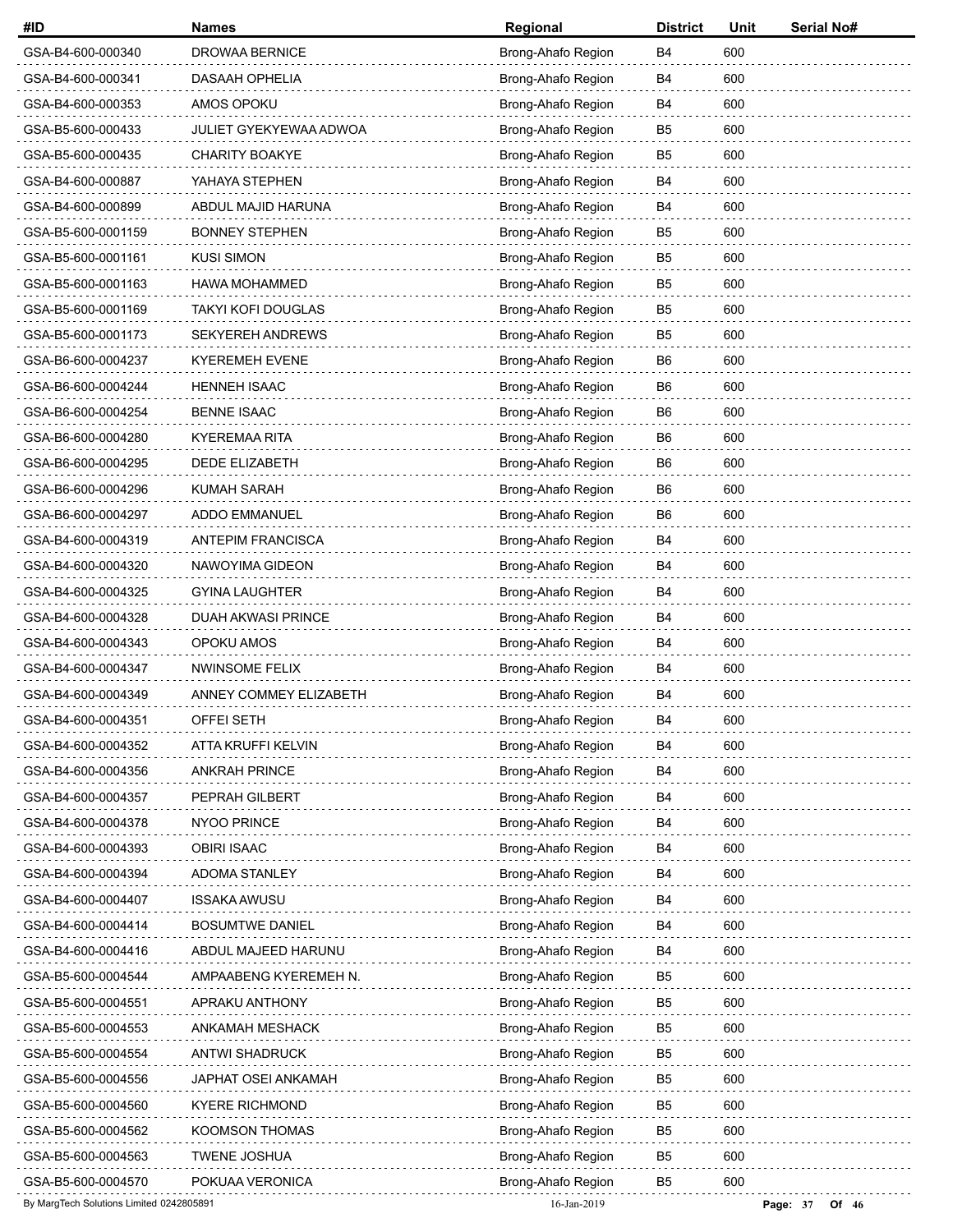| #ID | Names | Regional | District | Unit | Serial No# |
|---|---|---|---|---|---|
| GSA-B4-600-000340 | DROWAA BERNICE | Brong-Ahafo Region | B4 | 600 | |
| GSA-B4-600-000341 | DASAAH OPHELIA | Brong-Ahafo Region | B4 | 600 | |
| GSA-B4-600-000353 | AMOS OPOKU | Brong-Ahafo Region | B4 | 600 | |
| GSA-B5-600-000433 | JULIET GYEKYEWAA ADWOA | Brong-Ahafo Region | B5 | 600 | |
| GSA-B5-600-000435 | CHARITY BOAKYE | Brong-Ahafo Region | B5 | 600 | |
| GSA-B4-600-000887 | YAHAYA STEPHEN | Brong-Ahafo Region | B4 | 600 | |
| GSA-B4-600-000899 | ABDUL MAJID HARUNA | Brong-Ahafo Region | B4 | 600 | |
| GSA-B5-600-0001159 | BONNEY STEPHEN | Brong-Ahafo Region | B5 | 600 | |
| GSA-B5-600-0001161 | KUSI SIMON | Brong-Ahafo Region | B5 | 600 | |
| GSA-B5-600-0001163 | HAWA MOHAMMED | Brong-Ahafo Region | B5 | 600 | |
| GSA-B5-600-0001169 | TAKYI KOFI DOUGLAS | Brong-Ahafo Region | B5 | 600 | |
| GSA-B5-600-0001173 | SEKYEREH ANDREWS | Brong-Ahafo Region | B5 | 600 | |
| GSA-B6-600-0004237 | KYEREMEH EVENE | Brong-Ahafo Region | B6 | 600 | |
| GSA-B6-600-0004244 | HENNEH ISAAC | Brong-Ahafo Region | B6 | 600 | |
| GSA-B6-600-0004254 | BENNE ISAAC | Brong-Ahafo Region | B6 | 600 | |
| GSA-B6-600-0004280 | KYEREMAA RITA | Brong-Ahafo Region | B6 | 600 | |
| GSA-B6-600-0004295 | DEDE ELIZABETH | Brong-Ahafo Region | B6 | 600 | |
| GSA-B6-600-0004296 | KUMAH SARAH | Brong-Ahafo Region | B6 | 600 | |
| GSA-B6-600-0004297 | ADDO EMMANUEL | Brong-Ahafo Region | B6 | 600 | |
| GSA-B4-600-0004319 | ANTEPIM FRANCISCA | Brong-Ahafo Region | B4 | 600 | |
| GSA-B4-600-0004320 | NAWOYIMA GIDEON | Brong-Ahafo Region | B4 | 600 | |
| GSA-B4-600-0004325 | GYINA LAUGHTER | Brong-Ahafo Region | B4 | 600 | |
| GSA-B4-600-0004328 | DUAH AKWASI PRINCE | Brong-Ahafo Region | B4 | 600 | |
| GSA-B4-600-0004343 | OPOKU AMOS | Brong-Ahafo Region | B4 | 600 | |
| GSA-B4-600-0004347 | NWINSOME FELIX | Brong-Ahafo Region | B4 | 600 | |
| GSA-B4-600-0004349 | ANNEY COMMEY ELIZABETH | Brong-Ahafo Region | B4 | 600 | |
| GSA-B4-600-0004351 | OFFEI SETH | Brong-Ahafo Region | B4 | 600 | |
| GSA-B4-600-0004352 | ATTA KRUFFI KELVIN | Brong-Ahafo Region | B4 | 600 | |
| GSA-B4-600-0004356 | ANKRAH PRINCE | Brong-Ahafo Region | B4 | 600 | |
| GSA-B4-600-0004357 | PEPRAH GILBERT | Brong-Ahafo Region | B4 | 600 | |
| GSA-B4-600-0004378 | NYOO PRINCE | Brong-Ahafo Region | B4 | 600 | |
| GSA-B4-600-0004393 | OBIRI ISAAC | Brong-Ahafo Region | B4 | 600 | |
| GSA-B4-600-0004394 | ADOMA STANLEY | Brong-Ahafo Region | B4 | 600 | |
| GSA-B4-600-0004407 | ISSAKA AWUSU | Brong-Ahafo Region | B4 | 600 | |
| GSA-B4-600-0004414 | BOSUMTWE DANIEL | Brong-Ahafo Region | B4 | 600 | |
| GSA-B4-600-0004416 | ABDUL MAJEED HARUNU | Brong-Ahafo Region | B4 | 600 | |
| GSA-B5-600-0004544 | AMPAABENG KYEREMEH N. | Brong-Ahafo Region | B5 | 600 | |
| GSA-B5-600-0004551 | APRAKU ANTHONY | Brong-Ahafo Region | B5 | 600 | |
| GSA-B5-600-0004553 | ANKAMAH MESHACK | Brong-Ahafo Region | B5 | 600 | |
| GSA-B5-600-0004554 | ANTWI SHADRUCK | Brong-Ahafo Region | B5 | 600 | |
| GSA-B5-600-0004556 | JAPHAT OSEI ANKAMAH | Brong-Ahafo Region | B5 | 600 | |
| GSA-B5-600-0004560 | KYERE RICHMOND | Brong-Ahafo Region | B5 | 600 | |
| GSA-B5-600-0004562 | KOOMSON THOMAS | Brong-Ahafo Region | B5 | 600 | |
| GSA-B5-600-0004563 | TWENE JOSHUA | Brong-Ahafo Region | B5 | 600 | |
| GSA-B5-600-0004570 | POKUAA VERONICA | Brong-Ahafo Region | B5 | 600 | |

By MargTech Solutions Limited 0242805891 — 16-Jan-2019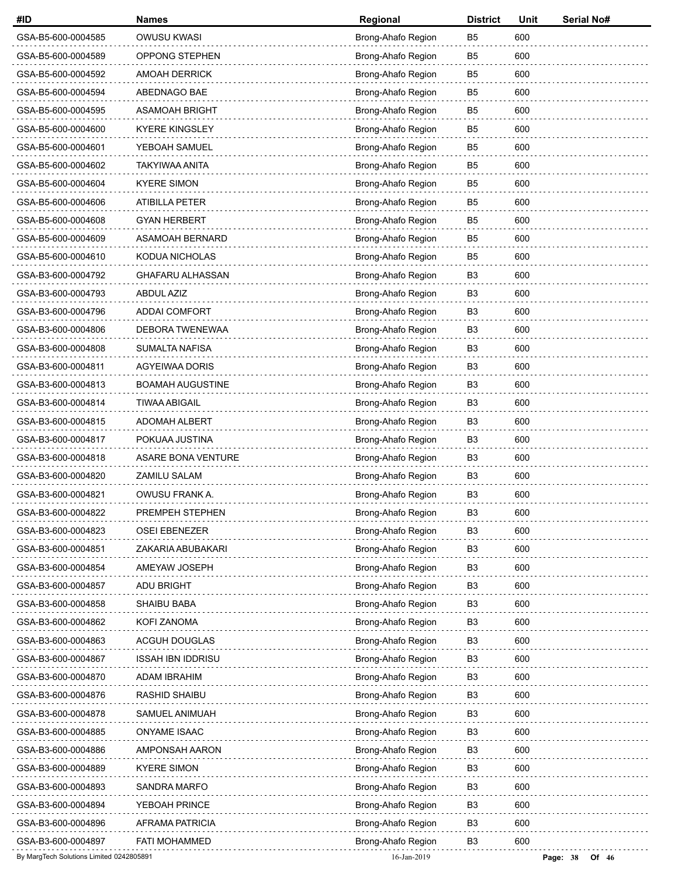| #ID | Names | Regional | District | Unit | Serial No# |
| --- | --- | --- | --- | --- | --- |
| GSA-B5-600-0004585 | OWUSU KWASI | Brong-Ahafo Region | B5 | 600 | |
| GSA-B5-600-0004589 | OPPONG STEPHEN | Brong-Ahafo Region | B5 | 600 | |
| GSA-B5-600-0004592 | AMOAH DERRICK | Brong-Ahafo Region | B5 | 600 | |
| GSA-B5-600-0004594 | ABEDNAGO BAE | Brong-Ahafo Region | B5 | 600 | |
| GSA-B5-600-0004595 | ASAMOAH BRIGHT | Brong-Ahafo Region | B5 | 600 | |
| GSA-B5-600-0004600 | KYERE KINGSLEY | Brong-Ahafo Region | B5 | 600 | |
| GSA-B5-600-0004601 | YEBOAH SAMUEL | Brong-Ahafo Region | B5 | 600 | |
| GSA-B5-600-0004602 | TAKYIWAA ANITA | Brong-Ahafo Region | B5 | 600 | |
| GSA-B5-600-0004604 | KYERE SIMON | Brong-Ahafo Region | B5 | 600 | |
| GSA-B5-600-0004606 | ATIBILLA PETER | Brong-Ahafo Region | B5 | 600 | |
| GSA-B5-600-0004608 | GYAN HERBERT | Brong-Ahafo Region | B5 | 600 | |
| GSA-B5-600-0004609 | ASAMOAH BERNARD | Brong-Ahafo Region | B5 | 600 | |
| GSA-B5-600-0004610 | KODUA NICHOLAS | Brong-Ahafo Region | B5 | 600 | |
| GSA-B3-600-0004792 | GHAFARU ALHASSAN | Brong-Ahafo Region | B3 | 600 | |
| GSA-B3-600-0004793 | ABDUL AZIZ | Brong-Ahafo Region | B3 | 600 | |
| GSA-B3-600-0004796 | ADDAI COMFORT | Brong-Ahafo Region | B3 | 600 | |
| GSA-B3-600-0004806 | DEBORA TWENEWAA | Brong-Ahafo Region | B3 | 600 | |
| GSA-B3-600-0004808 | SUMALTA NAFISA | Brong-Ahafo Region | B3 | 600 | |
| GSA-B3-600-0004811 | AGYEIWAA DORIS | Brong-Ahafo Region | B3 | 600 | |
| GSA-B3-600-0004813 | BOAMAH AUGUSTINE | Brong-Ahafo Region | B3 | 600 | |
| GSA-B3-600-0004814 | TIWAA ABIGAIL | Brong-Ahafo Region | B3 | 600 | |
| GSA-B3-600-0004815 | ADOMAH ALBERT | Brong-Ahafo Region | B3 | 600 | |
| GSA-B3-600-0004817 | POKUAA JUSTINA | Brong-Ahafo Region | B3 | 600 | |
| GSA-B3-600-0004818 | ASARE BONA VENTURE | Brong-Ahafo Region | B3 | 600 | |
| GSA-B3-600-0004820 | ZAMILU SALAM | Brong-Ahafo Region | B3 | 600 | |
| GSA-B3-600-0004821 | OWUSU FRANK A. | Brong-Ahafo Region | B3 | 600 | |
| GSA-B3-600-0004822 | PREMPEH STEPHEN | Brong-Ahafo Region | B3 | 600 | |
| GSA-B3-600-0004823 | OSEI EBENEZER | Brong-Ahafo Region | B3 | 600 | |
| GSA-B3-600-0004851 | ZAKARIA ABUBAKARI | Brong-Ahafo Region | B3 | 600 | |
| GSA-B3-600-0004854 | AMEYAW JOSEPH | Brong-Ahafo Region | B3 | 600 | |
| GSA-B3-600-0004857 | ADU BRIGHT | Brong-Ahafo Region | B3 | 600 | |
| GSA-B3-600-0004858 | SHAIBU BABA | Brong-Ahafo Region | B3 | 600 | |
| GSA-B3-600-0004862 | KOFI ZANOMA | Brong-Ahafo Region | B3 | 600 | |
| GSA-B3-600-0004863 | ACGUH DOUGLAS | Brong-Ahafo Region | B3 | 600 | |
| GSA-B3-600-0004867 | ISSAH IBN IDDRISU | Brong-Ahafo Region | B3 | 600 | |
| GSA-B3-600-0004870 | ADAM IBRAHIM | Brong-Ahafo Region | B3 | 600 | |
| GSA-B3-600-0004876 | RASHID SHAIBU | Brong-Ahafo Region | B3 | 600 | |
| GSA-B3-600-0004878 | SAMUEL ANIMUAH | Brong-Ahafo Region | B3 | 600 | |
| GSA-B3-600-0004885 | ONYAME ISAAC | Brong-Ahafo Region | B3 | 600 | |
| GSA-B3-600-0004886 | AMPONSAH AARON | Brong-Ahafo Region | B3 | 600 | |
| GSA-B3-600-0004889 | KYERE SIMON | Brong-Ahafo Region | B3 | 600 | |
| GSA-B3-600-0004893 | SANDRA MARFO | Brong-Ahafo Region | B3 | 600 | |
| GSA-B3-600-0004894 | YEBOAH PRINCE | Brong-Ahafo Region | B3 | 600 | |
| GSA-B3-600-0004896 | AFRAMA PATRICIA | Brong-Ahafo Region | B3 | 600 | |
| GSA-B3-600-0004897 | FATI MOHAMMED | Brong-Ahafo Region | B3 | 600 | |

By MargTech Solutions Limited 0242805891 16-Jan-2019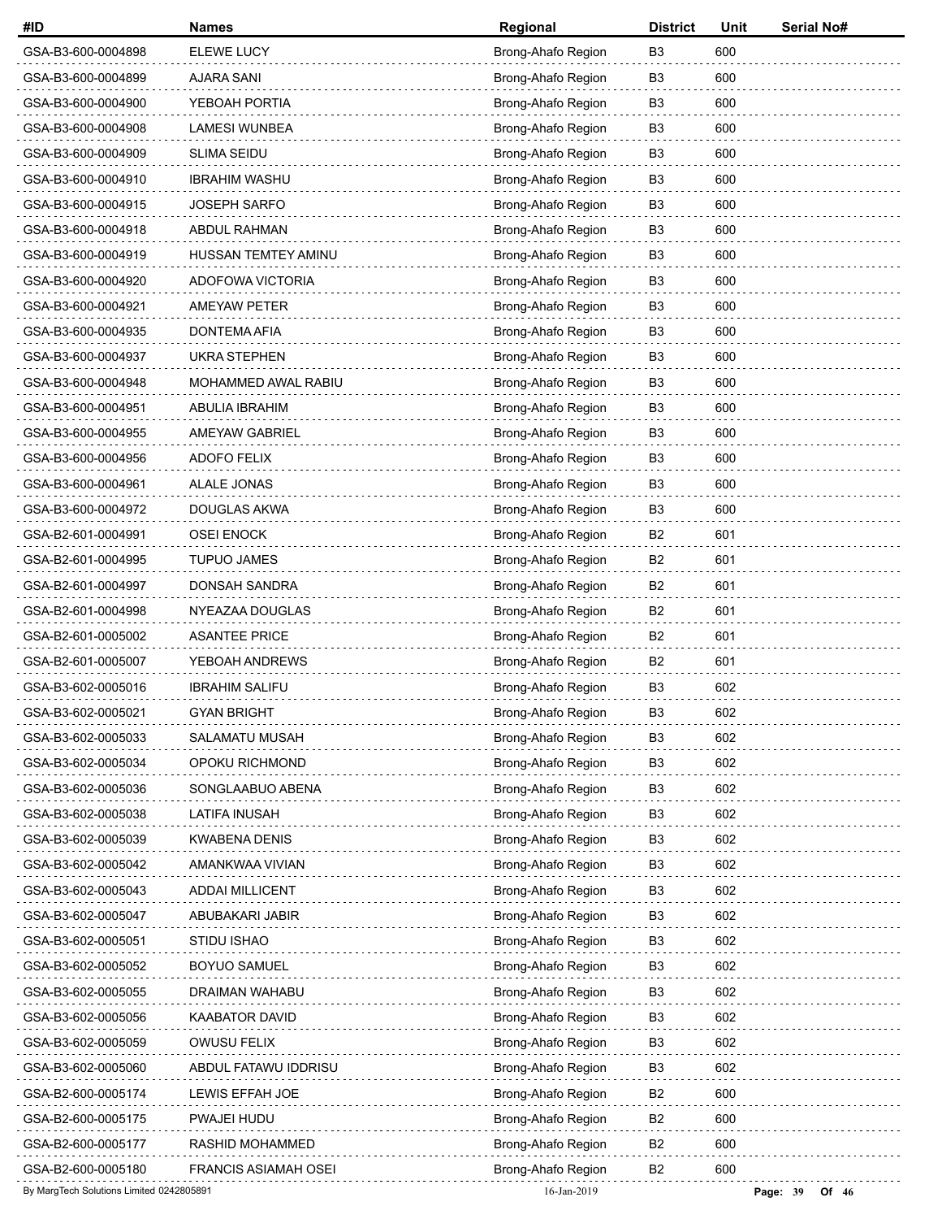| #ID | Names | Regional | District | Unit | Serial No# |
|---|---|---|---|---|---|
| GSA-B3-600-0004898 | ELEWE LUCY | Brong-Ahafo Region | B3 | 600 | |
| GSA-B3-600-0004899 | AJARA SANI | Brong-Ahafo Region | B3 | 600 | |
| GSA-B3-600-0004900 | YEBOAH PORTIA | Brong-Ahafo Region | B3 | 600 | |
| GSA-B3-600-0004908 | LAMESI WUNBEA | Brong-Ahafo Region | B3 | 600 | |
| GSA-B3-600-0004909 | SLIMA SEIDU | Brong-Ahafo Region | B3 | 600 | |
| GSA-B3-600-0004910 | IBRAHIM WASHU | Brong-Ahafo Region | B3 | 600 | |
| GSA-B3-600-0004915 | JOSEPH SARFO | Brong-Ahafo Region | B3 | 600 | |
| GSA-B3-600-0004918 | ABDUL RAHMAN | Brong-Ahafo Region | B3 | 600 | |
| GSA-B3-600-0004919 | HUSSAN TEMTEY AMINU | Brong-Ahafo Region | B3 | 600 | |
| GSA-B3-600-0004920 | ADOFOWA VICTORIA | Brong-Ahafo Region | B3 | 600 | |
| GSA-B3-600-0004921 | AMEYAW PETER | Brong-Ahafo Region | B3 | 600 | |
| GSA-B3-600-0004935 | DONTEMA AFIA | Brong-Ahafo Region | B3 | 600 | |
| GSA-B3-600-0004937 | UKRA STEPHEN | Brong-Ahafo Region | B3 | 600 | |
| GSA-B3-600-0004948 | MOHAMMED AWAL RABIU | Brong-Ahafo Region | B3 | 600 | |
| GSA-B3-600-0004951 | ABULIA IBRAHIM | Brong-Ahafo Region | B3 | 600 | |
| GSA-B3-600-0004955 | AMEYAW GABRIEL | Brong-Ahafo Region | B3 | 600 | |
| GSA-B3-600-0004956 | ADOFO FELIX | Brong-Ahafo Region | B3 | 600 | |
| GSA-B3-600-0004961 | ALALE JONAS | Brong-Ahafo Region | B3 | 600 | |
| GSA-B3-600-0004972 | DOUGLAS AKWA | Brong-Ahafo Region | B3 | 600 | |
| GSA-B2-601-0004991 | OSEI ENOCK | Brong-Ahafo Region | B2 | 601 | |
| GSA-B2-601-0004995 | TUPUO JAMES | Brong-Ahafo Region | B2 | 601 | |
| GSA-B2-601-0004997 | DONSAH SANDRA | Brong-Ahafo Region | B2 | 601 | |
| GSA-B2-601-0004998 | NYEAZAA DOUGLAS | Brong-Ahafo Region | B2 | 601 | |
| GSA-B2-601-0005002 | ASANTEE PRICE | Brong-Ahafo Region | B2 | 601 | |
| GSA-B2-601-0005007 | YEBOAH ANDREWS | Brong-Ahafo Region | B2 | 601 | |
| GSA-B3-602-0005016 | IBRAHIM SALIFU | Brong-Ahafo Region | B3 | 602 | |
| GSA-B3-602-0005021 | GYAN BRIGHT | Brong-Ahafo Region | B3 | 602 | |
| GSA-B3-602-0005033 | SALAMATU MUSAH | Brong-Ahafo Region | B3 | 602 | |
| GSA-B3-602-0005034 | OPOKU RICHMOND | Brong-Ahafo Region | B3 | 602 | |
| GSA-B3-602-0005036 | SONGLAABUO ABENA | Brong-Ahafo Region | B3 | 602 | |
| GSA-B3-602-0005038 | LATIFA INUSAH | Brong-Ahafo Region | B3 | 602 | |
| GSA-B3-602-0005039 | KWABENA DENIS | Brong-Ahafo Region | B3 | 602 | |
| GSA-B3-602-0005042 | AMANKWAA VIVIAN | Brong-Ahafo Region | B3 | 602 | |
| GSA-B3-602-0005043 | ADDAI MILLICENT | Brong-Ahafo Region | B3 | 602 | |
| GSA-B3-602-0005047 | ABUBAKARI JABIR | Brong-Ahafo Region | B3 | 602 | |
| GSA-B3-602-0005051 | STIDU ISHAO | Brong-Ahafo Region | B3 | 602 | |
| GSA-B3-602-0005052 | BOYUO SAMUEL | Brong-Ahafo Region | B3 | 602 | |
| GSA-B3-602-0005055 | DRAIMAN WAHABU | Brong-Ahafo Region | B3 | 602 | |
| GSA-B3-602-0005056 | KAABATOR DAVID | Brong-Ahafo Region | B3 | 602 | |
| GSA-B3-602-0005059 | OWUSU FELIX | Brong-Ahafo Region | B3 | 602 | |
| GSA-B3-602-0005060 | ABDUL FATAWU IDDRISU | Brong-Ahafo Region | B3 | 602 | |
| GSA-B2-600-0005174 | LEWIS EFFAH JOE | Brong-Ahafo Region | B2 | 600 | |
| GSA-B2-600-0005175 | PWAJEI HUDU | Brong-Ahafo Region | B2 | 600 | |
| GSA-B2-600-0005177 | RASHID MOHAMMED | Brong-Ahafo Region | B2 | 600 | |
| GSA-B2-600-0005180 | FRANCIS ASIAMAH OSEI | Brong-Ahafo Region | B2 | 600 | |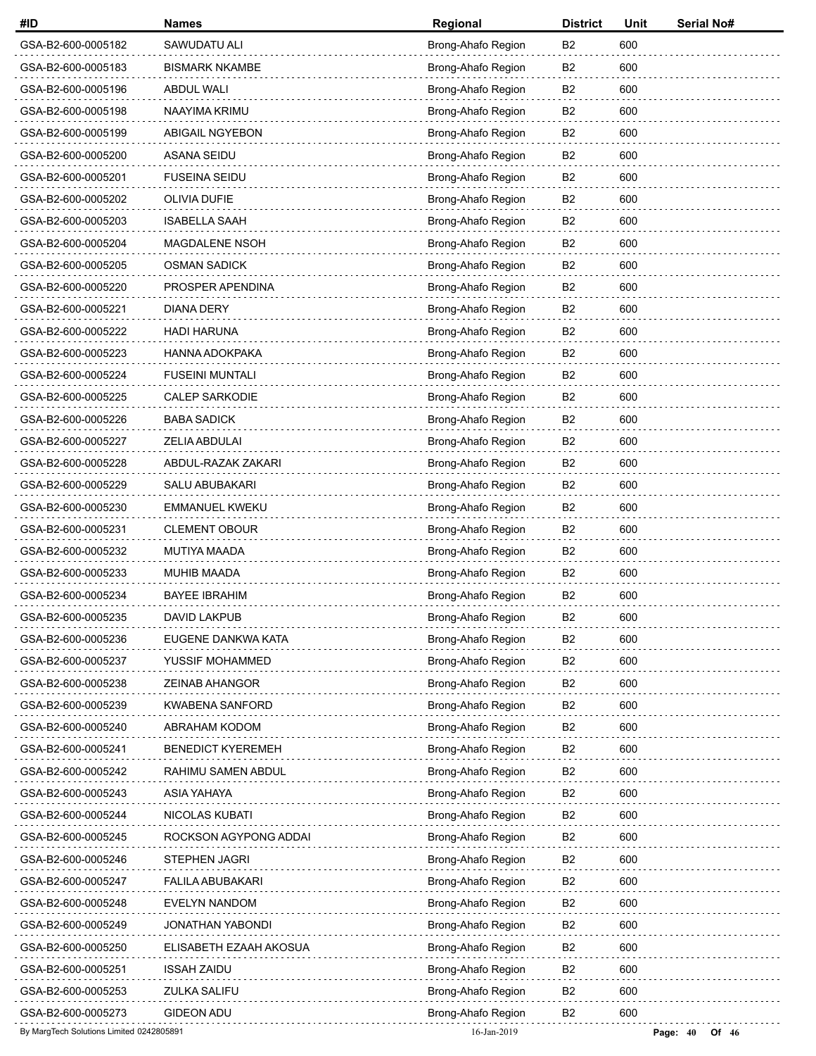| #ID | Names | Regional | District | Unit | Serial No# |
|---|---|---|---|---|---|
| GSA-B2-600-0005182 | SAWUDATU ALI | Brong-Ahafo Region | B2 | 600 | |
| GSA-B2-600-0005183 | BISMARK NKAMBE | Brong-Ahafo Region | B2 | 600 | |
| GSA-B2-600-0005196 | ABDUL WALI | Brong-Ahafo Region | B2 | 600 | |
| GSA-B2-600-0005198 | NAAYIMA KRIMU | Brong-Ahafo Region | B2 | 600 | |
| GSA-B2-600-0005199 | ABIGAIL NGYEBON | Brong-Ahafo Region | B2 | 600 | |
| GSA-B2-600-0005200 | ASANA SEIDU | Brong-Ahafo Region | B2 | 600 | |
| GSA-B2-600-0005201 | FUSEINA SEIDU | Brong-Ahafo Region | B2 | 600 | |
| GSA-B2-600-0005202 | OLIVIA DUFIE | Brong-Ahafo Region | B2 | 600 | |
| GSA-B2-600-0005203 | ISABELLA SAAH | Brong-Ahafo Region | B2 | 600 | |
| GSA-B2-600-0005204 | MAGDALENE NSOH | Brong-Ahafo Region | B2 | 600 | |
| GSA-B2-600-0005205 | OSMAN SADICK | Brong-Ahafo Region | B2 | 600 | |
| GSA-B2-600-0005220 | PROSPER APENDINA | Brong-Ahafo Region | B2 | 600 | |
| GSA-B2-600-0005221 | DIANA DERY | Brong-Ahafo Region | B2 | 600 | |
| GSA-B2-600-0005222 | HADI HARUNA | Brong-Ahafo Region | B2 | 600 | |
| GSA-B2-600-0005223 | HANNA ADOKPAKA | Brong-Ahafo Region | B2 | 600 | |
| GSA-B2-600-0005224 | FUSEINI MUNTALI | Brong-Ahafo Region | B2 | 600 | |
| GSA-B2-600-0005225 | CALEP SARKODIE | Brong-Ahafo Region | B2 | 600 | |
| GSA-B2-600-0005226 | BABA SADICK | Brong-Ahafo Region | B2 | 600 | |
| GSA-B2-600-0005227 | ZELIA ABDULAI | Brong-Ahafo Region | B2 | 600 | |
| GSA-B2-600-0005228 | ABDUL-RAZAK ZAKARI | Brong-Ahafo Region | B2 | 600 | |
| GSA-B2-600-0005229 | SALU ABUBAKARI | Brong-Ahafo Region | B2 | 600 | |
| GSA-B2-600-0005230 | EMMANUEL KWEKU | Brong-Ahafo Region | B2 | 600 | |
| GSA-B2-600-0005231 | CLEMENT OBOUR | Brong-Ahafo Region | B2 | 600 | |
| GSA-B2-600-0005232 | MUTIYA MAADA | Brong-Ahafo Region | B2 | 600 | |
| GSA-B2-600-0005233 | MUHIB MAADA | Brong-Ahafo Region | B2 | 600 | |
| GSA-B2-600-0005234 | BAYEE IBRAHIM | Brong-Ahafo Region | B2 | 600 | |
| GSA-B2-600-0005235 | DAVID LAKPUB | Brong-Ahafo Region | B2 | 600 | |
| GSA-B2-600-0005236 | EUGENE DANKWA KATA | Brong-Ahafo Region | B2 | 600 | |
| GSA-B2-600-0005237 | YUSSIF MOHAMMED | Brong-Ahafo Region | B2 | 600 | |
| GSA-B2-600-0005238 | ZEINAB AHANGOR | Brong-Ahafo Region | B2 | 600 | |
| GSA-B2-600-0005239 | KWABENA SANFORD | Brong-Ahafo Region | B2 | 600 | |
| GSA-B2-600-0005240 | ABRAHAM KODOM | Brong-Ahafo Region | B2 | 600 | |
| GSA-B2-600-0005241 | BENEDICT KYEREMEH | Brong-Ahafo Region | B2 | 600 | |
| GSA-B2-600-0005242 | RAHIMU SAMEN ABDUL | Brong-Ahafo Region | B2 | 600 | |
| GSA-B2-600-0005243 | ASIA YAHAYA | Brong-Ahafo Region | B2 | 600 | |
| GSA-B2-600-0005244 | NICOLAS KUBATI | Brong-Ahafo Region | B2 | 600 | |
| GSA-B2-600-0005245 | ROCKSON AGYPONG ADDAI | Brong-Ahafo Region | B2 | 600 | |
| GSA-B2-600-0005246 | STEPHEN JAGRI | Brong-Ahafo Region | B2 | 600 | |
| GSA-B2-600-0005247 | FALILA ABUBAKARI | Brong-Ahafo Region | B2 | 600 | |
| GSA-B2-600-0005248 | EVELYN NANDOM | Brong-Ahafo Region | B2 | 600 | |
| GSA-B2-600-0005249 | JONATHAN YABONDI | Brong-Ahafo Region | B2 | 600 | |
| GSA-B2-600-0005250 | ELISABETH EZAAH AKOSUA | Brong-Ahafo Region | B2 | 600 | |
| GSA-B2-600-0005251 | ISSAH ZAIDU | Brong-Ahafo Region | B2 | 600 | |
| GSA-B2-600-0005253 | ZULKA SALIFU | Brong-Ahafo Region | B2 | 600 | |
| GSA-B2-600-0005273 | GIDEON ADU | Brong-Ahafo Region | B2 | 600 | |

By MargTech Solutions Limited 0242805891 16-Jan-2019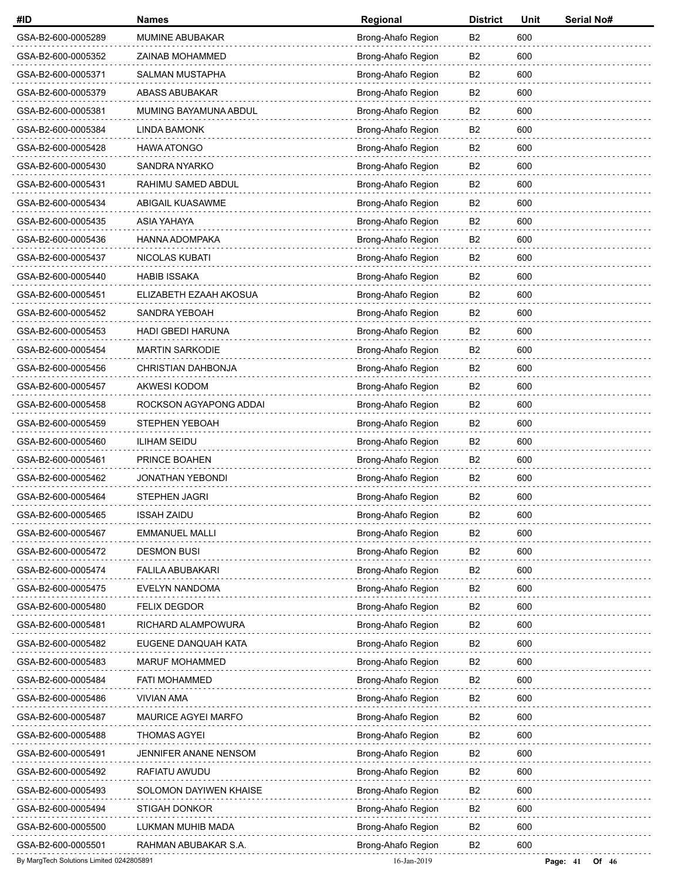| #ID | Names | Regional | District | Unit | Serial No# |
|---|---|---|---|---|---|
| GSA-B2-600-0005289 | MUMINE ABUBAKAR | Brong-Ahafo Region | B2 | 600 | |
| GSA-B2-600-0005352 | ZAINAB MOHAMMED | Brong-Ahafo Region | B2 | 600 | |
| GSA-B2-600-0005371 | SALMAN MUSTAPHA | Brong-Ahafo Region | B2 | 600 | |
| GSA-B2-600-0005379 | ABASS ABUBAKAR | Brong-Ahafo Region | B2 | 600 | |
| GSA-B2-600-0005381 | MUMING BAYAMUNA ABDUL | Brong-Ahafo Region | B2 | 600 | |
| GSA-B2-600-0005384 | LINDA BAMONK | Brong-Ahafo Region | B2 | 600 | |
| GSA-B2-600-0005428 | HAWA ATONGO | Brong-Ahafo Region | B2 | 600 | |
| GSA-B2-600-0005430 | SANDRA NYARKO | Brong-Ahafo Region | B2 | 600 | |
| GSA-B2-600-0005431 | RAHIMU SAMED ABDUL | Brong-Ahafo Region | B2 | 600 | |
| GSA-B2-600-0005434 | ABIGAIL KUASAWME | Brong-Ahafo Region | B2 | 600 | |
| GSA-B2-600-0005435 | ASIA YAHAYA | Brong-Ahafo Region | B2 | 600 | |
| GSA-B2-600-0005436 | HANNA ADOMPAKA | Brong-Ahafo Region | B2 | 600 | |
| GSA-B2-600-0005437 | NICOLAS KUBATI | Brong-Ahafo Region | B2 | 600 | |
| GSA-B2-600-0005440 | HABIB ISSAKA | Brong-Ahafo Region | B2 | 600 | |
| GSA-B2-600-0005451 | ELIZABETH EZAAH AKOSUA | Brong-Ahafo Region | B2 | 600 | |
| GSA-B2-600-0005452 | SANDRA YEBOAH | Brong-Ahafo Region | B2 | 600 | |
| GSA-B2-600-0005453 | HADI GBEDI HARUNA | Brong-Ahafo Region | B2 | 600 | |
| GSA-B2-600-0005454 | MARTIN SARKODIE | Brong-Ahafo Region | B2 | 600 | |
| GSA-B2-600-0005456 | CHRISTIAN DAHBONJA | Brong-Ahafo Region | B2 | 600 | |
| GSA-B2-600-0005457 | AKWESI KODOM | Brong-Ahafo Region | B2 | 600 | |
| GSA-B2-600-0005458 | ROCKSON AGYAPONG ADDAI | Brong-Ahafo Region | B2 | 600 | |
| GSA-B2-600-0005459 | STEPHEN YEBOAH | Brong-Ahafo Region | B2 | 600 | |
| GSA-B2-600-0005460 | ILIHAM SEIDU | Brong-Ahafo Region | B2 | 600 | |
| GSA-B2-600-0005461 | PRINCE BOAHEN | Brong-Ahafo Region | B2 | 600 | |
| GSA-B2-600-0005462 | JONATHAN YEBONDI | Brong-Ahafo Region | B2 | 600 | |
| GSA-B2-600-0005464 | STEPHEN JAGRI | Brong-Ahafo Region | B2 | 600 | |
| GSA-B2-600-0005465 | ISSAH ZAIDU | Brong-Ahafo Region | B2 | 600 | |
| GSA-B2-600-0005467 | EMMANUEL MALLI | Brong-Ahafo Region | B2 | 600 | |
| GSA-B2-600-0005472 | DESMON BUSI | Brong-Ahafo Region | B2 | 600 | |
| GSA-B2-600-0005474 | FALILA ABUBAKARI | Brong-Ahafo Region | B2 | 600 | |
| GSA-B2-600-0005475 | EVELYN NANDOMA | Brong-Ahafo Region | B2 | 600 | |
| GSA-B2-600-0005480 | FELIX DEGDOR | Brong-Ahafo Region | B2 | 600 | |
| GSA-B2-600-0005481 | RICHARD ALAMPOWURA | Brong-Ahafo Region | B2 | 600 | |
| GSA-B2-600-0005482 | EUGENE DANQUAH KATA | Brong-Ahafo Region | B2 | 600 | |
| GSA-B2-600-0005483 | MARUF MOHAMMED | Brong-Ahafo Region | B2 | 600 | |
| GSA-B2-600-0005484 | FATI MOHAMMED | Brong-Ahafo Region | B2 | 600 | |
| GSA-B2-600-0005486 | VIVIAN AMA | Brong-Ahafo Region | B2 | 600 | |
| GSA-B2-600-0005487 | MAURICE AGYEI MARFO | Brong-Ahafo Region | B2 | 600 | |
| GSA-B2-600-0005488 | THOMAS AGYEI | Brong-Ahafo Region | B2 | 600 | |
| GSA-B2-600-0005491 | JENNIFER ANANE NENSOM | Brong-Ahafo Region | B2 | 600 | |
| GSA-B2-600-0005492 | RAFIATU AWUDU | Brong-Ahafo Region | B2 | 600 | |
| GSA-B2-600-0005493 | SOLOMON DAYIWEN KHAISE | Brong-Ahafo Region | B2 | 600 | |
| GSA-B2-600-0005494 | STIGAH DONKOR | Brong-Ahafo Region | B2 | 600 | |
| GSA-B2-600-0005500 | LUKMAN MUHIB MADA | Brong-Ahafo Region | B2 | 600 | |
| GSA-B2-600-0005501 | RAHMAN ABUBAKAR S.A. | Brong-Ahafo Region | B2 | 600 | |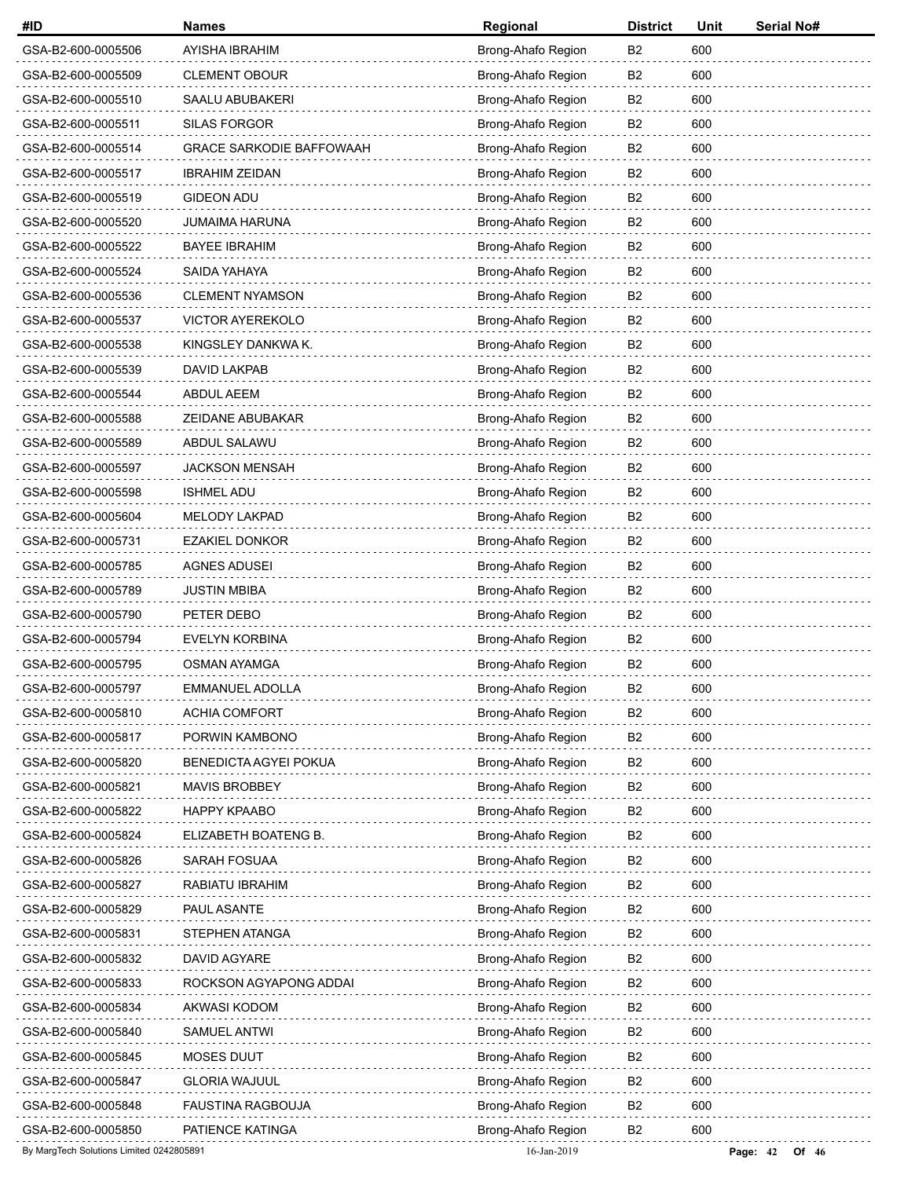| #ID | Names | Regional | District | Unit | Serial No# |
|---|---|---|---|---|---|
| GSA-B2-600-0005506 | AYISHA IBRAHIM | Brong-Ahafo Region | B2 | 600 | |
| GSA-B2-600-0005509 | CLEMENT OBOUR | Brong-Ahafo Region | B2 | 600 | |
| GSA-B2-600-0005510 | SAALU ABUBAKERI | Brong-Ahafo Region | B2 | 600 | |
| GSA-B2-600-0005511 | SILAS FORGOR | Brong-Ahafo Region | B2 | 600 | |
| GSA-B2-600-0005514 | GRACE SARKODIE BAFFOWAAH | Brong-Ahafo Region | B2 | 600 | |
| GSA-B2-600-0005517 | IBRAHIM ZEIDAN | Brong-Ahafo Region | B2 | 600 | |
| GSA-B2-600-0005519 | GIDEON ADU | Brong-Ahafo Region | B2 | 600 | |
| GSA-B2-600-0005520 | JUMAIMA HARUNA | Brong-Ahafo Region | B2 | 600 | |
| GSA-B2-600-0005522 | BAYEE IBRAHIM | Brong-Ahafo Region | B2 | 600 | |
| GSA-B2-600-0005524 | SAIDA YAHAYA | Brong-Ahafo Region | B2 | 600 | |
| GSA-B2-600-0005536 | CLEMENT NYAMSON | Brong-Ahafo Region | B2 | 600 | |
| GSA-B2-600-0005537 | VICTOR AYEREKOLO | Brong-Ahafo Region | B2 | 600 | |
| GSA-B2-600-0005538 | KINGSLEY DANKWA K. | Brong-Ahafo Region | B2 | 600 | |
| GSA-B2-600-0005539 | DAVID LAKPAB | Brong-Ahafo Region | B2 | 600 | |
| GSA-B2-600-0005544 | ABDUL AEEM | Brong-Ahafo Region | B2 | 600 | |
| GSA-B2-600-0005588 | ZEIDANE ABUBAKAR | Brong-Ahafo Region | B2 | 600 | |
| GSA-B2-600-0005589 | ABDUL SALAWU | Brong-Ahafo Region | B2 | 600 | |
| GSA-B2-600-0005597 | JACKSON MENSAH | Brong-Ahafo Region | B2 | 600 | |
| GSA-B2-600-0005598 | ISHMEL ADU | Brong-Ahafo Region | B2 | 600 | |
| GSA-B2-600-0005604 | MELODY LAKPAD | Brong-Ahafo Region | B2 | 600 | |
| GSA-B2-600-0005731 | EZAKIEL DONKOR | Brong-Ahafo Region | B2 | 600 | |
| GSA-B2-600-0005785 | AGNES ADUSEI | Brong-Ahafo Region | B2 | 600 | |
| GSA-B2-600-0005789 | JUSTIN MBIBA | Brong-Ahafo Region | B2 | 600 | |
| GSA-B2-600-0005790 | PETER DEBO | Brong-Ahafo Region | B2 | 600 | |
| GSA-B2-600-0005794 | EVELYN KORBINA | Brong-Ahafo Region | B2 | 600 | |
| GSA-B2-600-0005795 | OSMAN AYAMGA | Brong-Ahafo Region | B2 | 600 | |
| GSA-B2-600-0005797 | EMMANUEL ADOLLA | Brong-Ahafo Region | B2 | 600 | |
| GSA-B2-600-0005810 | ACHIA COMFORT | Brong-Ahafo Region | B2 | 600 | |
| GSA-B2-600-0005817 | PORWIN KAMBONO | Brong-Ahafo Region | B2 | 600 | |
| GSA-B2-600-0005820 | BENEDICTA AGYEI POKUA | Brong-Ahafo Region | B2 | 600 | |
| GSA-B2-600-0005821 | MAVIS BROBBEY | Brong-Ahafo Region | B2 | 600 | |
| GSA-B2-600-0005822 | HAPPY KPAABO | Brong-Ahafo Region | B2 | 600 | |
| GSA-B2-600-0005824 | ELIZABETH BOATENG B. | Brong-Ahafo Region | B2 | 600 | |
| GSA-B2-600-0005826 | SARAH FOSUAA | Brong-Ahafo Region | B2 | 600 | |
| GSA-B2-600-0005827 | RABIATU IBRAHIM | Brong-Ahafo Region | B2 | 600 | |
| GSA-B2-600-0005829 | PAUL ASANTE | Brong-Ahafo Region | B2 | 600 | |
| GSA-B2-600-0005831 | STEPHEN ATANGA | Brong-Ahafo Region | B2 | 600 | |
| GSA-B2-600-0005832 | DAVID AGYARE | Brong-Ahafo Region | B2 | 600 | |
| GSA-B2-600-0005833 | ROCKSON AGYAPONG ADDAI | Brong-Ahafo Region | B2 | 600 | |
| GSA-B2-600-0005834 | AKWASI KODOM | Brong-Ahafo Region | B2 | 600 | |
| GSA-B2-600-0005840 | SAMUEL ANTWI | Brong-Ahafo Region | B2 | 600 | |
| GSA-B2-600-0005845 | MOSES DUUT | Brong-Ahafo Region | B2 | 600 | |
| GSA-B2-600-0005847 | GLORIA WAJUUL | Brong-Ahafo Region | B2 | 600 | |
| GSA-B2-600-0005848 | FAUSTINA RAGBOUJA | Brong-Ahafo Region | B2 | 600 | |
| GSA-B2-600-0005850 | PATIENCE KATINGA | Brong-Ahafo Region | B2 | 600 | |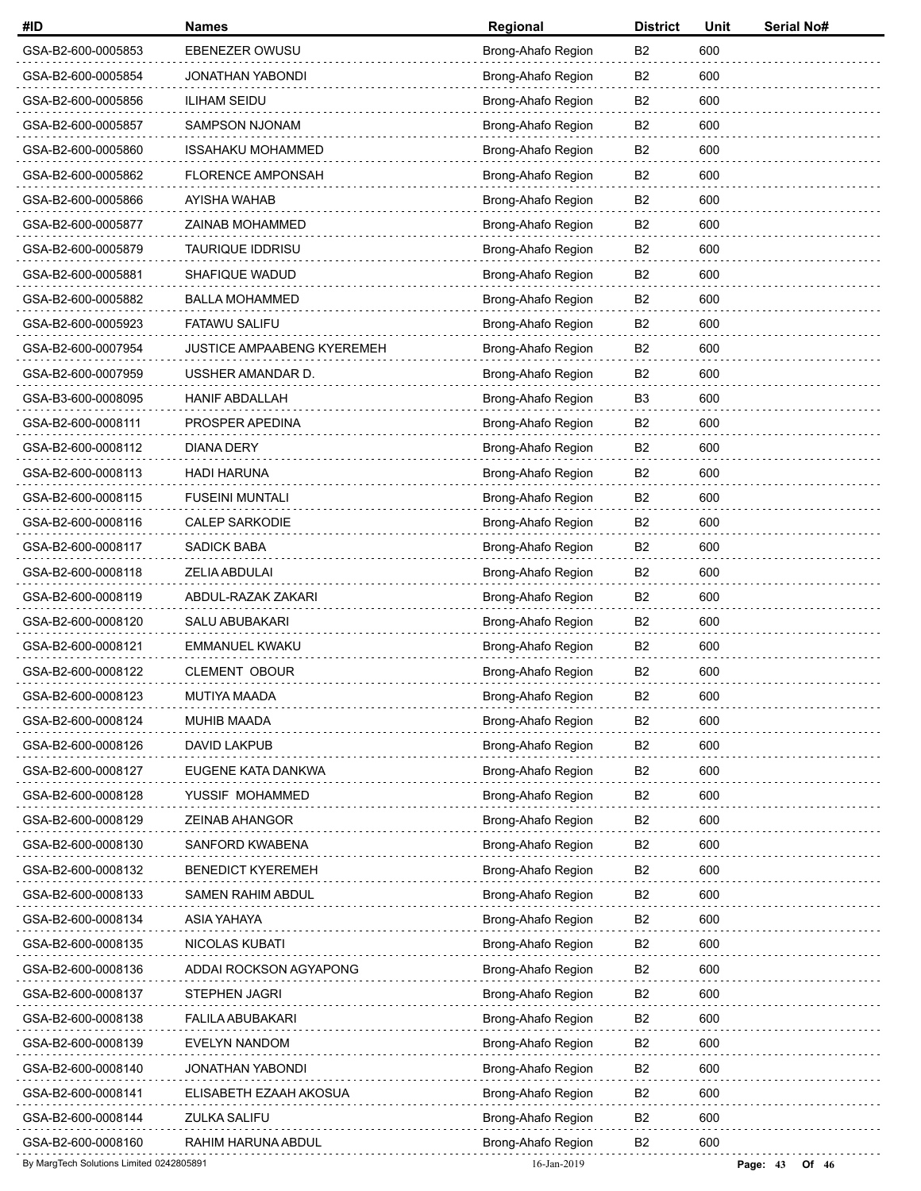| #ID | Names | Regional | District | Unit | Serial No# |
|---|---|---|---|---|---|
| GSA-B2-600-0005853 | EBENEZER OWUSU | Brong-Ahafo Region | B2 | 600 | |
| GSA-B2-600-0005854 | JONATHAN YABONDI | Brong-Ahafo Region | B2 | 600 | |
| GSA-B2-600-0005856 | ILIHAM SEIDU | Brong-Ahafo Region | B2 | 600 | |
| GSA-B2-600-0005857 | SAMPSON NJONAM | Brong-Ahafo Region | B2 | 600 | |
| GSA-B2-600-0005860 | ISSAHAKU MOHAMMED | Brong-Ahafo Region | B2 | 600 | |
| GSA-B2-600-0005862 | FLORENCE AMPONSAH | Brong-Ahafo Region | B2 | 600 | |
| GSA-B2-600-0005866 | AYISHA WAHAB | Brong-Ahafo Region | B2 | 600 | |
| GSA-B2-600-0005877 | ZAINAB MOHAMMED | Brong-Ahafo Region | B2 | 600 | |
| GSA-B2-600-0005879 | TAURIQUE IDDRISU | Brong-Ahafo Region | B2 | 600 | |
| GSA-B2-600-0005881 | SHAFIQUE WADUD | Brong-Ahafo Region | B2 | 600 | |
| GSA-B2-600-0005882 | BALLA MOHAMMED | Brong-Ahafo Region | B2 | 600 | |
| GSA-B2-600-0005923 | FATAWU SALIFU | Brong-Ahafo Region | B2 | 600 | |
| GSA-B2-600-0007954 | JUSTICE AMPAABENG KYEREMEH | Brong-Ahafo Region | B2 | 600 | |
| GSA-B2-600-0007959 | USSHER AMANDAR D. | Brong-Ahafo Region | B2 | 600 | |
| GSA-B3-600-0008095 | HANIF ABDALLAH | Brong-Ahafo Region | B3 | 600 | |
| GSA-B2-600-0008111 | PROSPER APEDINA | Brong-Ahafo Region | B2 | 600 | |
| GSA-B2-600-0008112 | DIANA DERY | Brong-Ahafo Region | B2 | 600 | |
| GSA-B2-600-0008113 | HADI HARUNA | Brong-Ahafo Region | B2 | 600 | |
| GSA-B2-600-0008115 | FUSEINI MUNTALI | Brong-Ahafo Region | B2 | 600 | |
| GSA-B2-600-0008116 | CALEP SARKODIE | Brong-Ahafo Region | B2 | 600 | |
| GSA-B2-600-0008117 | SADICK BABA | Brong-Ahafo Region | B2 | 600 | |
| GSA-B2-600-0008118 | ZELIA ABDULAI | Brong-Ahafo Region | B2 | 600 | |
| GSA-B2-600-0008119 | ABDUL-RAZAK ZAKARI | Brong-Ahafo Region | B2 | 600 | |
| GSA-B2-600-0008120 | SALU ABUBAKARI | Brong-Ahafo Region | B2 | 600 | |
| GSA-B2-600-0008121 | EMMANUEL KWAKU | Brong-Ahafo Region | B2 | 600 | |
| GSA-B2-600-0008122 | CLEMENT OBOUR | Brong-Ahafo Region | B2 | 600 | |
| GSA-B2-600-0008123 | MUTIYA MAADA | Brong-Ahafo Region | B2 | 600 | |
| GSA-B2-600-0008124 | MUHIB MAADA | Brong-Ahafo Region | B2 | 600 | |
| GSA-B2-600-0008126 | DAVID LAKPUB | Brong-Ahafo Region | B2 | 600 | |
| GSA-B2-600-0008127 | EUGENE KATA DANKWA | Brong-Ahafo Region | B2 | 600 | |
| GSA-B2-600-0008128 | YUSSIF MOHAMMED | Brong-Ahafo Region | B2 | 600 | |
| GSA-B2-600-0008129 | ZEINAB AHANGOR | Brong-Ahafo Region | B2 | 600 | |
| GSA-B2-600-0008130 | SANFORD KWABENA | Brong-Ahafo Region | B2 | 600 | |
| GSA-B2-600-0008132 | BENEDICT KYEREMEH | Brong-Ahafo Region | B2 | 600 | |
| GSA-B2-600-0008133 | SAMEN RAHIM ABDUL | Brong-Ahafo Region | B2 | 600 | |
| GSA-B2-600-0008134 | ASIA YAHAYA | Brong-Ahafo Region | B2 | 600 | |
| GSA-B2-600-0008135 | NICOLAS KUBATI | Brong-Ahafo Region | B2 | 600 | |
| GSA-B2-600-0008136 | ADDAI ROCKSON AGYAPONG | Brong-Ahafo Region | B2 | 600 | |
| GSA-B2-600-0008137 | STEPHEN JAGRI | Brong-Ahafo Region | B2 | 600 | |
| GSA-B2-600-0008138 | FALILA ABUBAKARI | Brong-Ahafo Region | B2 | 600 | |
| GSA-B2-600-0008139 | EVELYN NANDOM | Brong-Ahafo Region | B2 | 600 | |
| GSA-B2-600-0008140 | JONATHAN YABONDI | Brong-Ahafo Region | B2 | 600 | |
| GSA-B2-600-0008141 | ELISABETH EZAAH AKOSUA | Brong-Ahafo Region | B2 | 600 | |
| GSA-B2-600-0008144 | ZULKA SALIFU | Brong-Ahafo Region | B2 | 600 | |
| GSA-B2-600-0008160 | RAHIM HARUNA ABDUL | Brong-Ahafo Region | B2 | 600 | |

By MargTech Solutions Limited 0242805891

16-Jan-2019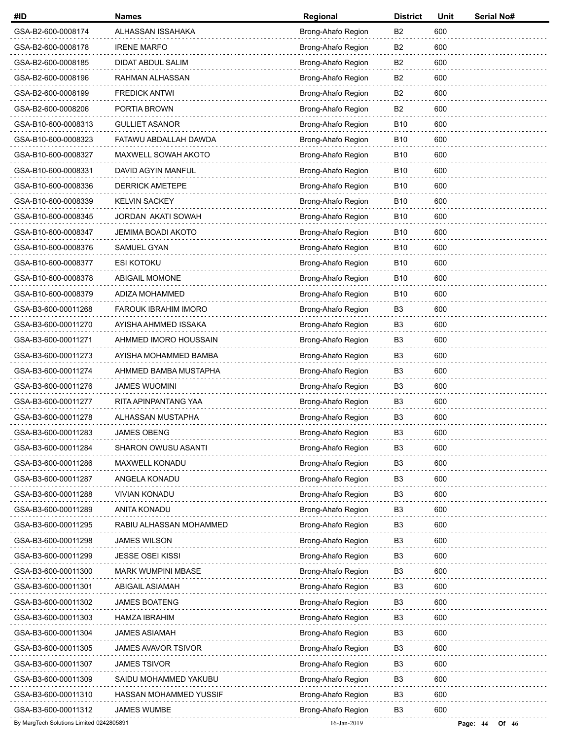| #ID | Names | Regional | District | Unit | Serial No# |
|---|---|---|---|---|---|
| GSA-B2-600-0008174 | ALHASSAN ISSAHAKA | Brong-Ahafo Region | B2 | 600 | |
| GSA-B2-600-0008178 | IRENE MARFO | Brong-Ahafo Region | B2 | 600 | |
| GSA-B2-600-0008185 | DIDAT ABDUL SALIM | Brong-Ahafo Region | B2 | 600 | |
| GSA-B2-600-0008196 | RAHMAN ALHASSAN | Brong-Ahafo Region | B2 | 600 | |
| GSA-B2-600-0008199 | FREDICK ANTWI | Brong-Ahafo Region | B2 | 600 | |
| GSA-B2-600-0008206 | PORTIA BROWN | Brong-Ahafo Region | B2 | 600 | |
| GSA-B10-600-0008313 | GULLIET ASANOR | Brong-Ahafo Region | B10 | 600 | |
| GSA-B10-600-0008323 | FATAWU ABDALLAH DAWDA | Brong-Ahafo Region | B10 | 600 | |
| GSA-B10-600-0008327 | MAXWELL SOWAH AKOTO | Brong-Ahafo Region | B10 | 600 | |
| GSA-B10-600-0008331 | DAVID AGYIN MANFUL | Brong-Ahafo Region | B10 | 600 | |
| GSA-B10-600-0008336 | DERRICK AMETEPE | Brong-Ahafo Region | B10 | 600 | |
| GSA-B10-600-0008339 | KELVIN SACKEY | Brong-Ahafo Region | B10 | 600 | |
| GSA-B10-600-0008345 | JORDAN AKATI SOWAH | Brong-Ahafo Region | B10 | 600 | |
| GSA-B10-600-0008347 | JEMIMA BOADI AKOTO | Brong-Ahafo Region | B10 | 600 | |
| GSA-B10-600-0008376 | SAMUEL GYAN | Brong-Ahafo Region | B10 | 600 | |
| GSA-B10-600-0008377 | ESI KOTOKU | Brong-Ahafo Region | B10 | 600 | |
| GSA-B10-600-0008378 | ABIGAIL MOMONE | Brong-Ahafo Region | B10 | 600 | |
| GSA-B10-600-0008379 | ADIZA MOHAMMED | Brong-Ahafo Region | B10 | 600 | |
| GSA-B3-600-00011268 | FAROUK IBRAHIM IMORO | Brong-Ahafo Region | B3 | 600 | |
| GSA-B3-600-00011270 | AYISHA AHMMED ISSAKA | Brong-Ahafo Region | B3 | 600 | |
| GSA-B3-600-00011271 | AHMMED IMORO HOUSSAIN | Brong-Ahafo Region | B3 | 600 | |
| GSA-B3-600-00011273 | AYISHA MOHAMMED BAMBA | Brong-Ahafo Region | B3 | 600 | |
| GSA-B3-600-00011274 | AHMMED BAMBA MUSTAPHA | Brong-Ahafo Region | B3 | 600 | |
| GSA-B3-600-00011276 | JAMES WUOMINI | Brong-Ahafo Region | B3 | 600 | |
| GSA-B3-600-00011277 | RITA APINPANTANG YAA | Brong-Ahafo Region | B3 | 600 | |
| GSA-B3-600-00011278 | ALHASSAN MUSTAPHA | Brong-Ahafo Region | B3 | 600 | |
| GSA-B3-600-00011283 | JAMES OBENG | Brong-Ahafo Region | B3 | 600 | |
| GSA-B3-600-00011284 | SHARON OWUSU ASANTI | Brong-Ahafo Region | B3 | 600 | |
| GSA-B3-600-00011286 | MAXWELL KONADU | Brong-Ahafo Region | B3 | 600 | |
| GSA-B3-600-00011287 | ANGELA KONADU | Brong-Ahafo Region | B3 | 600 | |
| GSA-B3-600-00011288 | VIVIAN KONADU | Brong-Ahafo Region | B3 | 600 | |
| GSA-B3-600-00011289 | ANITA KONADU | Brong-Ahafo Region | B3 | 600 | |
| GSA-B3-600-00011295 | RABIU ALHASSAN MOHAMMED | Brong-Ahafo Region | B3 | 600 | |
| GSA-B3-600-00011298 | JAMES WILSON | Brong-Ahafo Region | B3 | 600 | |
| GSA-B3-600-00011299 | JESSE OSEI KISSI | Brong-Ahafo Region | B3 | 600 | |
| GSA-B3-600-00011300 | MARK WUMPINI MBASE | Brong-Ahafo Region | B3 | 600 | |
| GSA-B3-600-00011301 | ABIGAIL ASIAMAH | Brong-Ahafo Region | B3 | 600 | |
| GSA-B3-600-00011302 | JAMES BOATENG | Brong-Ahafo Region | B3 | 600 | |
| GSA-B3-600-00011303 | HAMZA IBRAHIM | Brong-Ahafo Region | B3 | 600 | |
| GSA-B3-600-00011304 | JAMES ASIAMAH | Brong-Ahafo Region | B3 | 600 | |
| GSA-B3-600-00011305 | JAMES AVAVOR TSIVOR | Brong-Ahafo Region | B3 | 600 | |
| GSA-B3-600-00011307 | JAMES TSIVOR | Brong-Ahafo Region | B3 | 600 | |
| GSA-B3-600-00011309 | SAIDU MOHAMMED YAKUBU | Brong-Ahafo Region | B3 | 600 | |
| GSA-B3-600-00011310 | HASSAN MOHAMMED YUSSIF | Brong-Ahafo Region | B3 | 600 | |
| GSA-B3-600-00011312 | JAMES WUMBE | Brong-Ahafo Region | B3 | 600 | |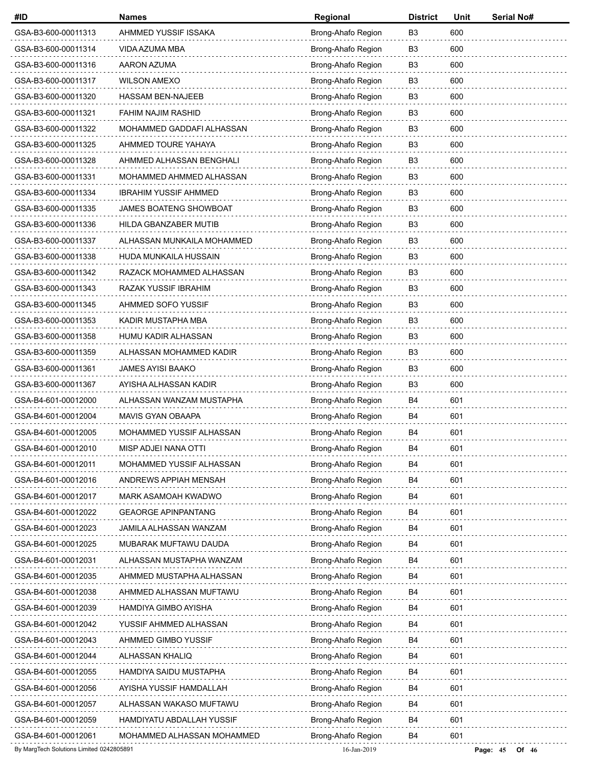| #ID | Names | Regional | District | Unit | Serial No# |
|---|---|---|---|---|---|
| GSA-B3-600-00011313 | AHMMED YUSSIF ISSAKA | Brong-Ahafo Region | B3 | 600 | |
| GSA-B3-600-00011314 | VIDA AZUMA MBA | Brong-Ahafo Region | B3 | 600 | |
| GSA-B3-600-00011316 | AARON AZUMA | Brong-Ahafo Region | B3 | 600 | |
| GSA-B3-600-00011317 | WILSON AMEXO | Brong-Ahafo Region | B3 | 600 | |
| GSA-B3-600-00011320 | HASSAM BEN-NAJEEB | Brong-Ahafo Region | B3 | 600 | |
| GSA-B3-600-00011321 | FAHIM NAJIM RASHID | Brong-Ahafo Region | B3 | 600 | |
| GSA-B3-600-00011322 | MOHAMMED GADDAFI ALHASSAN | Brong-Ahafo Region | B3 | 600 | |
| GSA-B3-600-00011325 | AHMMED TOURE YAHAYA | Brong-Ahafo Region | B3 | 600 | |
| GSA-B3-600-00011328 | AHMMED ALHASSAN BENGHALI | Brong-Ahafo Region | B3 | 600 | |
| GSA-B3-600-00011331 | MOHAMMED AHMMED ALHASSAN | Brong-Ahafo Region | B3 | 600 | |
| GSA-B3-600-00011334 | IBRAHIM YUSSIF AHMMED | Brong-Ahafo Region | B3 | 600 | |
| GSA-B3-600-00011335 | JAMES BOATENG SHOWBOAT | Brong-Ahafo Region | B3 | 600 | |
| GSA-B3-600-00011336 | HILDA GBANZABER MUTIB | Brong-Ahafo Region | B3 | 600 | |
| GSA-B3-600-00011337 | ALHASSAN MUNKAILA MOHAMMED | Brong-Ahafo Region | B3 | 600 | |
| GSA-B3-600-00011338 | HUDA MUNKAILA HUSSAIN | Brong-Ahafo Region | B3 | 600 | |
| GSA-B3-600-00011342 | RAZACK MOHAMMED ALHASSAN | Brong-Ahafo Region | B3 | 600 | |
| GSA-B3-600-00011343 | RAZAK YUSSIF IBRAHIM | Brong-Ahafo Region | B3 | 600 | |
| GSA-B3-600-00011345 | AHMMED SOFO YUSSIF | Brong-Ahafo Region | B3 | 600 | |
| GSA-B3-600-00011353 | KADIR MUSTAPHA MBA | Brong-Ahafo Region | B3 | 600 | |
| GSA-B3-600-00011358 | HUMU KADIR ALHASSAN | Brong-Ahafo Region | B3 | 600 | |
| GSA-B3-600-00011359 | ALHASSAN MOHAMMED KADIR | Brong-Ahafo Region | B3 | 600 | |
| GSA-B3-600-00011361 | JAMES AYISI BAAKO | Brong-Ahafo Region | B3 | 600 | |
| GSA-B3-600-00011367 | AYISHA ALHASSAN KADIR | Brong-Ahafo Region | B3 | 600 | |
| GSA-B4-601-00012000 | ALHASSAN WANZAM MUSTAPHA | Brong-Ahafo Region | B4 | 601 | |
| GSA-B4-601-00012004 | MAVIS GYAN OBAAPA | Brong-Ahafo Region | B4 | 601 | |
| GSA-B4-601-00012005 | MOHAMMED YUSSIF ALHASSAN | Brong-Ahafo Region | B4 | 601 | |
| GSA-B4-601-00012010 | MISP ADJEI NANA OTTI | Brong-Ahafo Region | B4 | 601 | |
| GSA-B4-601-00012011 | MOHAMMED YUSSIF ALHASSAN | Brong-Ahafo Region | B4 | 601 | |
| GSA-B4-601-00012016 | ANDREWS APPIAH MENSAH | Brong-Ahafo Region | B4 | 601 | |
| GSA-B4-601-00012017 | MARK ASAMOAH KWADWO | Brong-Ahafo Region | B4 | 601 | |
| GSA-B4-601-00012022 | GEAORGE APINPANTANG | Brong-Ahafo Region | B4 | 601 | |
| GSA-B4-601-00012023 | JAMILA ALHASSAN WANZAM | Brong-Ahafo Region | B4 | 601 | |
| GSA-B4-601-00012025 | MUBARAK MUFTAWU DAUDA | Brong-Ahafo Region | B4 | 601 | |
| GSA-B4-601-00012031 | ALHASSAN MUSTAPHA WANZAM | Brong-Ahafo Region | B4 | 601 | |
| GSA-B4-601-00012035 | AHMMED MUSTAPHA ALHASSAN | Brong-Ahafo Region | B4 | 601 | |
| GSA-B4-601-00012038 | AHMMED ALHASSAN MUFTAWU | Brong-Ahafo Region | B4 | 601 | |
| GSA-B4-601-00012039 | HAMDIYA GIMBO AYISHA | Brong-Ahafo Region | B4 | 601 | |
| GSA-B4-601-00012042 | YUSSIF AHMMED ALHASSAN | Brong-Ahafo Region | B4 | 601 | |
| GSA-B4-601-00012043 | AHMMED GIMBO YUSSIF | Brong-Ahafo Region | B4 | 601 | |
| GSA-B4-601-00012044 | ALHASSAN KHALIQ | Brong-Ahafo Region | B4 | 601 | |
| GSA-B4-601-00012055 | HAMDIYA SAIDU MUSTAPHA | Brong-Ahafo Region | B4 | 601 | |
| GSA-B4-601-00012056 | AYISHA YUSSIF HAMDALLAH | Brong-Ahafo Region | B4 | 601 | |
| GSA-B4-601-00012057 | ALHASSAN WAKASO MUFTAWU | Brong-Ahafo Region | B4 | 601 | |
| GSA-B4-601-00012059 | HAMDIYATU ABDALLAH YUSSIF | Brong-Ahafo Region | B4 | 601 | |
| GSA-B4-601-00012061 | MOHAMMED ALHASSAN MOHAMMED | Brong-Ahafo Region | B4 | 601 | |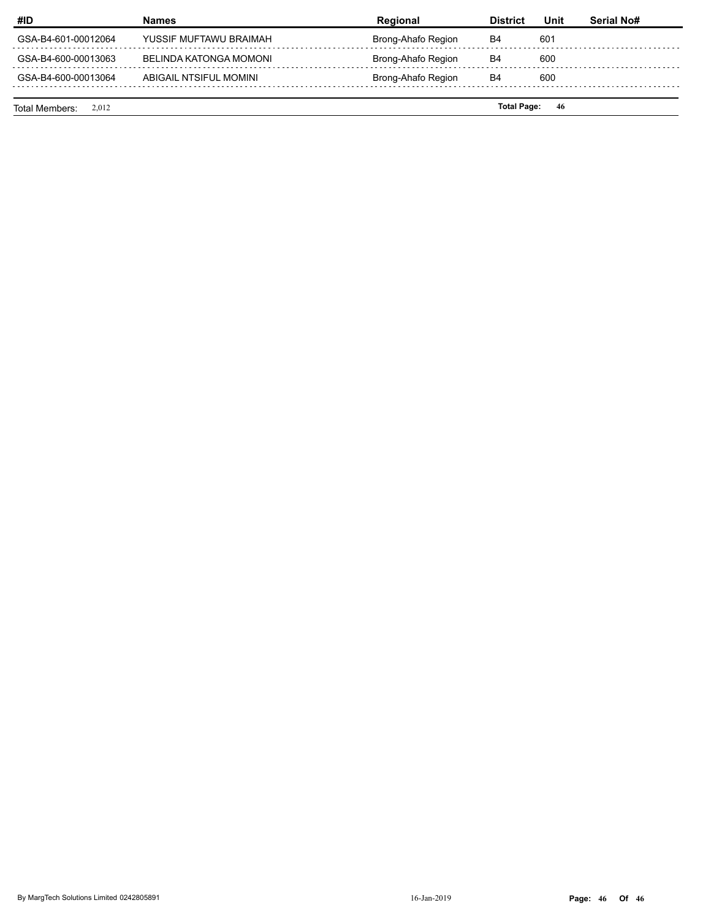| #ID | Names | Regional | District | Unit | Serial No# |
|---|---|---|---|---|---|
| GSA-B4-601-00012064 | YUSSIF MUFTAWU BRAIMAH | Brong-Ahafo Region | B4 | 601 | |
| GSA-B4-600-00013063 | BELINDA KATONGA MOMONI | Brong-Ahafo Region | B4 | 600 | |
| GSA-B4-600-00013064 | ABIGAIL NTSIFUL MOMINI | Brong-Ahafo Region | B4 | 600 | |

Total Members: 2,012

**Total Page:** 46

By MargTech Solutions Limited 0242805891

16-Jan-2019